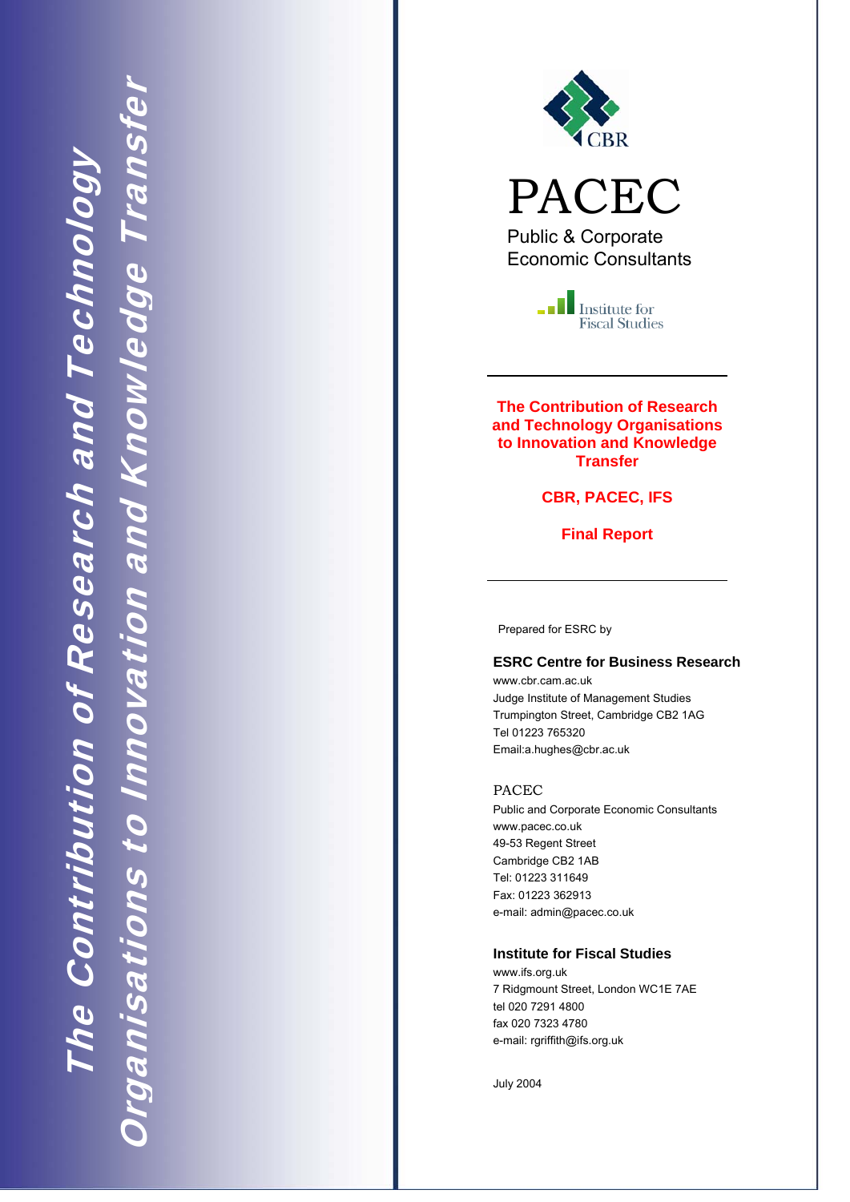# The Contribution of Research and Technology Organisations to Innovation and Knowledge Transfer

CBR

PACEC

Public & Corporate Economic Consultants

Institute for Fiscal Studies

---

**The Contribution of Research and Technology Organisations to Innovation and Knowledge Transfer**

**CBR, PACEC, IFS**

**Final Report**

---

Prepared for ESRC by

**ESRC Centre for Business Research**
www.cbr.cam.ac.uk
Judge Institute of Management Studies
Trumpington Street, Cambridge CB2 1AG
Tel 01223 765320
Email:a.hughes@cbr.ac.uk

PACEC
Public and Corporate Economic Consultants
www.pacec.co.uk
49-53 Regent Street
Cambridge CB2 1AB
Tel: 01223 311649
Fax: 01223 362913
e-mail: admin@pacec.co.uk

**Institute for Fiscal Studies**
www.ifs.org.uk
7 Ridgmount Street, London WC1E 7AE
tel 020 7291 4800
fax 020 7323 4780
e-mail: rgriffith@ifs.org.uk

July 2004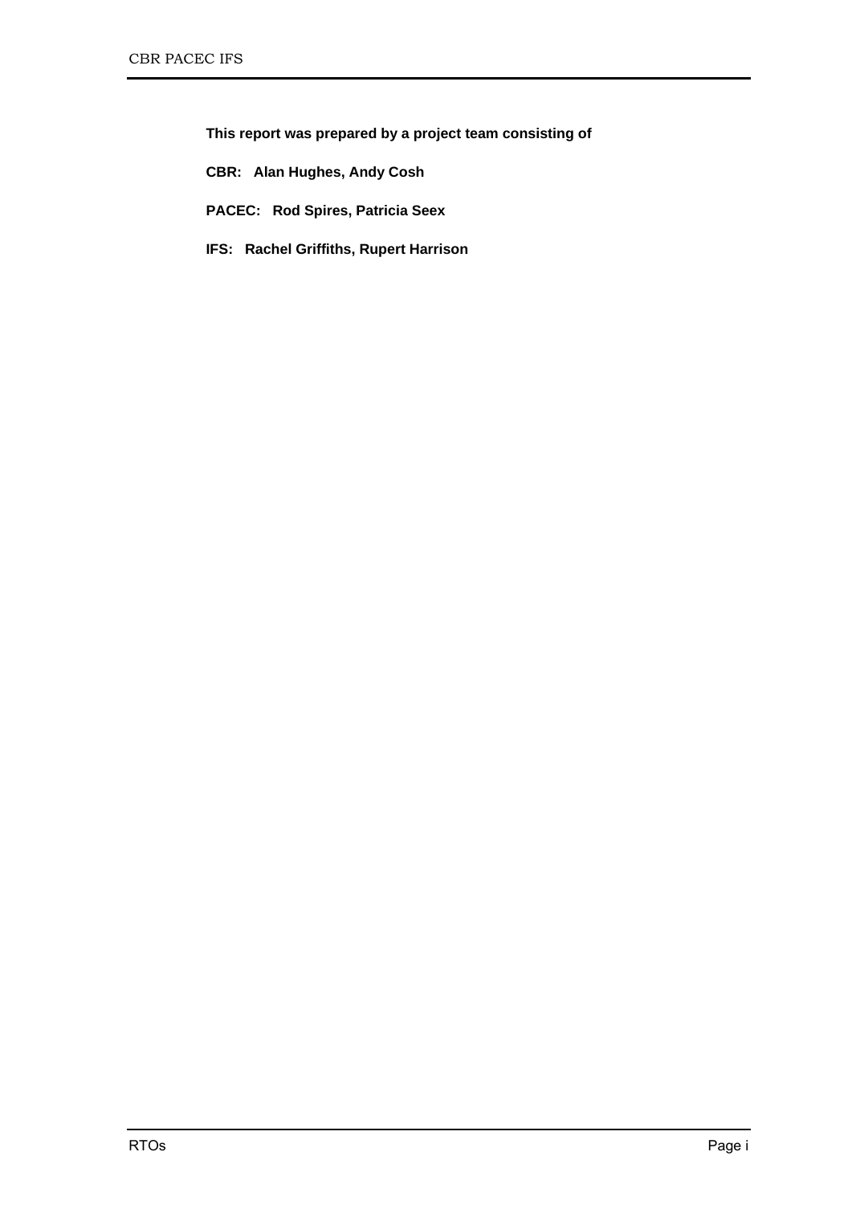**This report was prepared by a project team consisting of**

**CBR: Alan Hughes, Andy Cosh**

**PACEC: Rod Spires, Patricia Seex**

**IFS: Rachel Griffiths, Rupert Harrison**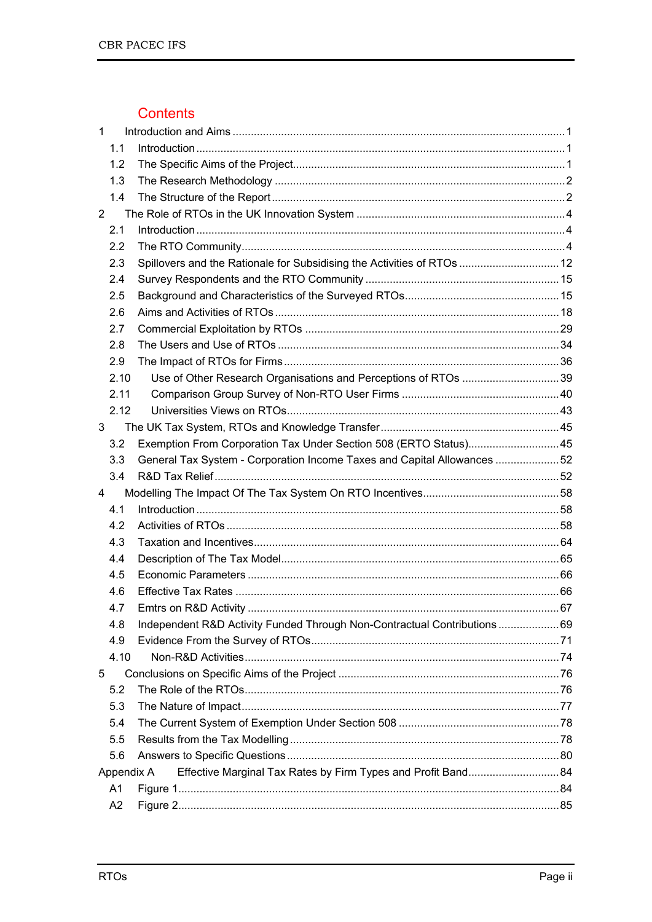# Contents

1 Introduction and Aims ............ 1
- 1.1 Introduction ............ 1
- 1.2 The Specific Aims of the Project ............ 1
- 1.3 The Research Methodology ............ 2
- 1.4 The Structure of the Report ............ 2

2 The Role of RTOs in the UK Innovation System ............ 4
- 2.1 Introduction ............ 4
- 2.2 The RTO Community ............ 4
- 2.3 Spillovers and the Rationale for Subsidising the Activities of RTOs ............ 12
- 2.4 Survey Respondents and the RTO Community ............ 15
- 2.5 Background and Characteristics of the Surveyed RTOs ............ 15
- 2.6 Aims and Activities of RTOs ............ 18
- 2.7 Commercial Exploitation by RTOs ............ 29
- 2.8 The Users and Use of RTOs ............ 34
- 2.9 The Impact of RTOs for Firms ............ 36
- 2.10 Use of Other Research Organisations and Perceptions of RTOs ............ 39
- 2.11 Comparison Group Survey of Non-RTO User Firms ............ 40
- 2.12 Universities Views on RTOs ............ 43

3 The UK Tax System, RTOs and Knowledge Transfer ............ 45
- 3.2 Exemption From Corporation Tax Under Section 508 (ERTO Status) ............ 45
- 3.3 General Tax System - Corporation Income Taxes and Capital Allowances ............ 52
- 3.4 R&D Tax Relief ............ 52

4 Modelling The Impact Of The Tax System On RTO Incentives ............ 58
- 4.1 Introduction ............ 58
- 4.2 Activities of RTOs ............ 58
- 4.3 Taxation and Incentives ............ 64
- 4.4 Description of The Tax Model ............ 65
- 4.5 Economic Parameters ............ 66
- 4.6 Effective Tax Rates ............ 66
- 4.7 Emtrs on R&D Activity ............ 67
- 4.8 Independent R&D Activity Funded Through Non-Contractual Contributions ............ 69
- 4.9 Evidence From the Survey of RTOs ............ 71
- 4.10 Non-R&D Activities ............ 74

5 Conclusions on Specific Aims of the Project ............ 76
- 5.2 The Role of the RTOs ............ 76
- 5.3 The Nature of Impact ............ 77
- 5.4 The Current System of Exemption Under Section 508 ............ 78
- 5.5 Results from the Tax Modelling ............ 78
- 5.6 Answers to Specific Questions ............ 80

Appendix A Effective Marginal Tax Rates by Firm Types and Profit Band ............ 84
- A1 Figure 1 ............ 84
- A2 Figure 2 ............ 85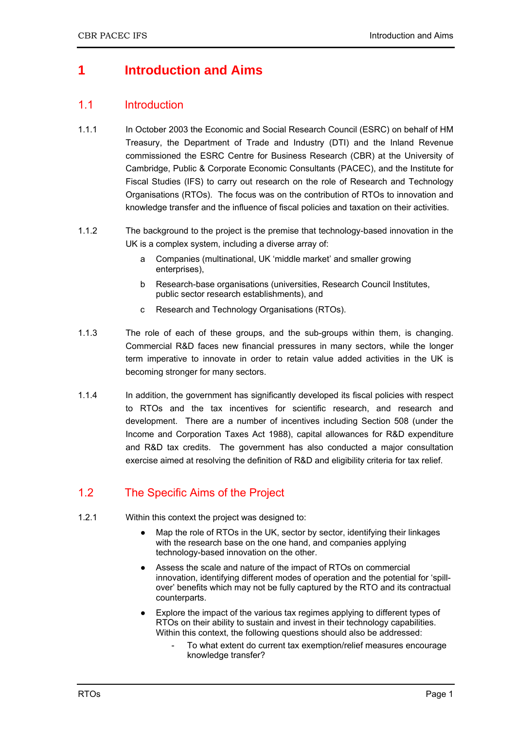# 1 Introduction and Aims

## 1.1 Introduction

1.1.1 In October 2003 the Economic and Social Research Council (ESRC) on behalf of HM Treasury, the Department of Trade and Industry (DTI) and the Inland Revenue commissioned the ESRC Centre for Business Research (CBR) at the University of Cambridge, Public & Corporate Economic Consultants (PACEC), and the Institute for Fiscal Studies (IFS) to carry out research on the role of Research and Technology Organisations (RTOs). The focus was on the contribution of RTOs to innovation and knowledge transfer and the influence of fiscal policies and taxation on their activities.

1.1.2 The background to the project is the premise that technology-based innovation in the UK is a complex system, including a diverse array of:

- a Companies (multinational, UK 'middle market' and smaller growing enterprises),
- b Research-base organisations (universities, Research Council Institutes, public sector research establishments), and
- c Research and Technology Organisations (RTOs).

1.1.3 The role of each of these groups, and the sub-groups within them, is changing. Commercial R&D faces new financial pressures in many sectors, while the longer term imperative to innovate in order to retain value added activities in the UK is becoming stronger for many sectors.

1.1.4 In addition, the government has significantly developed its fiscal policies with respect to RTOs and the tax incentives for scientific research, and research and development. There are a number of incentives including Section 508 (under the Income and Corporation Taxes Act 1988), capital allowances for R&D expenditure and R&D tax credits. The government has also conducted a major consultation exercise aimed at resolving the definition of R&D and eligibility criteria for tax relief.

## 1.2 The Specific Aims of the Project

1.2.1 Within this context the project was designed to:

- Map the role of RTOs in the UK, sector by sector, identifying their linkages with the research base on the one hand, and companies applying technology-based innovation on the other.
- Assess the scale and nature of the impact of RTOs on commercial innovation, identifying different modes of operation and the potential for 'spill-over' benefits which may not be fully captured by the RTO and its contractual counterparts.
- Explore the impact of the various tax regimes applying to different types of RTOs on their ability to sustain and invest in their technology capabilities. Within this context, the following questions should also be addressed:
  - To what extent do current tax exemption/relief measures encourage knowledge transfer?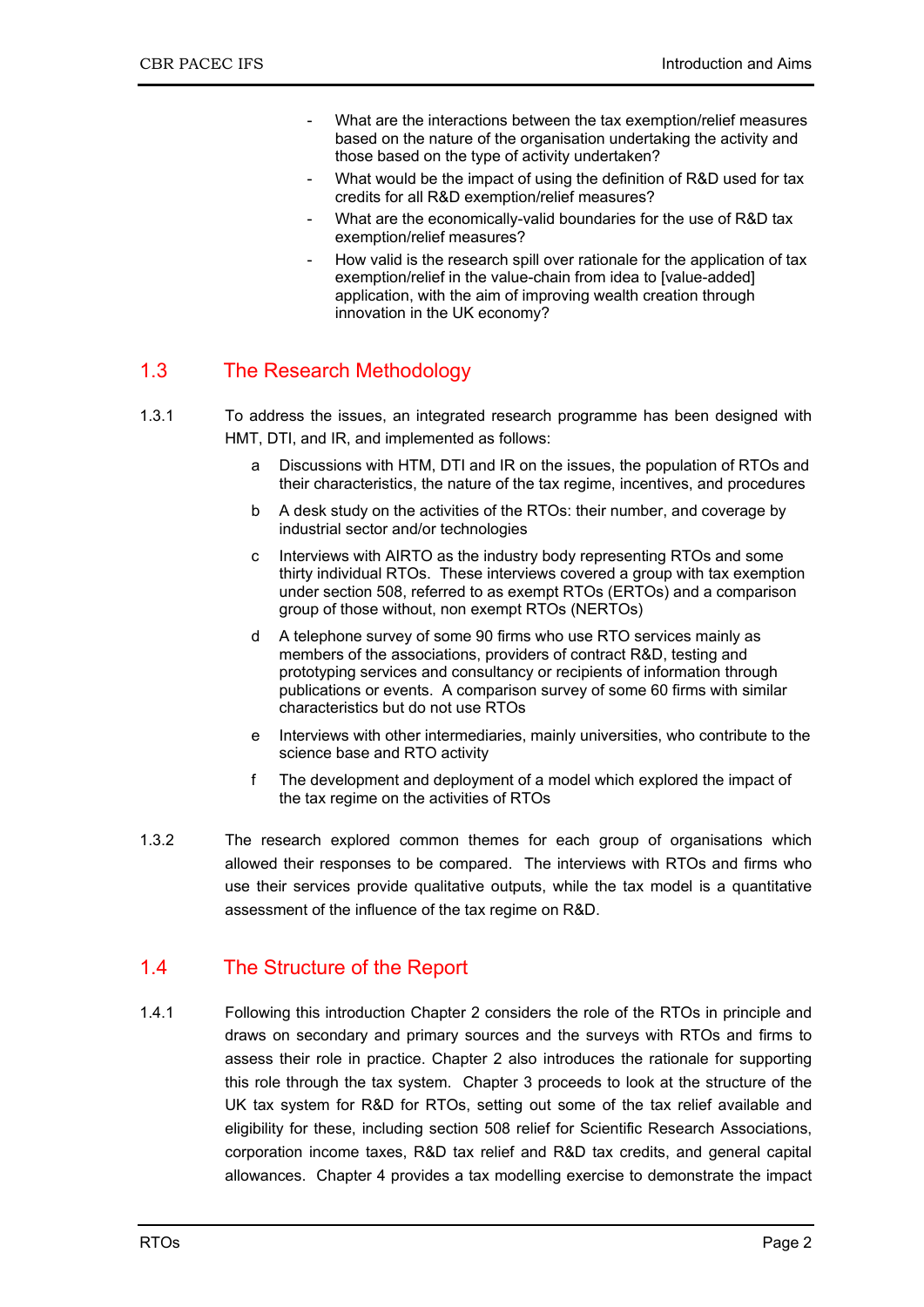- What are the interactions between the tax exemption/relief measures based on the nature of the organisation undertaking the activity and those based on the type of activity undertaken?
- What would be the impact of using the definition of R&D used for tax credits for all R&D exemption/relief measures?
- What are the economically-valid boundaries for the use of R&D tax exemption/relief measures?
- How valid is the research spill over rationale for the application of tax exemption/relief in the value-chain from idea to [value-added] application, with the aim of improving wealth creation through innovation in the UK economy?

## 1.3 The Research Methodology

1.3.1 To address the issues, an integrated research programme has been designed with HMT, DTI, and IR, and implemented as follows:

a. Discussions with HTM, DTI and IR on the issues, the population of RTOs and their characteristics, the nature of the tax regime, incentives, and procedures

b. A desk study on the activities of the RTOs: their number, and coverage by industrial sector and/or technologies

c. Interviews with AIRTO as the industry body representing RTOs and some thirty individual RTOs. These interviews covered a group with tax exemption under section 508, referred to as exempt RTOs (ERTOs) and a comparison group of those without, non exempt RTOs (NERTOs)

d. A telephone survey of some 90 firms who use RTO services mainly as members of the associations, providers of contract R&D, testing and prototyping services and consultancy or recipients of information through publications or events. A comparison survey of some 60 firms with similar characteristics but do not use RTOs

e. Interviews with other intermediaries, mainly universities, who contribute to the science base and RTO activity

f. The development and deployment of a model which explored the impact of the tax regime on the activities of RTOs

1.3.2 The research explored common themes for each group of organisations which allowed their responses to be compared. The interviews with RTOs and firms who use their services provide qualitative outputs, while the tax model is a quantitative assessment of the influence of the tax regime on R&D.

## 1.4 The Structure of the Report

1.4.1 Following this introduction Chapter 2 considers the role of the RTOs in principle and draws on secondary and primary sources and the surveys with RTOs and firms to assess their role in practice. Chapter 2 also introduces the rationale for supporting this role through the tax system. Chapter 3 proceeds to look at the structure of the UK tax system for R&D for RTOs, setting out some of the tax relief available and eligibility for these, including section 508 relief for Scientific Research Associations, corporation income taxes, R&D tax relief and R&D tax credits, and general capital allowances. Chapter 4 provides a tax modelling exercise to demonstrate the impact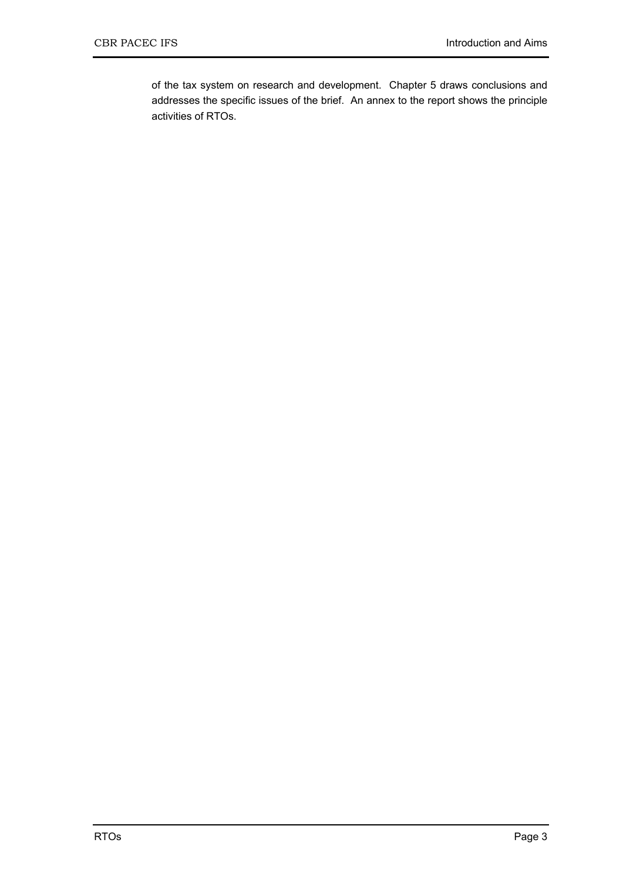of the tax system on research and development. Chapter 5 draws conclusions and addresses the specific issues of the brief. An annex to the report shows the principle activities of RTOs.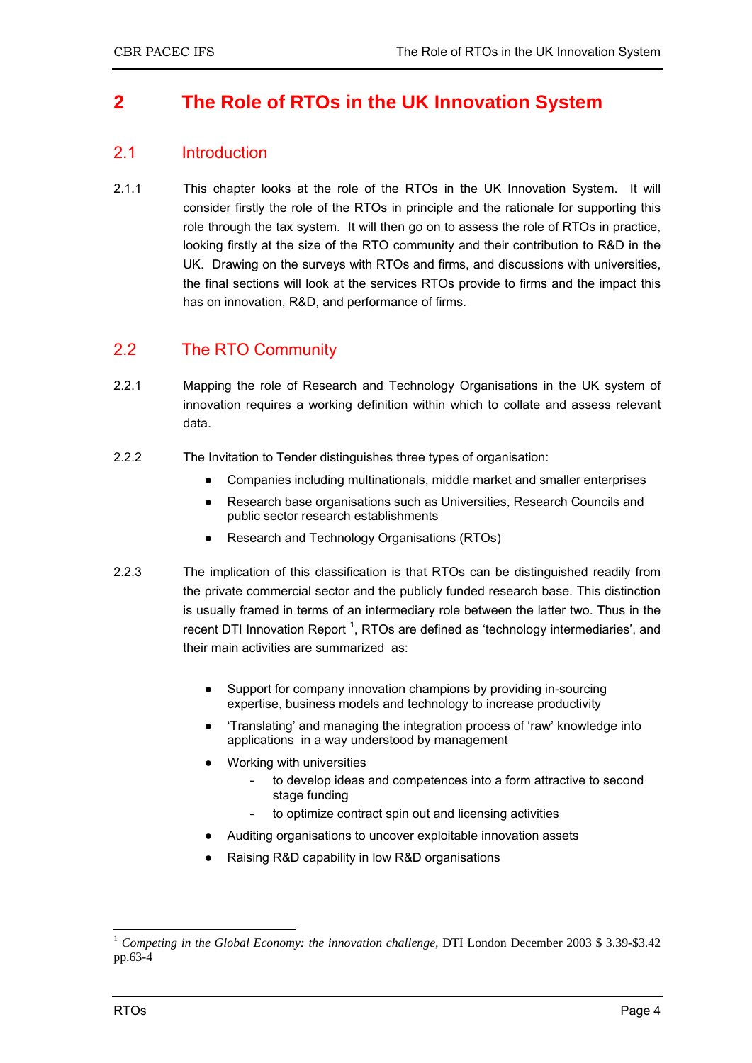# 2 The Role of RTOs in the UK Innovation System

## 2.1 Introduction

2.1.1 This chapter looks at the role of the RTOs in the UK Innovation System. It will consider firstly the role of the RTOs in principle and the rationale for supporting this role through the tax system. It will then go on to assess the role of RTOs in practice, looking firstly at the size of the RTO community and their contribution to R&D in the UK. Drawing on the surveys with RTOs and firms, and discussions with universities, the final sections will look at the services RTOs provide to firms and the impact this has on innovation, R&D, and performance of firms.

## 2.2 The RTO Community

2.2.1 Mapping the role of Research and Technology Organisations in the UK system of innovation requires a working definition within which to collate and assess relevant data.

2.2.2 The Invitation to Tender distinguishes three types of organisation:

- Companies including multinationals, middle market and smaller enterprises
- Research base organisations such as Universities, Research Councils and public sector research establishments
- Research and Technology Organisations (RTOs)

2.2.3 The implication of this classification is that RTOs can be distinguished readily from the private commercial sector and the publicly funded research base. This distinction is usually framed in terms of an intermediary role between the latter two. Thus in the recent DTI Innovation Report [1], RTOs are defined as 'technology intermediaries', and their main activities are summarized as:

- Support for company innovation champions by providing in-sourcing expertise, business models and technology to increase productivity
- 'Translating' and managing the integration process of 'raw' knowledge into applications in a way understood by management
- Working with universities
  - to develop ideas and competences into a form attractive to second stage funding
  - to optimize contract spin out and licensing activities
- Auditing organisations to uncover exploitable innovation assets
- Raising R&D capability in low R&D organisations

---

[1] *Competing in the Global Economy: the innovation challenge*, DTI London December 2003 $ 3.39-$3.42 pp.63-4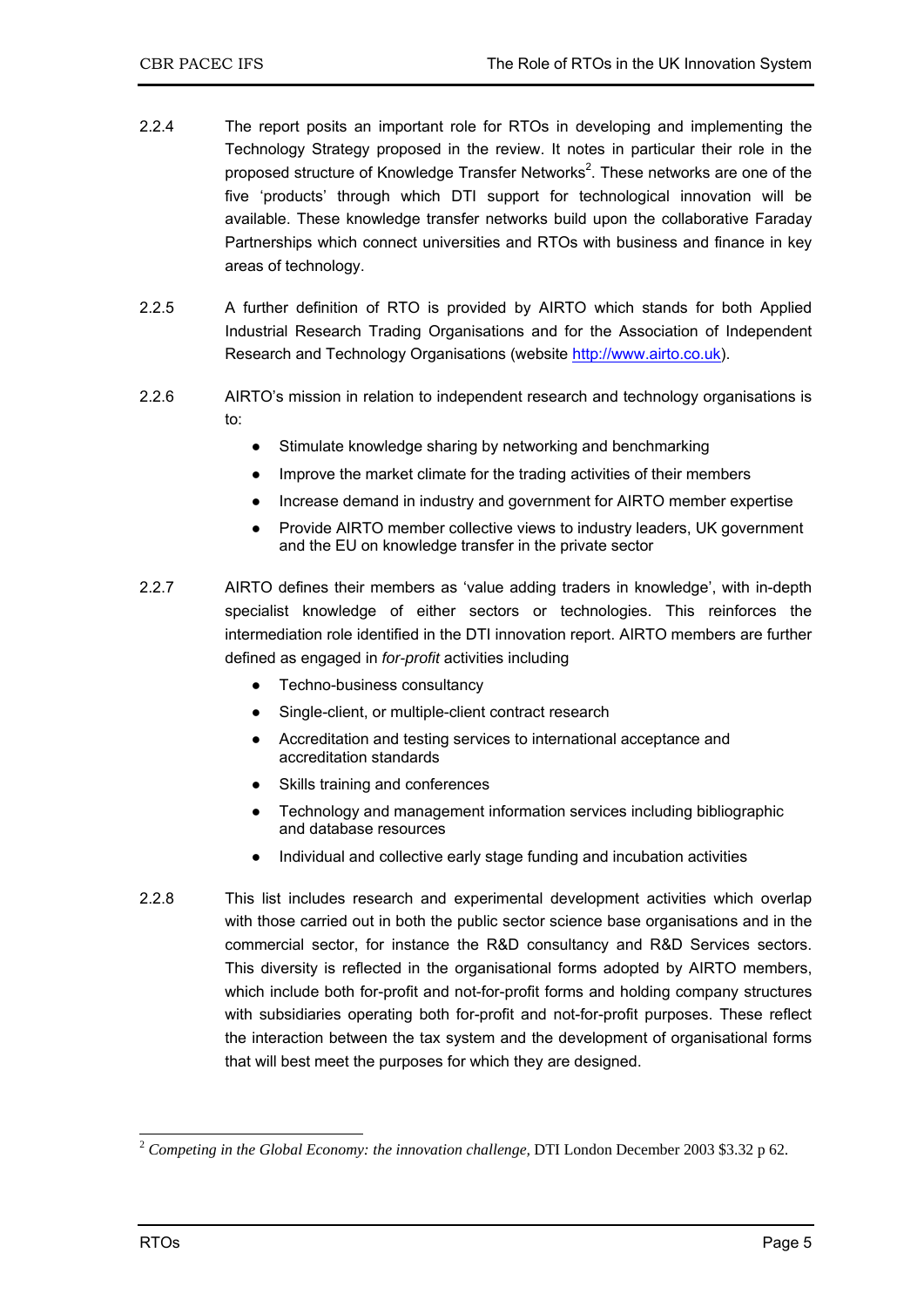2.2.4 The report posits an important role for RTOs in developing and implementing the Technology Strategy proposed in the review. It notes in particular their role in the proposed structure of Knowledge Transfer Networks[2]. These networks are one of the five 'products' through which DTI support for technological innovation will be available. These knowledge transfer networks build upon the collaborative Faraday Partnerships which connect universities and RTOs with business and finance in key areas of technology.

2.2.5 A further definition of RTO is provided by AIRTO which stands for both Applied Industrial Research Trading Organisations and for the Association of Independent Research and Technology Organisations (website http://www.airto.co.uk).

2.2.6 AIRTO's mission in relation to independent research and technology organisations is to:

- Stimulate knowledge sharing by networking and benchmarking
- Improve the market climate for the trading activities of their members
- Increase demand in industry and government for AIRTO member expertise
- Provide AIRTO member collective views to industry leaders, UK government and the EU on knowledge transfer in the private sector

2.2.7 AIRTO defines their members as 'value adding traders in knowledge', with in-depth specialist knowledge of either sectors or technologies. This reinforces the intermediation role identified in the DTI innovation report. AIRTO members are further defined as engaged in *for-profit* activities including

- Techno-business consultancy
- Single-client, or multiple-client contract research
- Accreditation and testing services to international acceptance and accreditation standards
- Skills training and conferences
- Technology and management information services including bibliographic and database resources
- Individual and collective early stage funding and incubation activities

2.2.8 This list includes research and experimental development activities which overlap with those carried out in both the public sector science base organisations and in the commercial sector, for instance the R&D consultancy and R&D Services sectors. This diversity is reflected in the organisational forms adopted by AIRTO members, which include both for-profit and not-for-profit forms and holding company structures with subsidiaries operating both for-profit and not-for-profit purposes. These reflect the interaction between the tax system and the development of organisational forms that will best meet the purposes for which they are designed.

[2] *Competing in the Global Economy: the innovation challenge,* DTI London December 2003 $3.32 p 62.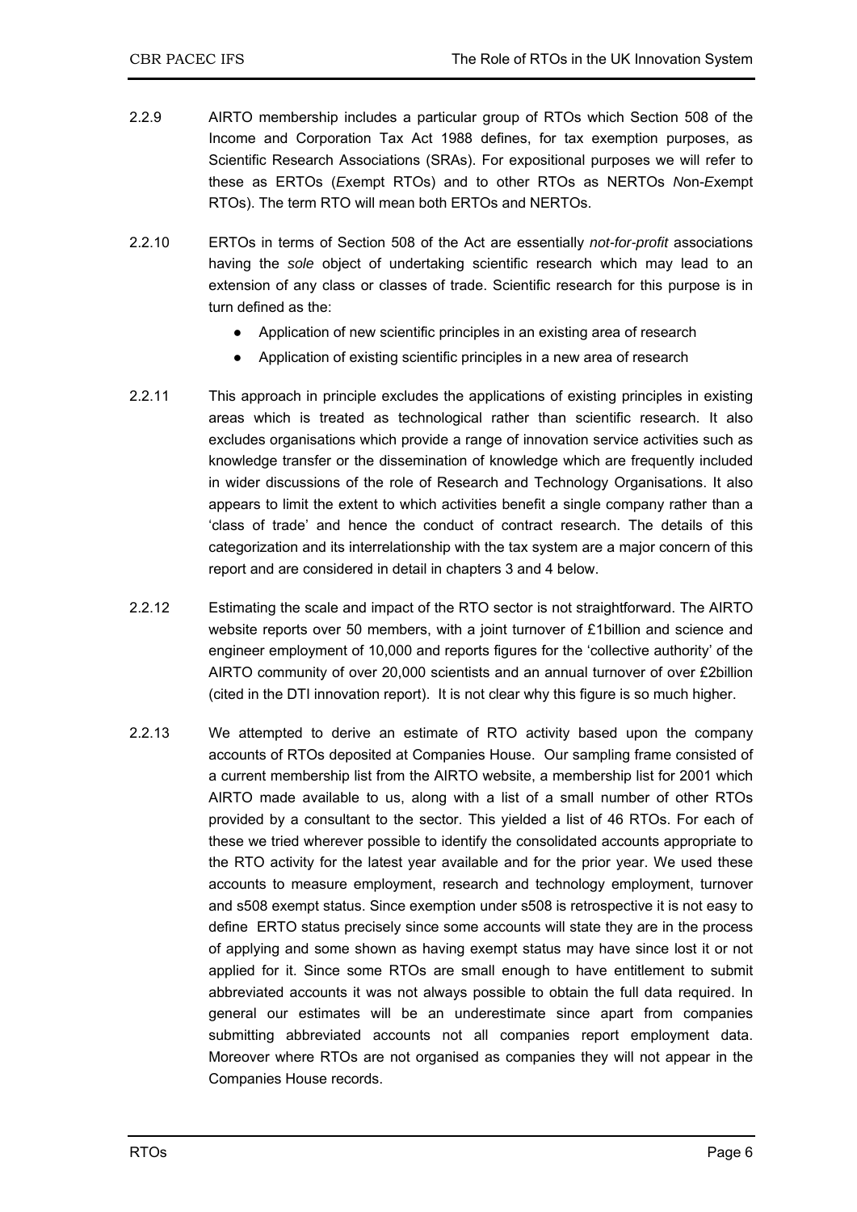2.2.9 AIRTO membership includes a particular group of RTOs which Section 508 of the Income and Corporation Tax Act 1988 defines, for tax exemption purposes, as Scientific Research Associations (SRAs). For expositional purposes we will refer to these as ERTOs (*E*xempt RTOs) and to other RTOs as NERTOs *N*on-*E*xempt RTOs). The term RTO will mean both ERTOs and NERTOs.

2.2.10 ERTOs in terms of Section 508 of the Act are essentially *not-for-profit* associations having the *sole* object of undertaking scientific research which may lead to an extension of any class or classes of trade. Scientific research for this purpose is in turn defined as the:

- Application of new scientific principles in an existing area of research
- Application of existing scientific principles in a new area of research

2.2.11 This approach in principle excludes the applications of existing principles in existing areas which is treated as technological rather than scientific research. It also excludes organisations which provide a range of innovation service activities such as knowledge transfer or the dissemination of knowledge which are frequently included in wider discussions of the role of Research and Technology Organisations. It also appears to limit the extent to which activities benefit a single company rather than a 'class of trade' and hence the conduct of contract research. The details of this categorization and its interrelationship with the tax system are a major concern of this report and are considered in detail in chapters 3 and 4 below.

2.2.12 Estimating the scale and impact of the RTO sector is not straightforward. The AIRTO website reports over 50 members, with a joint turnover of £1billion and science and engineer employment of 10,000 and reports figures for the 'collective authority' of the AIRTO community of over 20,000 scientists and an annual turnover of over £2billion (cited in the DTI innovation report). It is not clear why this figure is so much higher.

2.2.13 We attempted to derive an estimate of RTO activity based upon the company accounts of RTOs deposited at Companies House. Our sampling frame consisted of a current membership list from the AIRTO website, a membership list for 2001 which AIRTO made available to us, along with a list of a small number of other RTOs provided by a consultant to the sector. This yielded a list of 46 RTOs. For each of these we tried wherever possible to identify the consolidated accounts appropriate to the RTO activity for the latest year available and for the prior year. We used these accounts to measure employment, research and technology employment, turnover and s508 exempt status. Since exemption under s508 is retrospective it is not easy to define ERTO status precisely since some accounts will state they are in the process of applying and some shown as having exempt status may have since lost it or not applied for it. Since some RTOs are small enough to have entitlement to submit abbreviated accounts it was not always possible to obtain the full data required. In general our estimates will be an underestimate since apart from companies submitting abbreviated accounts not all companies report employment data. Moreover where RTOs are not organised as companies they will not appear in the Companies House records.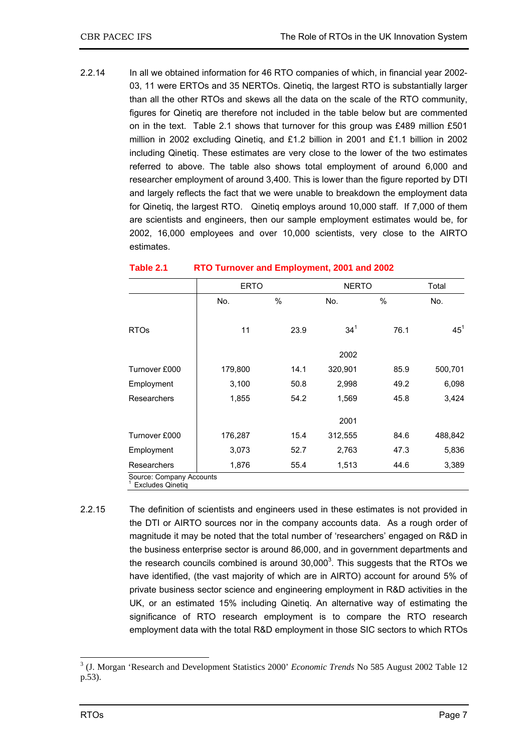2.2.14 In all we obtained information for 46 RTO companies of which, in financial year 2002-03, 11 were ERTOs and 35 NERTOs. Qinetiq, the largest RTO is substantially larger than all the other RTOs and skews all the data on the scale of the RTO community, figures for Qinetiq are therefore not included in the table below but are commented on in the text. Table 2.1 shows that turnover for this group was £489 million £501 million in 2002 excluding Qinetiq, and £1.2 billion in 2001 and £1.1 billion in 2002 including Qinetiq. These estimates are very close to the lower of the two estimates referred to above. The table also shows total employment of around 6,000 and researcher employment of around 3,400. This is lower than the figure reported by DTI and largely reflects the fact that we were unable to breakdown the employment data for Qinetiq, the largest RTO. Qinetiq employs around 10,000 staff. If 7,000 of them are scientists and engineers, then our sample employment estimates would be, for 2002, 16,000 employees and over 10,000 scientists, very close to the AIRTO estimates.

**Table 2.1 RTO Turnover and Employment, 2001 and 2002**

| | ERTO | | NERTO | | Total |
|---|---|---|---|---|---|
| | No. | % | No. | % | No. |
| RTOs | 11 | 23.9 | 34[1] | 76.1 | 45[1] |
| | | | 2002 | | |
| Turnover £000 | 179,800 | 14.1 | 320,901 | 85.9 | 500,701 |
| Employment | 3,100 | 50.8 | 2,998 | 49.2 | 6,098 |
| Researchers | 1,855 | 54.2 | 1,569 | 45.8 | 3,424 |
| | | | 2001 | | |
| Turnover £000 | 176,287 | 15.4 | 312,555 | 84.6 | 488,842 |
| Employment | 3,073 | 52.7 | 2,763 | 47.3 | 5,836 |
| Researchers | 1,876 | 55.4 | 1,513 | 44.6 | 3,389 |

Source: Company Accounts
[1] Excludes Qinetiq

2.2.15 The definition of scientists and engineers used in these estimates is not provided in the DTI or AIRTO sources nor in the company accounts data. As a rough order of magnitude it may be noted that the total number of 'researchers' engaged on R&D in the business enterprise sector is around 86,000, and in government departments and the research councils combined is around 30,000[3]. This suggests that the RTOs we have identified, (the vast majority of which are in AIRTO) account for around 5% of private business sector science and engineering employment in R&D activities in the UK, or an estimated 15% including Qinetiq. An alternative way of estimating the significance of RTO research employment is to compare the RTO research employment data with the total R&D employment in those SIC sectors to which RTOs

[3] (J. Morgan 'Research and Development Statistics 2000' *Economic Trends* No 585 August 2002 Table 12 p.53).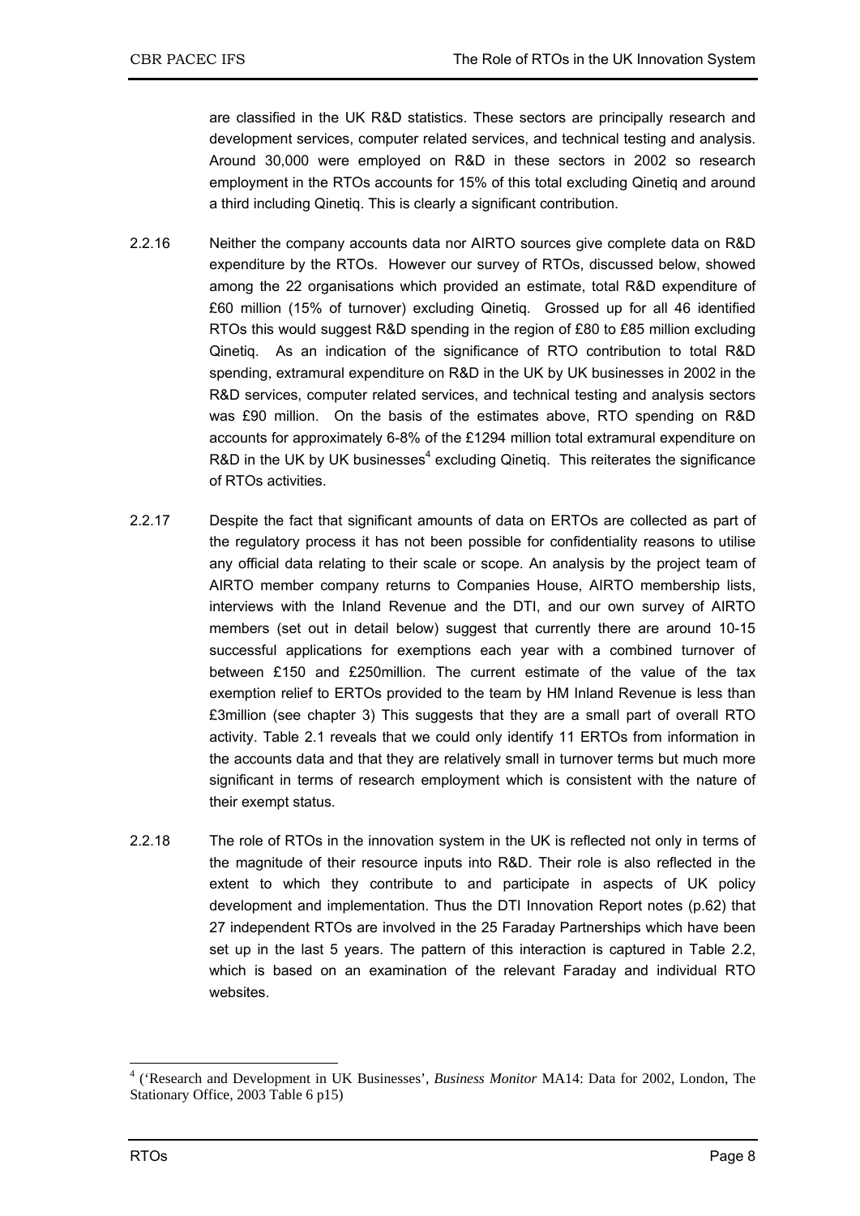are classified in the UK R&D statistics. These sectors are principally research and development services, computer related services, and technical testing and analysis. Around 30,000 were employed on R&D in these sectors in 2002 so research employment in the RTOs accounts for 15% of this total excluding Qinetiq and around a third including Qinetiq. This is clearly a significant contribution.

2.2.16 Neither the company accounts data nor AIRTO sources give complete data on R&D expenditure by the RTOs. However our survey of RTOs, discussed below, showed among the 22 organisations which provided an estimate, total R&D expenditure of £60 million (15% of turnover) excluding Qinetiq. Grossed up for all 46 identified RTOs this would suggest R&D spending in the region of £80 to £85 million excluding Qinetiq. As an indication of the significance of RTO contribution to total R&D spending, extramural expenditure on R&D in the UK by UK businesses in 2002 in the R&D services, computer related services, and technical testing and analysis sectors was £90 million. On the basis of the estimates above, RTO spending on R&D accounts for approximately 6-8% of the £1294 million total extramural expenditure on R&D in the UK by UK businesses[4] excluding Qinetiq. This reiterates the significance of RTOs activities.

2.2.17 Despite the fact that significant amounts of data on ERTOs are collected as part of the regulatory process it has not been possible for confidentiality reasons to utilise any official data relating to their scale or scope. An analysis by the project team of AIRTO member company returns to Companies House, AIRTO membership lists, interviews with the Inland Revenue and the DTI, and our own survey of AIRTO members (set out in detail below) suggest that currently there are around 10-15 successful applications for exemptions each year with a combined turnover of between £150 and £250million. The current estimate of the value of the tax exemption relief to ERTOs provided to the team by HM Inland Revenue is less than £3million (see chapter 3) This suggests that they are a small part of overall RTO activity. Table 2.1 reveals that we could only identify 11 ERTOs from information in the accounts data and that they are relatively small in turnover terms but much more significant in terms of research employment which is consistent with the nature of their exempt status.

2.2.18 The role of RTOs in the innovation system in the UK is reflected not only in terms of the magnitude of their resource inputs into R&D. Their role is also reflected in the extent to which they contribute to and participate in aspects of UK policy development and implementation. Thus the DTI Innovation Report notes (p.62) that 27 independent RTOs are involved in the 25 Faraday Partnerships which have been set up in the last 5 years. The pattern of this interaction is captured in Table 2.2, which is based on an examination of the relevant Faraday and individual RTO websites.

---

[4] ('Research and Development in UK Businesses', *Business Monitor* MA14: Data for 2002, London, The Stationary Office, 2003 Table 6 p15)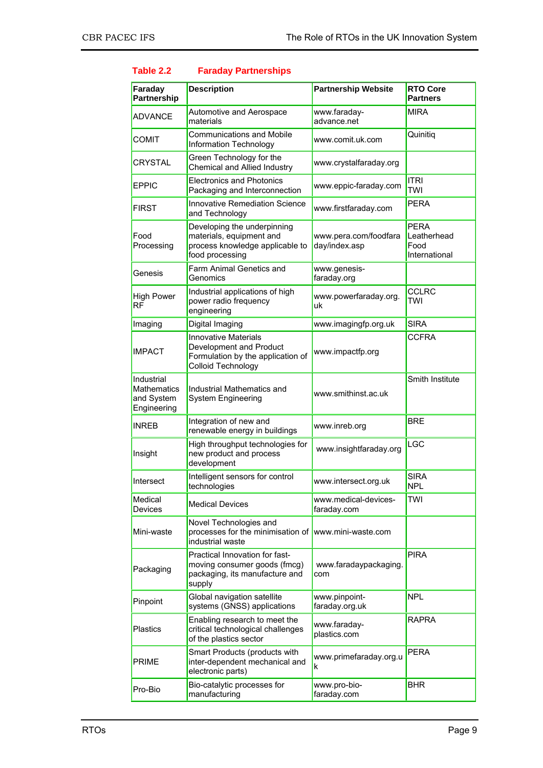**Table 2.2 Faraday Partnerships**

| Faraday Partnership | Description | Partnership Website | RTO Core Partners |
|---|---|---|---|
| ADVANCE | Automotive and Aerospace materials | www.faraday-advance.net | MIRA |
| COMIT | Communications and Mobile Information Technology | www.comit.uk.com | Quinitiq |
| CRYSTAL | Green Technology for the Chemical and Allied Industry | www.crystalfaraday.org | |
| EPPIC | Electronics and Photonics Packaging and Interconnection | www.eppic-faraday.com | ITRI<br>TWI |
| FIRST | Innovative Remediation Science and Technology | www.firstfaraday.com | PERA |
| Food Processing | Developing the underpinning materials, equipment and process knowledge applicable to food processing | www.pera.com/foodfaraday/index.asp | PERA<br>Leatherhead Food International |
| Genesis | Farm Animal Genetics and Genomics | www.genesis-faraday.org | |
| High Power RF | Industrial applications of high power radio frequency engineering | www.powerfaraday.org.uk | CCLRC<br>TWI |
| Imaging | Digital Imaging | www.imagingfp.org.uk | SIRA |
| IMPACT | Innovative Materials Development and Product Formulation by the application of Colloid Technology | www.impactfp.org | CCFRA |
| Industrial Mathematics and System Engineering | Industrial Mathematics and System Engineering | www.smithinst.ac.uk | Smith Institute |
| INREB | Integration of new and renewable energy in buildings | www.inreb.org | BRE |
| Insight | High throughput technologies for new product and process development | www.insightfaraday.org | LGC |
| Intersect | Intelligent sensors for control technologies | www.intersect.org.uk | SIRA<br>NPL |
| Medical Devices | Medical Devices | www.medical-devices-faraday.com | TWI |
| Mini-waste | Novel Technologies and processes for the minimisation of industrial waste | www.mini-waste.com | |
| Packaging | Practical Innovation for fast-moving consumer goods (fmcg) packaging, its manufacture and supply | www.faradaypackaging.com | PIRA |
| Pinpoint | Global navigation satellite systems (GNSS) applications | www.pinpoint-faraday.org.uk | NPL |
| Plastics | Enabling research to meet the critical technological challenges of the plastics sector | www.faraday-plastics.com | RAPRA |
| PRIME | Smart Products (products with inter-dependent mechanical and electronic parts) | www.primefaraday.org.uk | PERA |
| Pro-Bio | Bio-catalytic processes for manufacturing | www.pro-bio-faraday.com | BHR |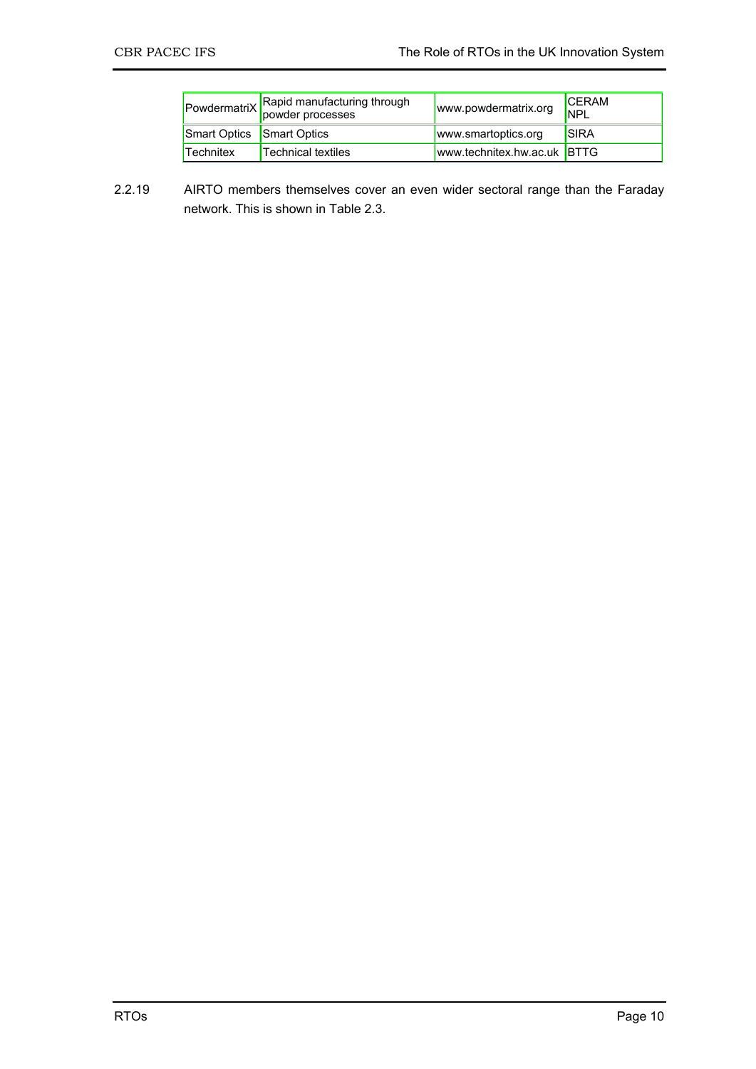| PowdermatriX | Rapid manufacturing through powder processes | www.powdermatrix.org | CERAM NPL |
|---|---|---|---|
| Smart Optics | Smart Optics | www.smartoptics.org | SIRA |
| Technitex | Technical textiles | www.technitex.hw.ac.uk | BTTG |

2.2.19 AIRTO members themselves cover an even wider sectoral range than the Faraday network. This is shown in Table 2.3.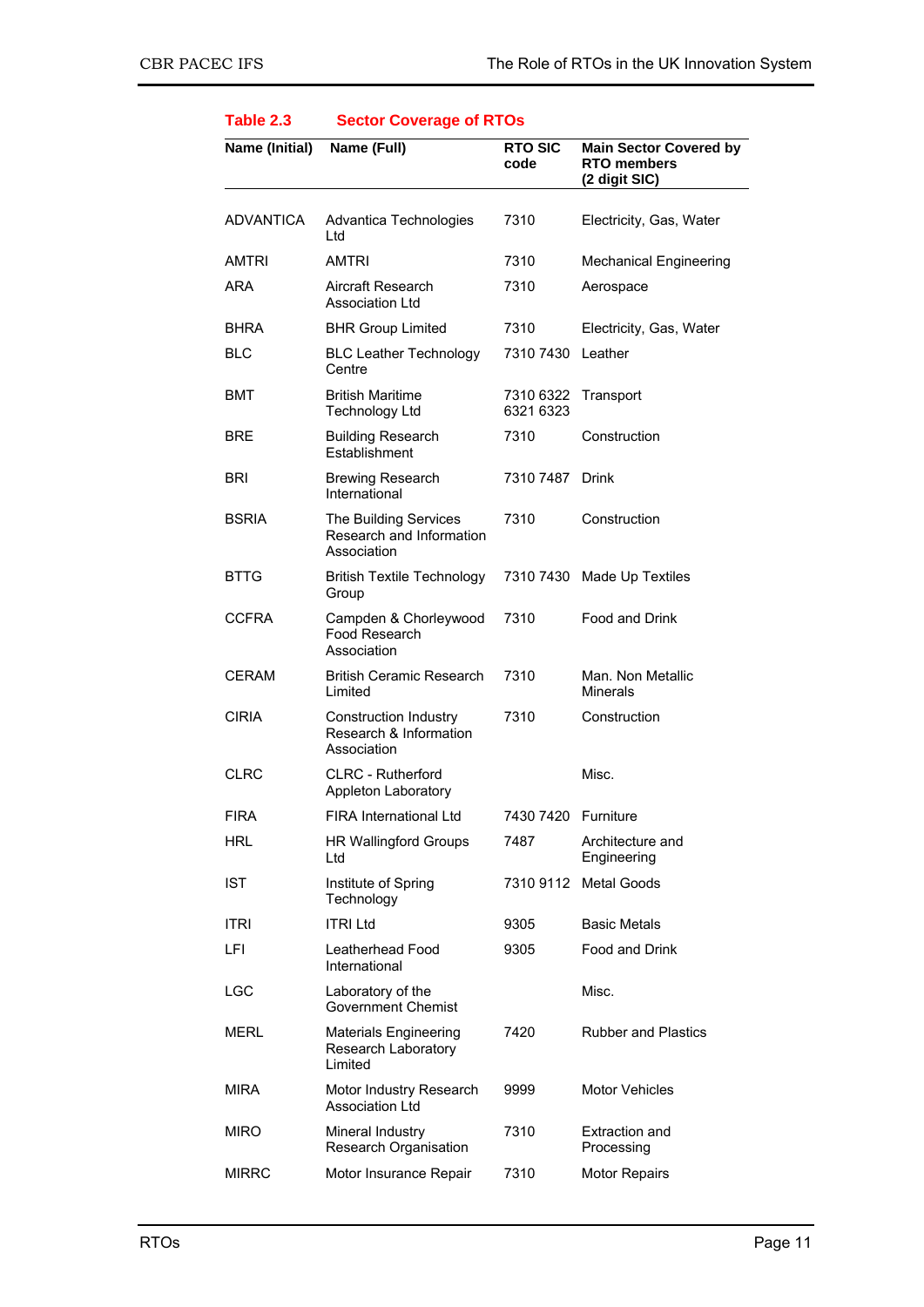**Table 2.3 Sector Coverage of RTOs**

| Name (Initial) | Name (Full) | RTO SIC code | Main Sector Covered by RTO members (2 digit SIC) |
|---|---|---|---|
| ADVANTICA | Advantica Technologies Ltd | 7310 | Electricity, Gas, Water |
| AMTRI | AMTRI | 7310 | Mechanical Engineering |
| ARA | Aircraft Research Association Ltd | 7310 | Aerospace |
| BHRA | BHR Group Limited | 7310 | Electricity, Gas, Water |
| BLC | BLC Leather Technology Centre | 7310 7430 | Leather |
| BMT | British Maritime Technology Ltd | 7310 6322 6321 6323 | Transport |
| BRE | Building Research Establishment | 7310 | Construction |
| BRI | Brewing Research International | 7310 7487 | Drink |
| BSRIA | The Building Services Research and Information Association | 7310 | Construction |
| BTTG | British Textile Technology Group | 7310 7430 | Made Up Textiles |
| CCFRA | Campden & Chorleywood Food Research Association | 7310 | Food and Drink |
| CERAM | British Ceramic Research Limited | 7310 | Man. Non Metallic Minerals |
| CIRIA | Construction Industry Research & Information Association | 7310 | Construction |
| CLRC | CLRC - Rutherford Appleton Laboratory | | Misc. |
| FIRA | FIRA International Ltd | 7430 7420 | Furniture |
| HRL | HR Wallingford Groups Ltd | 7487 | Architecture and Engineering |
| IST | Institute of Spring Technology | 7310 9112 | Metal Goods |
| ITRI | ITRI Ltd | 9305 | Basic Metals |
| LFI | Leatherhead Food International | 9305 | Food and Drink |
| LGC | Laboratory of the Government Chemist | | Misc. |
| MERL | Materials Engineering Research Laboratory Limited | 7420 | Rubber and Plastics |
| MIRA | Motor Industry Research Association Ltd | 9999 | Motor Vehicles |
| MIRO | Mineral Industry Research Organisation | 7310 | Extraction and Processing |
| MIRRC | Motor Insurance Repair | 7310 | Motor Repairs |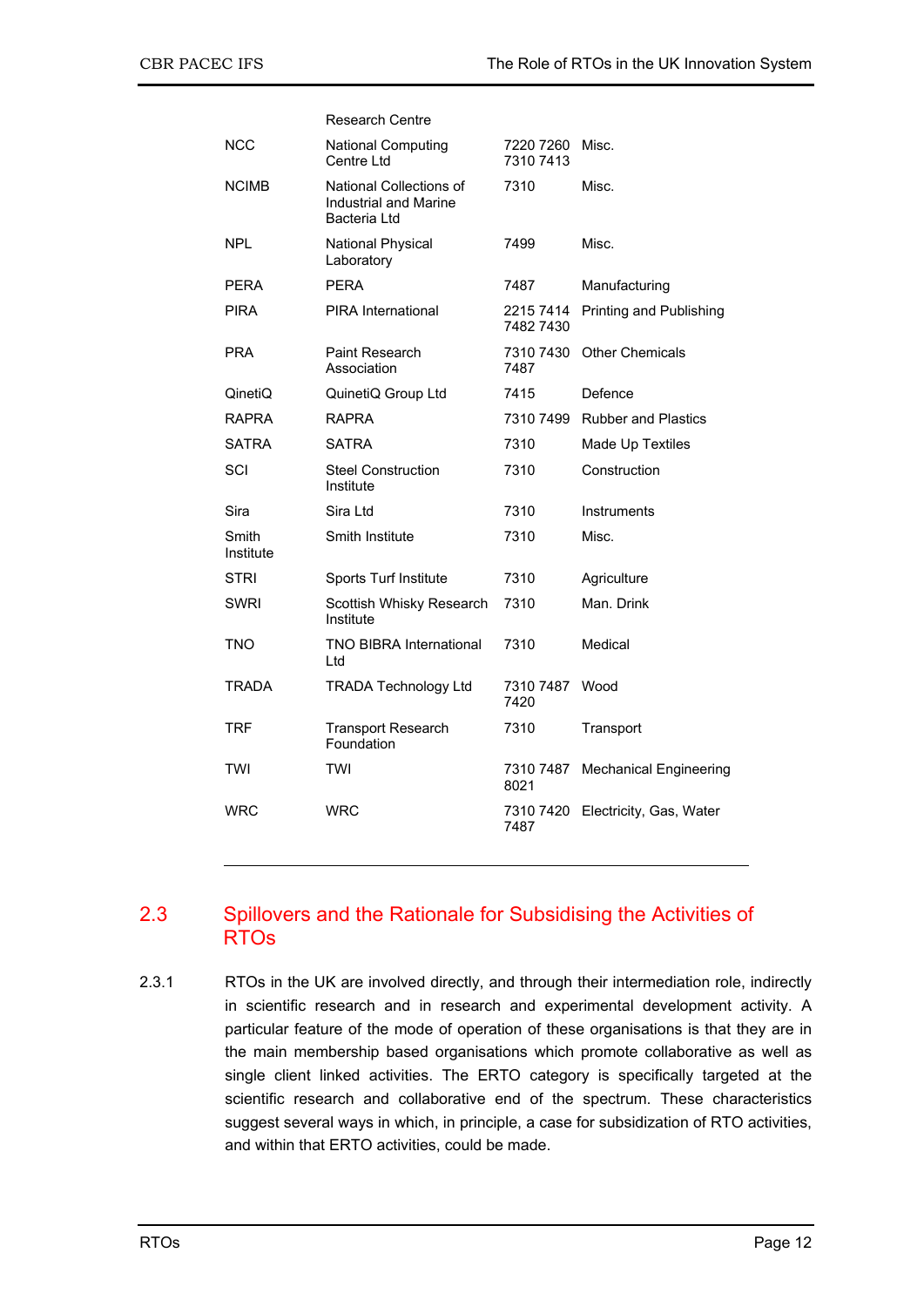| | | | |
|---|---|---|---|
| | Research Centre | | |
| NCC | National Computing Centre Ltd | 7220 7260 7310 7413 | Misc. |
| NCIMB | National Collections of Industrial and Marine Bacteria Ltd | 7310 | Misc. |
| NPL | National Physical Laboratory | 7499 | Misc. |
| PERA | PERA | 7487 | Manufacturing |
| PIRA | PIRA International | 2215 7414 7482 7430 | Printing and Publishing |
| PRA | Paint Research Association | 7310 7430 7487 | Other Chemicals |
| QinetiQ | QuinetiQ Group Ltd | 7415 | Defence |
| RAPRA | RAPRA | 7310 7499 | Rubber and Plastics |
| SATRA | SATRA | 7310 | Made Up Textiles |
| SCI | Steel Construction Institute | 7310 | Construction |
| Sira | Sira Ltd | 7310 | Instruments |
| Smith Institute | Smith Institute | 7310 | Misc. |
| STRI | Sports Turf Institute | 7310 | Agriculture |
| SWRI | Scottish Whisky Research Institute | 7310 | Man. Drink |
| TNO | TNO BIBRA International Ltd | 7310 | Medical |
| TRADA | TRADA Technology Ltd | 7310 7487 7420 | Wood |
| TRF | Transport Research Foundation | 7310 | Transport |
| TWI | TWI | 7310 7487 8021 | Mechanical Engineering |
| WRC | WRC | 7310 7420 7487 | Electricity, Gas, Water |

## 2.3 Spillovers and the Rationale for Subsidising the Activities of RTOs

2.3.1 RTOs in the UK are involved directly, and through their intermediation role, indirectly in scientific research and in research and experimental development activity. A particular feature of the mode of operation of these organisations is that they are in the main membership based organisations which promote collaborative as well as single client linked activities. The ERTO category is specifically targeted at the scientific research and collaborative end of the spectrum. These characteristics suggest several ways in which, in principle, a case for subsidization of RTO activities, and within that ERTO activities, could be made.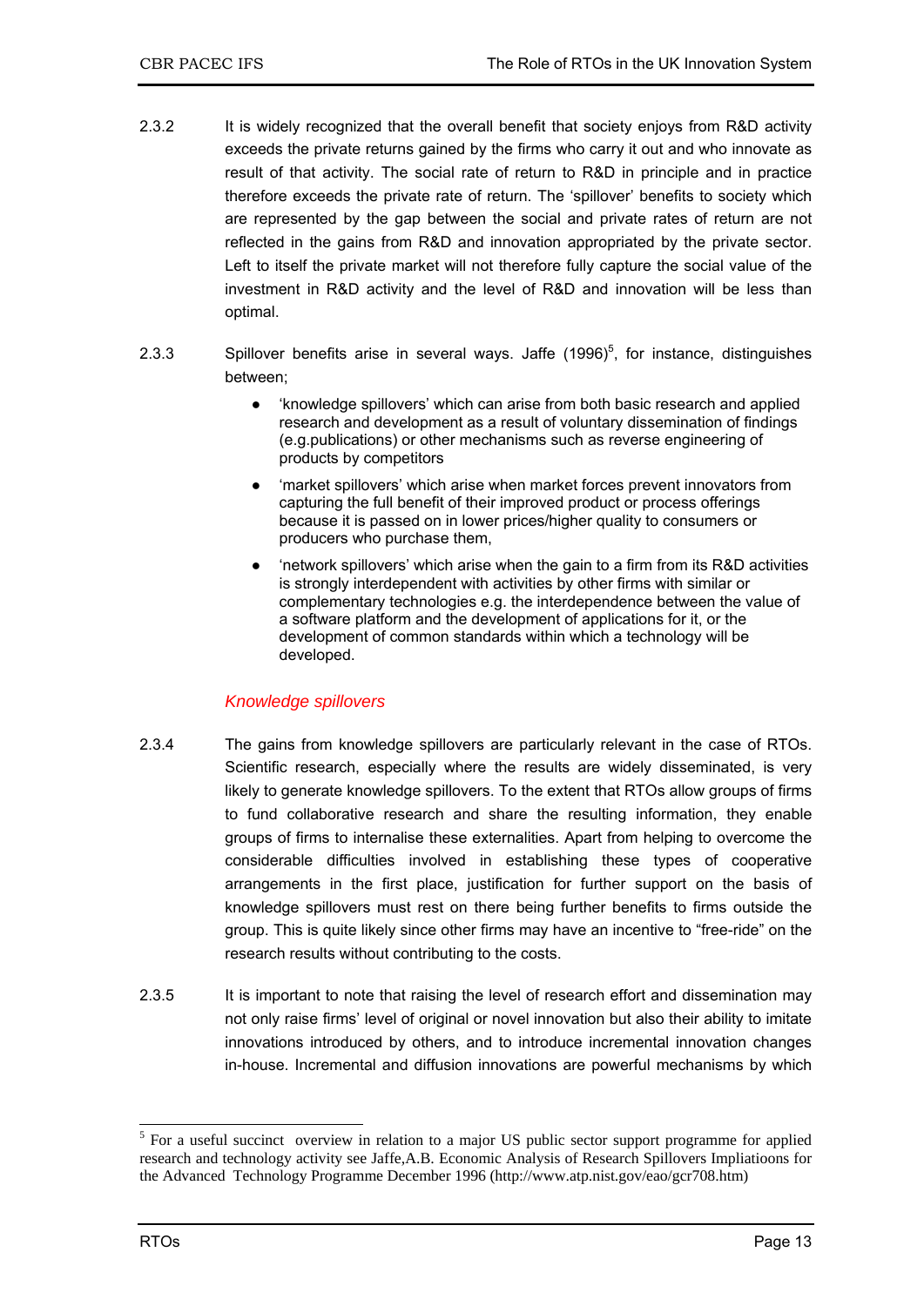2.3.2 It is widely recognized that the overall benefit that society enjoys from R&D activity exceeds the private returns gained by the firms who carry it out and who innovate as result of that activity. The social rate of return to R&D in principle and in practice therefore exceeds the private rate of return. The 'spillover' benefits to society which are represented by the gap between the social and private rates of return are not reflected in the gains from R&D and innovation appropriated by the private sector. Left to itself the private market will not therefore fully capture the social value of the investment in R&D activity and the level of R&D and innovation will be less than optimal.

2.3.3 Spillover benefits arise in several ways. Jaffe (1996)[5], for instance, distinguishes between;

- 'knowledge spillovers' which can arise from both basic research and applied research and development as a result of voluntary dissemination of findings (e.g.publications) or other mechanisms such as reverse engineering of products by competitors
- 'market spillovers' which arise when market forces prevent innovators from capturing the full benefit of their improved product or process offerings because it is passed on in lower prices/higher quality to consumers or producers who purchase them,
- 'network spillovers' which arise when the gain to a firm from its R&D activities is strongly interdependent with activities by other firms with similar or complementary technologies e.g. the interdependence between the value of a software platform and the development of applications for it, or the development of common standards within which a technology will be developed.

### *Knowledge spillovers*

2.3.4 The gains from knowledge spillovers are particularly relevant in the case of RTOs. Scientific research, especially where the results are widely disseminated, is very likely to generate knowledge spillovers. To the extent that RTOs allow groups of firms to fund collaborative research and share the resulting information, they enable groups of firms to internalise these externalities. Apart from helping to overcome the considerable difficulties involved in establishing these types of cooperative arrangements in the first place, justification for further support on the basis of knowledge spillovers must rest on there being further benefits to firms outside the group. This is quite likely since other firms may have an incentive to "free-ride" on the research results without contributing to the costs.

2.3.5 It is important to note that raising the level of research effort and dissemination may not only raise firms' level of original or novel innovation but also their ability to imitate innovations introduced by others, and to introduce incremental innovation changes in-house. Incremental and diffusion innovations are powerful mechanisms by which

---

[5] For a useful succinct overview in relation to a major US public sector support programme for applied research and technology activity see Jaffe,A.B. Economic Analysis of Research Spillovers Impliatioons for the Advanced Technology Programme December 1996 (http://www.atp.nist.gov/eao/gcr708.htm)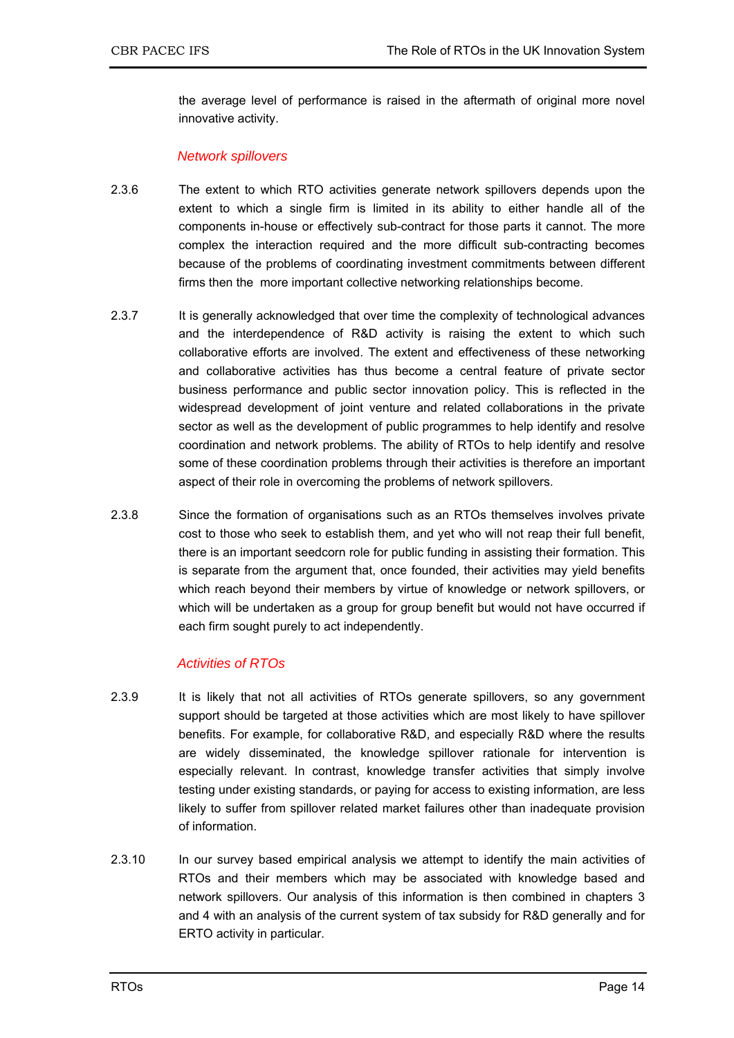the average level of performance is raised in the aftermath of original more novel innovative activity.

### *Network spillovers*

2.3.6 The extent to which RTO activities generate network spillovers depends upon the extent to which a single firm is limited in its ability to either handle all of the components in-house or effectively sub-contract for those parts it cannot. The more complex the interaction required and the more difficult sub-contracting becomes because of the problems of coordinating investment commitments between different firms then the more important collective networking relationships become.

2.3.7 It is generally acknowledged that over time the complexity of technological advances and the interdependence of R&D activity is raising the extent to which such collaborative efforts are involved. The extent and effectiveness of these networking and collaborative activities has thus become a central feature of private sector business performance and public sector innovation policy. This is reflected in the widespread development of joint venture and related collaborations in the private sector as well as the development of public programmes to help identify and resolve coordination and network problems. The ability of RTOs to help identify and resolve some of these coordination problems through their activities is therefore an important aspect of their role in overcoming the problems of network spillovers.

2.3.8 Since the formation of organisations such as an RTOs themselves involves private cost to those who seek to establish them, and yet who will not reap their full benefit, there is an important seedcorn role for public funding in assisting their formation. This is separate from the argument that, once founded, their activities may yield benefits which reach beyond their members by virtue of knowledge or network spillovers, or which will be undertaken as a group for group benefit but would not have occurred if each firm sought purely to act independently.

### *Activities of RTOs*

2.3.9 It is likely that not all activities of RTOs generate spillovers, so any government support should be targeted at those activities which are most likely to have spillover benefits. For example, for collaborative R&D, and especially R&D where the results are widely disseminated, the knowledge spillover rationale for intervention is especially relevant. In contrast, knowledge transfer activities that simply involve testing under existing standards, or paying for access to existing information, are less likely to suffer from spillover related market failures other than inadequate provision of information.

2.3.10 In our survey based empirical analysis we attempt to identify the main activities of RTOs and their members which may be associated with knowledge based and network spillovers. Our analysis of this information is then combined in chapters 3 and 4 with an analysis of the current system of tax subsidy for R&D generally and for ERTO activity in particular.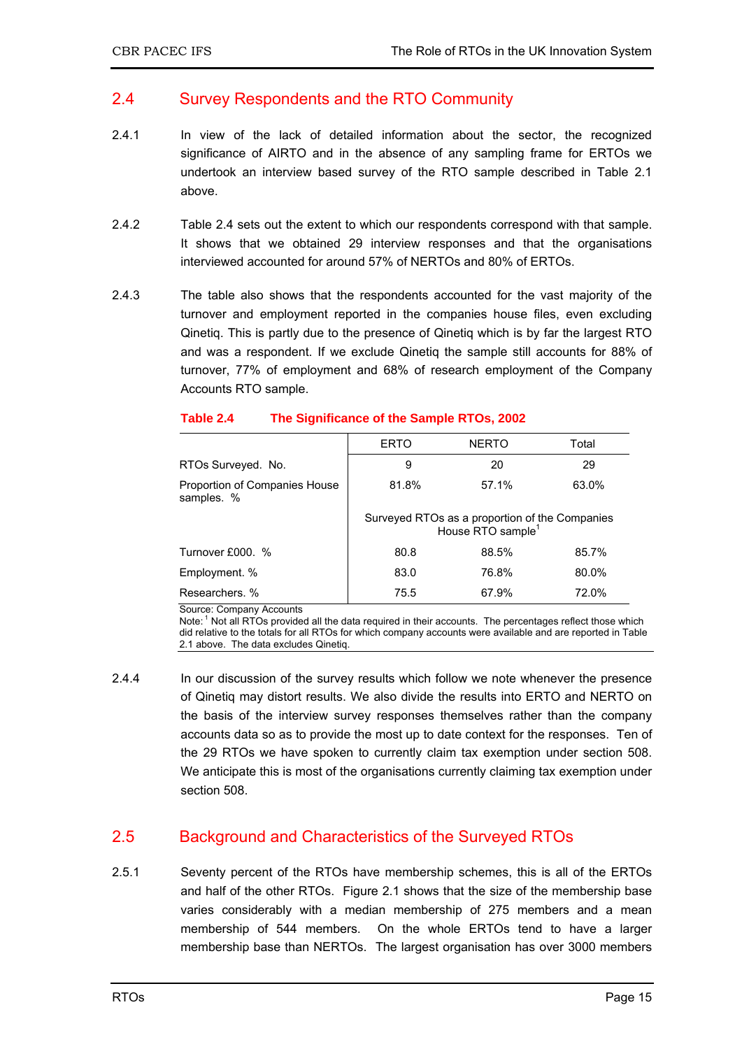## 2.4 Survey Respondents and the RTO Community

2.4.1 In view of the lack of detailed information about the sector, the recognized significance of AIRTO and in the absence of any sampling frame for ERTOs we undertook an interview based survey of the RTO sample described in Table 2.1 above.

2.4.2 Table 2.4 sets out the extent to which our respondents correspond with that sample. It shows that we obtained 29 interview responses and that the organisations interviewed accounted for around 57% of NERTOs and 80% of ERTOs.

2.4.3 The table also shows that the respondents accounted for the vast majority of the turnover and employment reported in the companies house files, even excluding Qinetiq. This is partly due to the presence of Qinetiq which is by far the largest RTO and was a respondent. If we exclude Qinetiq the sample still accounts for 88% of turnover, 77% of employment and 68% of research employment of the Company Accounts RTO sample.

**Table 2.4 The Significance of the Sample RTOs, 2002**

| | ERTO | NERTO | Total |
|---|---|---|---|
| RTOs Surveyed. No. | 9 | 20 | 29 |
| Proportion of Companies House samples. % | 81.8% | 57.1% | 63.0% |
| | Surveyed RTOs as a proportion of the Companies House RTO sample[1] | | |
| Turnover £000. % | 80.8 | 88.5% | 85.7% |
| Employment. % | 83.0 | 76.8% | 80.0% |
| Researchers. % | 75.5 | 67.9% | 72.0% |

Source: Company Accounts

Note: [1] Not all RTOs provided all the data required in their accounts. The percentages reflect those which did relative to the totals for all RTOs for which company accounts were available and are reported in Table 2.1 above. The data excludes Qinetiq.

2.4.4 In our discussion of the survey results which follow we note whenever the presence of Qinetiq may distort results. We also divide the results into ERTO and NERTO on the basis of the interview survey responses themselves rather than the company accounts data so as to provide the most up to date context for the responses. Ten of the 29 RTOs we have spoken to currently claim tax exemption under section 508. We anticipate this is most of the organisations currently claiming tax exemption under section 508.

## 2.5 Background and Characteristics of the Surveyed RTOs

2.5.1 Seventy percent of the RTOs have membership schemes, this is all of the ERTOs and half of the other RTOs. Figure 2.1 shows that the size of the membership base varies considerably with a median membership of 275 members and a mean membership of 544 members. On the whole ERTOs tend to have a larger membership base than NERTOs. The largest organisation has over 3000 members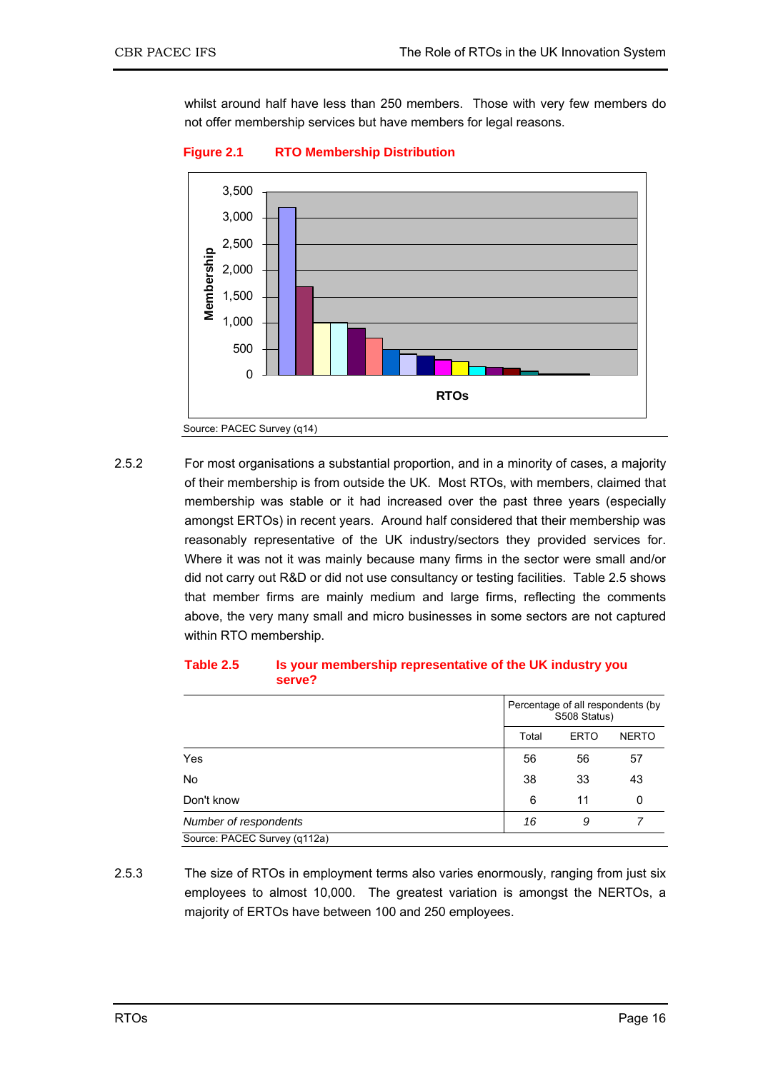whilst around half have less than 250 members. Those with very few members do not offer membership services but have members for legal reasons.

**Figure 2.1 RTO Membership Distribution**

Source: PACEC Survey (q14)

2.5.2 For most organisations a substantial proportion, and in a minority of cases, a majority of their membership is from outside the UK. Most RTOs, with members, claimed that membership was stable or it had increased over the past three years (especially amongst ERTOs) in recent years. Around half considered that their membership was reasonably representative of the UK industry/sectors they provided services for. Where it was not it was mainly because many firms in the sector were small and/or did not carry out R&D or did not use consultancy or testing facilities. Table 2.5 shows that member firms are mainly medium and large firms, reflecting the comments above, the very many small and micro businesses in some sectors are not captured within RTO membership.

**Table 2.5 Is your membership representative of the UK industry you serve?**

| | Percentage of all respondents (by S508 Status) | | |
|---|---|---|---|
| | Total | ERTO | NERTO |
| Yes | 56 | 56 | 57 |
| No | 38 | 33 | 43 |
| Don't know | 6 | 11 | 0 |
| *Number of respondents* | *16* | *9* | *7* |

Source: PACEC Survey (q112a)

2.5.3 The size of RTOs in employment terms also varies enormously, ranging from just six employees to almost 10,000. The greatest variation is amongst the NERTOs, a majority of ERTOs have between 100 and 250 employees.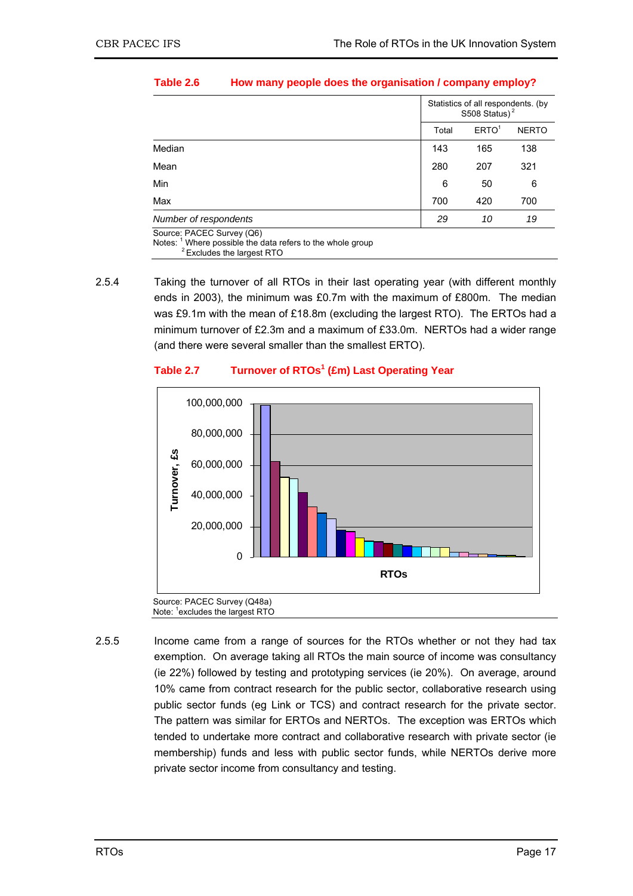**Table 2.6 How many people does the organisation / company employ?**

| | Statistics of all respondents. (by S508 Status)[2] | | |
|---|---|---|---|
| | Total | ERTO[1] | NERTO |
| Median | 143 | 165 | 138 |
| Mean | 280 | 207 | 321 |
| Min | 6 | 50 | 6 |
| Max | 700 | 420 | 700 |
| *Number of respondents* | *29* | *10* | *19* |

Source: PACEC Survey (Q6)
Notes: [1] Where possible the data refers to the whole group
[2] Excludes the largest RTO

2.5.4 Taking the turnover of all RTOs in their last operating year (with different monthly ends in 2003), the minimum was £0.7m with the maximum of £800m. The median was £9.1m with the mean of £18.8m (excluding the largest RTO). The ERTOs had a minimum turnover of £2.3m and a maximum of £33.0m. NERTOs had a wider range (and there were several smaller than the smallest ERTO).

**Table 2.7 Turnover of RTOs[1] (£m) Last Operating Year**

Source: PACEC Survey (Q48a)
Note: [1]excludes the largest RTO

2.5.5 Income came from a range of sources for the RTOs whether or not they had tax exemption. On average taking all RTOs the main source of income was consultancy (ie 22%) followed by testing and prototyping services (ie 20%). On average, around 10% came from contract research for the public sector, collaborative research using public sector funds (eg Link or TCS) and contract research for the private sector. The pattern was similar for ERTOs and NERTOs. The exception was ERTOs which tended to undertake more contract and collaborative research with private sector (ie membership) funds and less with public sector funds, while NERTOs derive more private sector income from consultancy and testing.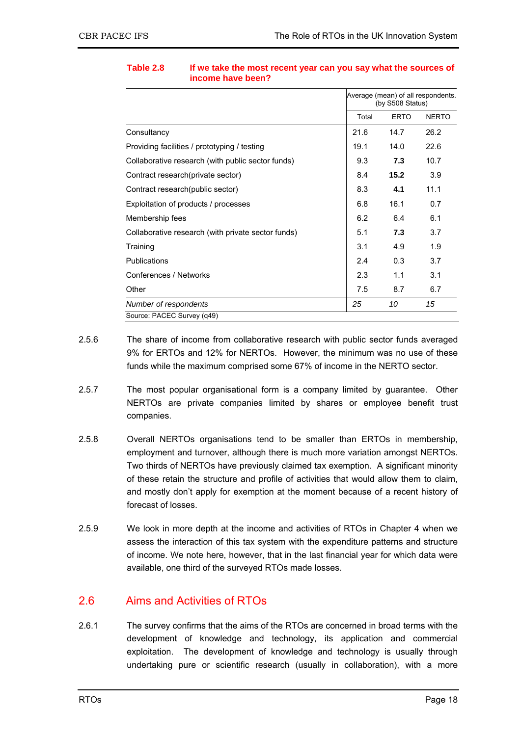**Table 2.8 If we take the most recent year can you say what the sources of income have been?**

| | Average (mean) of all respondents. (by S508 Status) | | |
|---|---|---|---|
| | Total | ERTO | NERTO |
| Consultancy | 21.6 | 14.7 | 26.2 |
| Providing facilities / prototyping / testing | 19.1 | 14.0 | 22.6 |
| Collaborative research (with public sector funds) | 9.3 | **7.3** | 10.7 |
| Contract research(private sector) | 8.4 | **15.2** | 3.9 |
| Contract research(public sector) | 8.3 | **4.1** | 11.1 |
| Exploitation of products / processes | 6.8 | 16.1 | 0.7 |
| Membership fees | 6.2 | 6.4 | 6.1 |
| Collaborative research (with private sector funds) | 5.1 | **7.3** | 3.7 |
| Training | 3.1 | 4.9 | 1.9 |
| Publications | 2.4 | 0.3 | 3.7 |
| Conferences / Networks | 2.3 | 1.1 | 3.1 |
| Other | 7.5 | 8.7 | 6.7 |
| *Number of respondents* | *25* | *10* | *15* |

Source: PACEC Survey (q49)

2.5.6 The share of income from collaborative research with public sector funds averaged 9% for ERTOs and 12% for NERTOs. However, the minimum was no use of these funds while the maximum comprised some 67% of income in the NERTO sector.

2.5.7 The most popular organisational form is a company limited by guarantee. Other NERTOs are private companies limited by shares or employee benefit trust companies.

2.5.8 Overall NERTOs organisations tend to be smaller than ERTOs in membership, employment and turnover, although there is much more variation amongst NERTOs. Two thirds of NERTOs have previously claimed tax exemption. A significant minority of these retain the structure and profile of activities that would allow them to claim, and mostly don't apply for exemption at the moment because of a recent history of forecast of losses.

2.5.9 We look in more depth at the income and activities of RTOs in Chapter 4 when we assess the interaction of this tax system with the expenditure patterns and structure of income. We note here, however, that in the last financial year for which data were available, one third of the surveyed RTOs made losses.

## 2.6 Aims and Activities of RTOs

2.6.1 The survey confirms that the aims of the RTOs are concerned in broad terms with the development of knowledge and technology, its application and commercial exploitation. The development of knowledge and technology is usually through undertaking pure or scientific research (usually in collaboration), with a more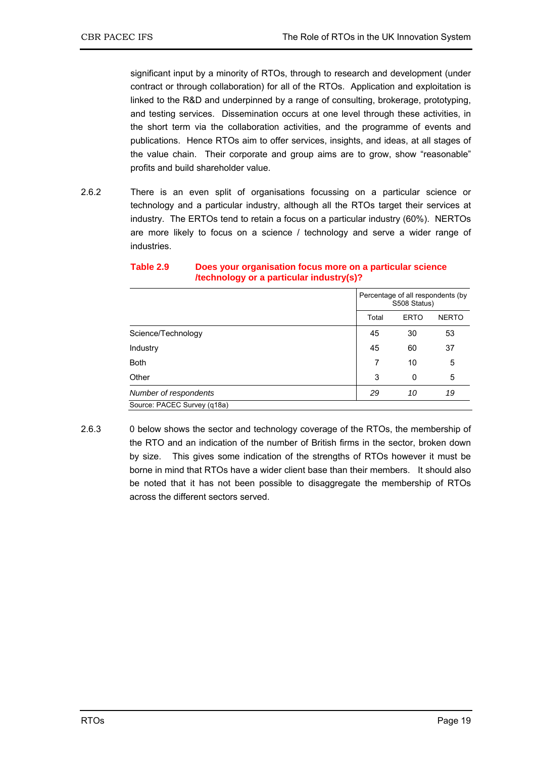significant input by a minority of RTOs, through to research and development (under contract or through collaboration) for all of the RTOs. Application and exploitation is linked to the R&D and underpinned by a range of consulting, brokerage, prototyping, and testing services. Dissemination occurs at one level through these activities, in the short term via the collaboration activities, and the programme of events and publications. Hence RTOs aim to offer services, insights, and ideas, at all stages of the value chain. Their corporate and group aims are to grow, show "reasonable" profits and build shareholder value.

2.6.2 There is an even split of organisations focussing on a particular science or technology and a particular industry, although all the RTOs target their services at industry. The ERTOs tend to retain a focus on a particular industry (60%). NERTOs are more likely to focus on a science / technology and serve a wider range of industries.

**Table 2.9 Does your organisation focus more on a particular science /technology or a particular industry(s)?**

| | Percentage of all respondents (by S508 Status) | | |
|---|---|---|---|
| | Total | ERTO | NERTO |
| Science/Technology | 45 | 30 | 53 |
| Industry | 45 | 60 | 37 |
| Both | 7 | 10 | 5 |
| Other | 3 | 0 | 5 |
| *Number of respondents* | *29* | *10* | *19* |

Source: PACEC Survey (q18a)

2.6.3 0 below shows the sector and technology coverage of the RTOs, the membership of the RTO and an indication of the number of British firms in the sector, broken down by size. This gives some indication of the strengths of RTOs however it must be borne in mind that RTOs have a wider client base than their members. It should also be noted that it has not been possible to disaggregate the membership of RTOs across the different sectors served.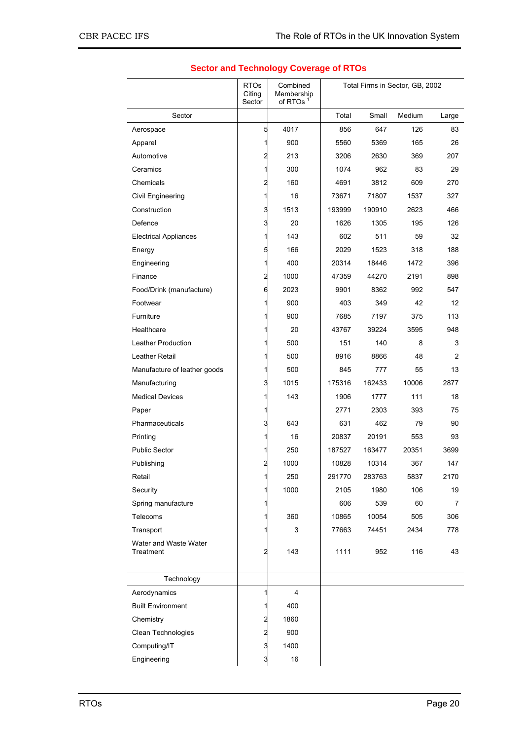## Sector and Technology Coverage of RTOs

| | RTOs Citing Sector | Combined Membership of RTOs [1] | Total Firms in Sector, GB, 2002 | | | |
|---|---|---|---|---|---|---|
| Sector | | | Total | Small | Medium | Large |
| Aerospace | 5 | 4017 | 856 | 647 | 126 | 83 |
| Apparel | 1 | 900 | 5560 | 5369 | 165 | 26 |
| Automotive | 2 | 213 | 3206 | 2630 | 369 | 207 |
| Ceramics | 1 | 300 | 1074 | 962 | 83 | 29 |
| Chemicals | 2 | 160 | 4691 | 3812 | 609 | 270 |
| Civil Engineering | 1 | 16 | 73671 | 71807 | 1537 | 327 |
| Construction | 3 | 1513 | 193999 | 190910 | 2623 | 466 |
| Defence | 3 | 20 | 1626 | 1305 | 195 | 126 |
| Electrical Appliances | 1 | 143 | 602 | 511 | 59 | 32 |
| Energy | 5 | 166 | 2029 | 1523 | 318 | 188 |
| Engineering | 1 | 400 | 20314 | 18446 | 1472 | 396 |
| Finance | 2 | 1000 | 47359 | 44270 | 2191 | 898 |
| Food/Drink (manufacture) | 6 | 2023 | 9901 | 8362 | 992 | 547 |
| Footwear | 1 | 900 | 403 | 349 | 42 | 12 |
| Furniture | 1 | 900 | 7685 | 7197 | 375 | 113 |
| Healthcare | 1 | 20 | 43767 | 39224 | 3595 | 948 |
| Leather Production | 1 | 500 | 151 | 140 | 8 | 3 |
| Leather Retail | 1 | 500 | 8916 | 8866 | 48 | 2 |
| Manufacture of leather goods | 1 | 500 | 845 | 777 | 55 | 13 |
| Manufacturing | 3 | 1015 | 175316 | 162433 | 10006 | 2877 |
| Medical Devices | 1 | 143 | 1906 | 1777 | 111 | 18 |
| Paper | 1 | | 2771 | 2303 | 393 | 75 |
| Pharmaceuticals | 3 | 643 | 631 | 462 | 79 | 90 |
| Printing | 1 | 16 | 20837 | 20191 | 553 | 93 |
| Public Sector | 1 | 250 | 187527 | 163477 | 20351 | 3699 |
| Publishing | 2 | 1000 | 10828 | 10314 | 367 | 147 |
| Retail | 1 | 250 | 291770 | 283763 | 5837 | 2170 |
| Security | 1 | 1000 | 2105 | 1980 | 106 | 19 |
| Spring manufacture | 1 | | 606 | 539 | 60 | 7 |
| Telecoms | 1 | 360 | 10865 | 10054 | 505 | 306 |
| Transport | 1 | 3 | 77663 | 74451 | 2434 | 778 |
| Water and Waste Water Treatment | 2 | 143 | 1111 | 952 | 116 | 43 |
| Technology | | | | | | |
| Aerodynamics | 1 | 4 | | | | |
| Built Environment | 1 | 400 | | | | |
| Chemistry | 2 | 1860 | | | | |
| Clean Technologies | 2 | 900 | | | | |
| Computing/IT | 3 | 1400 | | | | |
| Engineering | 3 | 16 | | | | |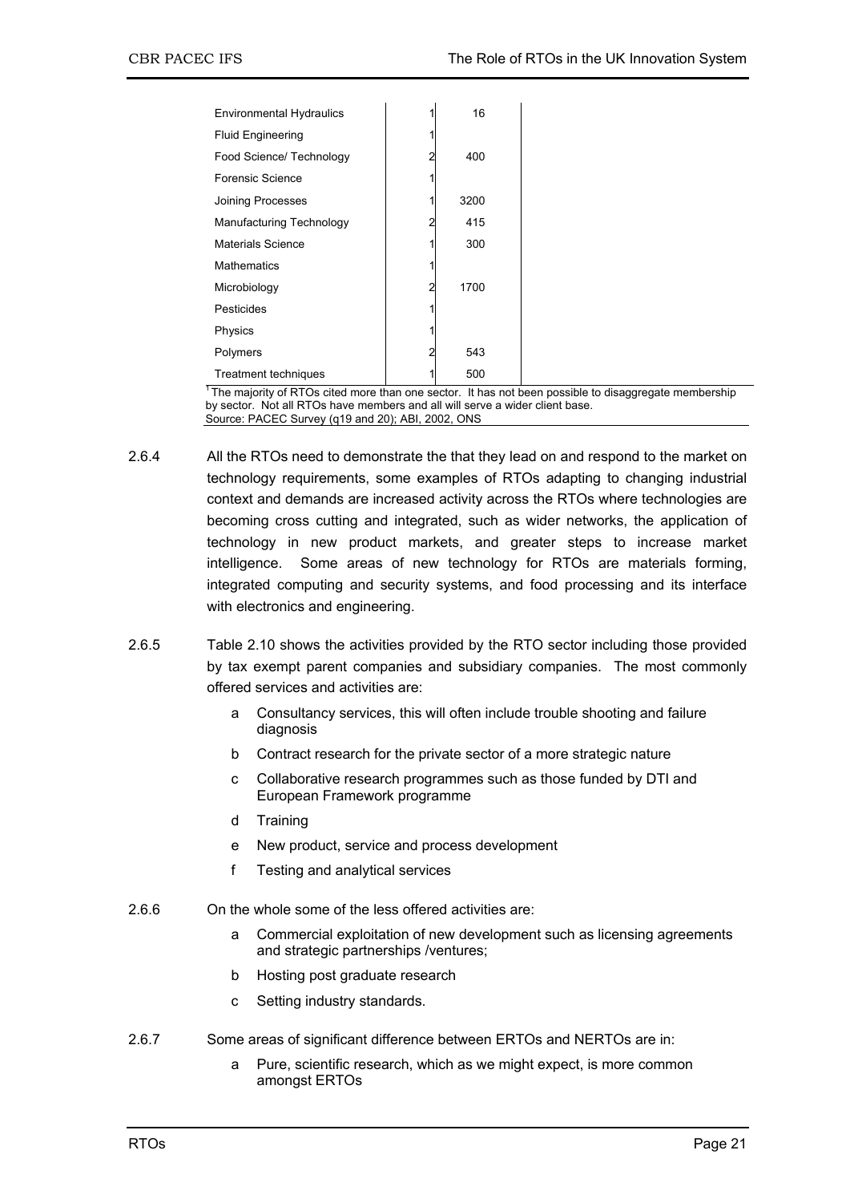| | | |
|---|---|---|
| Environmental Hydraulics | 1 | 16 |
| Fluid Engineering | 1 | |
| Food Science/ Technology | 2 | 400 |
| Forensic Science | 1 | |
| Joining Processes | 1 | 3200 |
| Manufacturing Technology | 2 | 415 |
| Materials Science | 1 | 300 |
| Mathematics | 1 | |
| Microbiology | 2 | 1700 |
| Pesticides | 1 | |
| Physics | 1 | |
| Polymers | 2 | 543 |
| Treatment techniques | 1 | 500 |

[1] The majority of RTOs cited more than one sector. It has not been possible to disaggregate membership by sector. Not all RTOs have members and all will serve a wider client base.
Source: PACEC Survey (q19 and 20); ABI, 2002, ONS

2.6.4 All the RTOs need to demonstrate the that they lead on and respond to the market on technology requirements, some examples of RTOs adapting to changing industrial context and demands are increased activity across the RTOs where technologies are becoming cross cutting and integrated, such as wider networks, the application of technology in new product markets, and greater steps to increase market intelligence. Some areas of new technology for RTOs are materials forming, integrated computing and security systems, and food processing and its interface with electronics and engineering.

2.6.5 Table 2.10 shows the activities provided by the RTO sector including those provided by tax exempt parent companies and subsidiary companies. The most commonly offered services and activities are:

- a Consultancy services, this will often include trouble shooting and failure diagnosis
- b Contract research for the private sector of a more strategic nature
- c Collaborative research programmes such as those funded by DTI and European Framework programme
- d Training
- e New product, service and process development
- f Testing and analytical services

2.6.6 On the whole some of the less offered activities are:

- a Commercial exploitation of new development such as licensing agreements and strategic partnerships /ventures;
- b Hosting post graduate research
- c Setting industry standards.

2.6.7 Some areas of significant difference between ERTOs and NERTOs are in:

- a Pure, scientific research, which as we might expect, is more common amongst ERTOs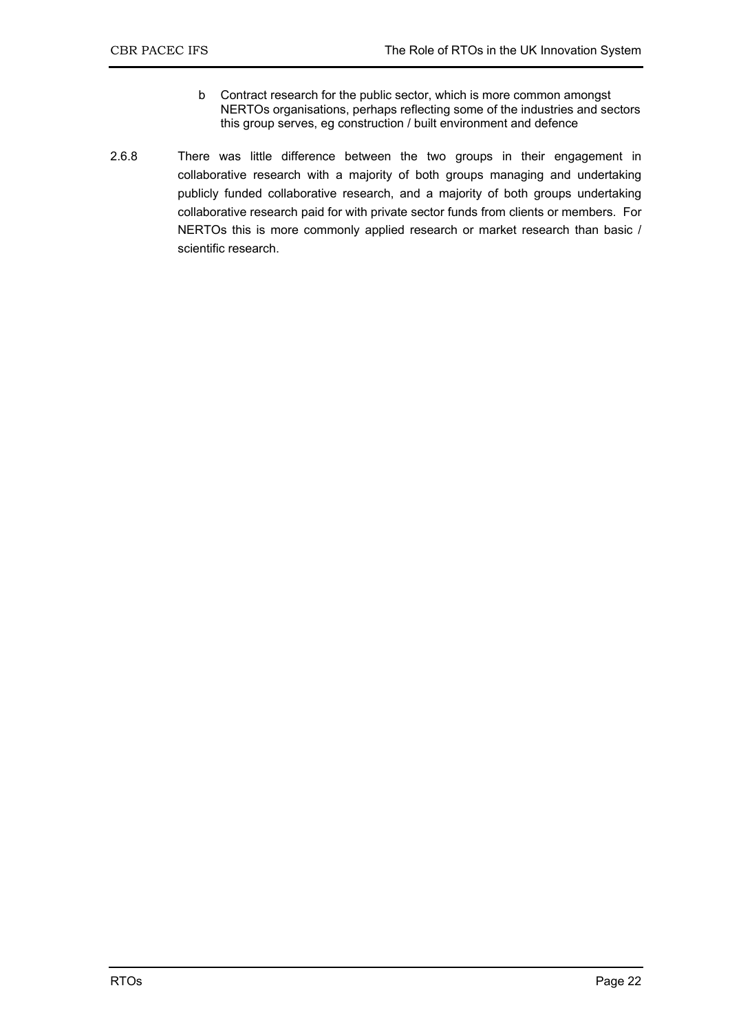b Contract research for the public sector, which is more common amongst NERTOs organisations, perhaps reflecting some of the industries and sectors this group serves, eg construction / built environment and defence

2.6.8 There was little difference between the two groups in their engagement in collaborative research with a majority of both groups managing and undertaking publicly funded collaborative research, and a majority of both groups undertaking collaborative research paid for with private sector funds from clients or members. For NERTOs this is more commonly applied research or market research than basic / scientific research.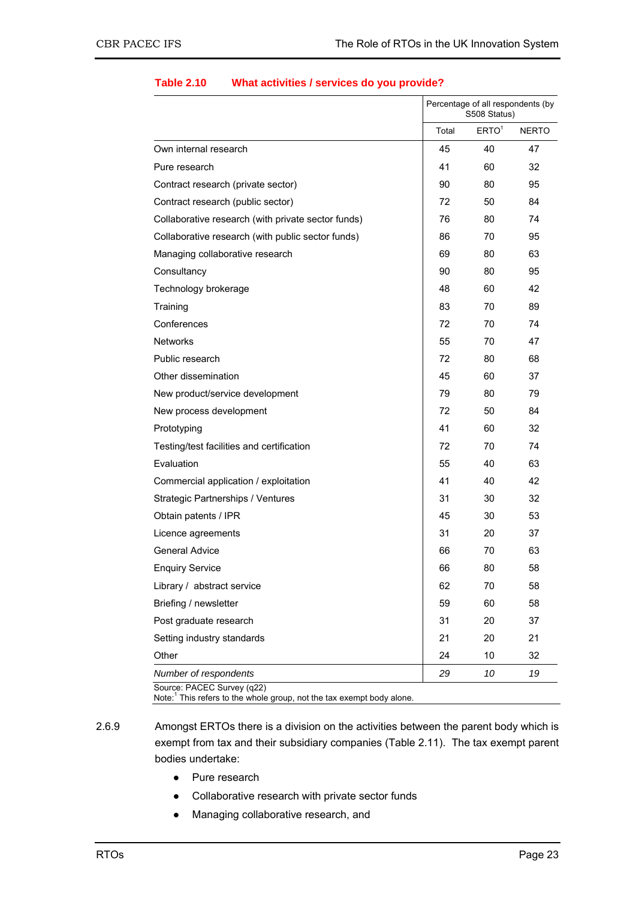**Table 2.10 What activities / services do you provide?**

| | Percentage of all respondents (by S508 Status) | | |
|---|---|---|---|
| | Total | ERTO[1] | NERTO |
| Own internal research | 45 | 40 | 47 |
| Pure research | 41 | 60 | 32 |
| Contract research (private sector) | 90 | 80 | 95 |
| Contract research (public sector) | 72 | 50 | 84 |
| Collaborative research (with private sector funds) | 76 | 80 | 74 |
| Collaborative research (with public sector funds) | 86 | 70 | 95 |
| Managing collaborative research | 69 | 80 | 63 |
| Consultancy | 90 | 80 | 95 |
| Technology brokerage | 48 | 60 | 42 |
| Training | 83 | 70 | 89 |
| Conferences | 72 | 70 | 74 |
| Networks | 55 | 70 | 47 |
| Public research | 72 | 80 | 68 |
| Other dissemination | 45 | 60 | 37 |
| New product/service development | 79 | 80 | 79 |
| New process development | 72 | 50 | 84 |
| Prototyping | 41 | 60 | 32 |
| Testing/test facilities and certification | 72 | 70 | 74 |
| Evaluation | 55 | 40 | 63 |
| Commercial application / exploitation | 41 | 40 | 42 |
| Strategic Partnerships / Ventures | 31 | 30 | 32 |
| Obtain patents / IPR | 45 | 30 | 53 |
| Licence agreements | 31 | 20 | 37 |
| General Advice | 66 | 70 | 63 |
| Enquiry Service | 66 | 80 | 58 |
| Library / abstract service | 62 | 70 | 58 |
| Briefing / newsletter | 59 | 60 | 58 |
| Post graduate research | 31 | 20 | 37 |
| Setting industry standards | 21 | 20 | 21 |
| Other | 24 | 10 | 32 |
| *Number of respondents* | *29* | *10* | *19* |

Source: PACEC Survey (q22)
Note:[1] This refers to the whole group, not the tax exempt body alone.

2.6.9 Amongst ERTOs there is a division on the activities between the parent body which is exempt from tax and their subsidiary companies (Table 2.11). The tax exempt parent bodies undertake:

- Pure research
- Collaborative research with private sector funds
- Managing collaborative research, and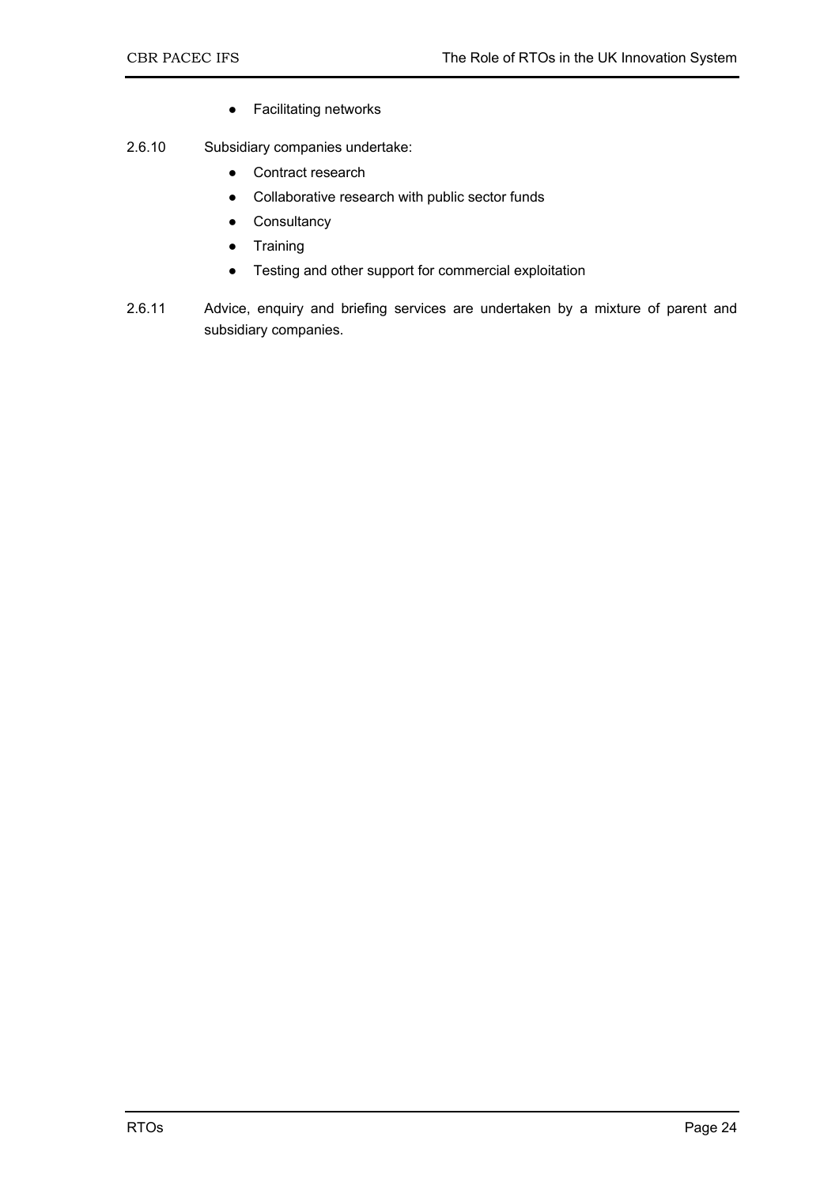- Facilitating networks

2.6.10 Subsidiary companies undertake:

- Contract research
- Collaborative research with public sector funds
- Consultancy
- Training
- Testing and other support for commercial exploitation

2.6.11 Advice, enquiry and briefing services are undertaken by a mixture of parent and subsidiary companies.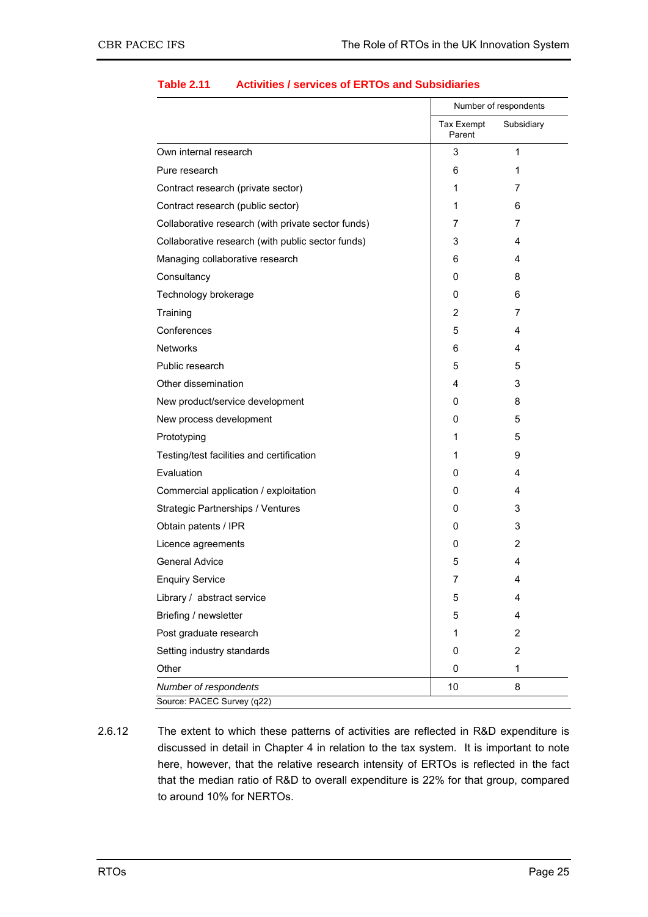**Table 2.11 Activities / services of ERTOs and Subsidiaries**

| | Number of respondents | |
|---|---|---|
| | Tax Exempt Parent | Subsidiary |
| Own internal research | 3 | 1 |
| Pure research | 6 | 1 |
| Contract research (private sector) | 1 | 7 |
| Contract research (public sector) | 1 | 6 |
| Collaborative research (with private sector funds) | 7 | 7 |
| Collaborative research (with public sector funds) | 3 | 4 |
| Managing collaborative research | 6 | 4 |
| Consultancy | 0 | 8 |
| Technology brokerage | 0 | 6 |
| Training | 2 | 7 |
| Conferences | 5 | 4 |
| Networks | 6 | 4 |
| Public research | 5 | 5 |
| Other dissemination | 4 | 3 |
| New product/service development | 0 | 8 |
| New process development | 0 | 5 |
| Prototyping | 1 | 5 |
| Testing/test facilities and certification | 1 | 9 |
| Evaluation | 0 | 4 |
| Commercial application / exploitation | 0 | 4 |
| Strategic Partnerships / Ventures | 0 | 3 |
| Obtain patents / IPR | 0 | 3 |
| Licence agreements | 0 | 2 |
| General Advice | 5 | 4 |
| Enquiry Service | 7 | 4 |
| Library / abstract service | 5 | 4 |
| Briefing / newsletter | 5 | 4 |
| Post graduate research | 1 | 2 |
| Setting industry standards | 0 | 2 |
| Other | 0 | 1 |
| *Number of respondents* | 10 | 8 |

Source: PACEC Survey (q22)

2.6.12 The extent to which these patterns of activities are reflected in R&D expenditure is discussed in detail in Chapter 4 in relation to the tax system. It is important to note here, however, that the relative research intensity of ERTOs is reflected in the fact that the median ratio of R&D to overall expenditure is 22% for that group, compared to around 10% for NERTOs.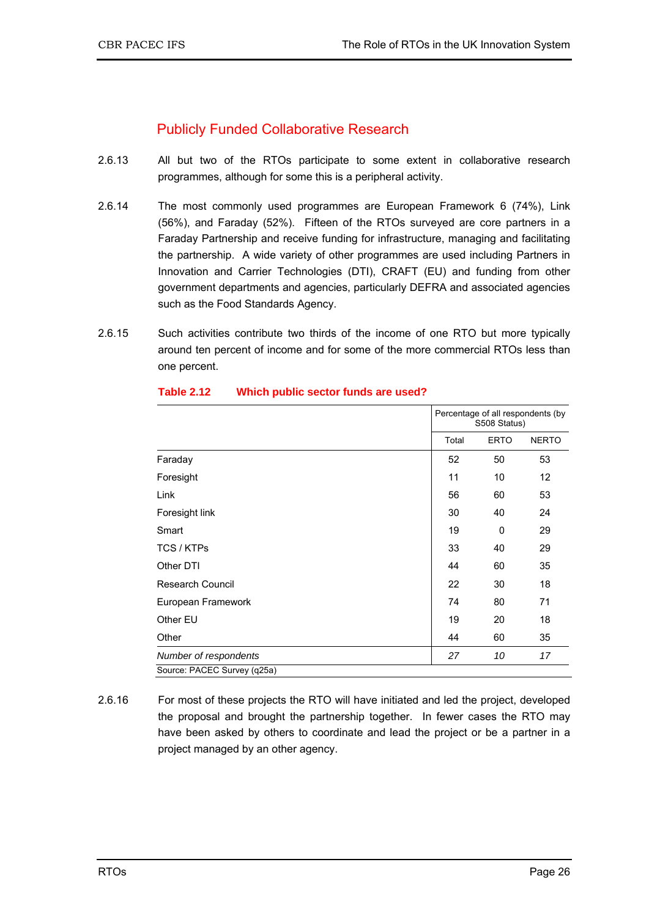## Publicly Funded Collaborative Research

2.6.13 All but two of the RTOs participate to some extent in collaborative research programmes, although for some this is a peripheral activity.

2.6.14 The most commonly used programmes are European Framework 6 (74%), Link (56%), and Faraday (52%). Fifteen of the RTOs surveyed are core partners in a Faraday Partnership and receive funding for infrastructure, managing and facilitating the partnership. A wide variety of other programmes are used including Partners in Innovation and Carrier Technologies (DTI), CRAFT (EU) and funding from other government departments and agencies, particularly DEFRA and associated agencies such as the Food Standards Agency.

2.6.15 Such activities contribute two thirds of the income of one RTO but more typically around ten percent of income and for some of the more commercial RTOs less than one percent.

**Table 2.12 Which public sector funds are used?**

| | Percentage of all respondents (by S508 Status) | | |
|---|---|---|---|
| | Total | ERTO | NERTO |
| Faraday | 52 | 50 | 53 |
| Foresight | 11 | 10 | 12 |
| Link | 56 | 60 | 53 |
| Foresight link | 30 | 40 | 24 |
| Smart | 19 | 0 | 29 |
| TCS / KTPs | 33 | 40 | 29 |
| Other DTI | 44 | 60 | 35 |
| Research Council | 22 | 30 | 18 |
| European Framework | 74 | 80 | 71 |
| Other EU | 19 | 20 | 18 |
| Other | 44 | 60 | 35 |
| *Number of respondents* | *27* | *10* | *17* |

Source: PACEC Survey (q25a)

2.6.16 For most of these projects the RTO will have initiated and led the project, developed the proposal and brought the partnership together. In fewer cases the RTO may have been asked by others to coordinate and lead the project or be a partner in a project managed by an other agency.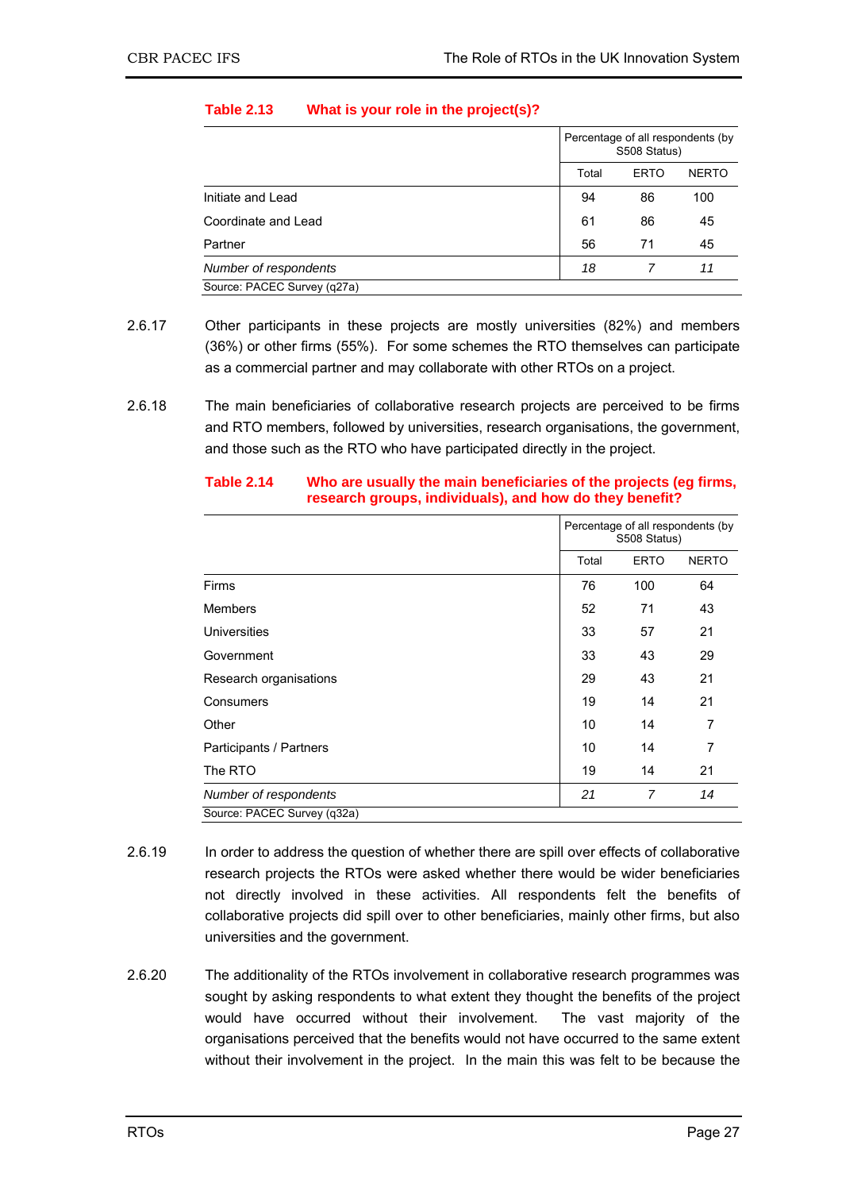**Table 2.13 What is your role in the project(s)?**

| | Percentage of all respondents (by S508 Status) | | |
|---|---|---|---|
| | Total | ERTO | NERTO |
| Initiate and Lead | 94 | 86 | 100 |
| Coordinate and Lead | 61 | 86 | 45 |
| Partner | 56 | 71 | 45 |
| *Number of respondents* | *18* | *7* | *11* |

Source: PACEC Survey (q27a)

2.6.17 Other participants in these projects are mostly universities (82%) and members (36%) or other firms (55%). For some schemes the RTO themselves can participate as a commercial partner and may collaborate with other RTOs on a project.

2.6.18 The main beneficiaries of collaborative research projects are perceived to be firms and RTO members, followed by universities, research organisations, the government, and those such as the RTO who have participated directly in the project.

**Table 2.14 Who are usually the main beneficiaries of the projects (eg firms, research groups, individuals), and how do they benefit?**

| | Percentage of all respondents (by S508 Status) | | |
|---|---|---|---|
| | Total | ERTO | NERTO |
| Firms | 76 | 100 | 64 |
| Members | 52 | 71 | 43 |
| Universities | 33 | 57 | 21 |
| Government | 33 | 43 | 29 |
| Research organisations | 29 | 43 | 21 |
| Consumers | 19 | 14 | 21 |
| Other | 10 | 14 | 7 |
| Participants / Partners | 10 | 14 | 7 |
| The RTO | 19 | 14 | 21 |
| *Number of respondents* | *21* | *7* | *14* |

Source: PACEC Survey (q32a)

2.6.19 In order to address the question of whether there are spill over effects of collaborative research projects the RTOs were asked whether there would be wider beneficiaries not directly involved in these activities. All respondents felt the benefits of collaborative projects did spill over to other beneficiaries, mainly other firms, but also universities and the government.

2.6.20 The additionality of the RTOs involvement in collaborative research programmes was sought by asking respondents to what extent they thought the benefits of the project would have occurred without their involvement. The vast majority of the organisations perceived that the benefits would not have occurred to the same extent without their involvement in the project. In the main this was felt to be because the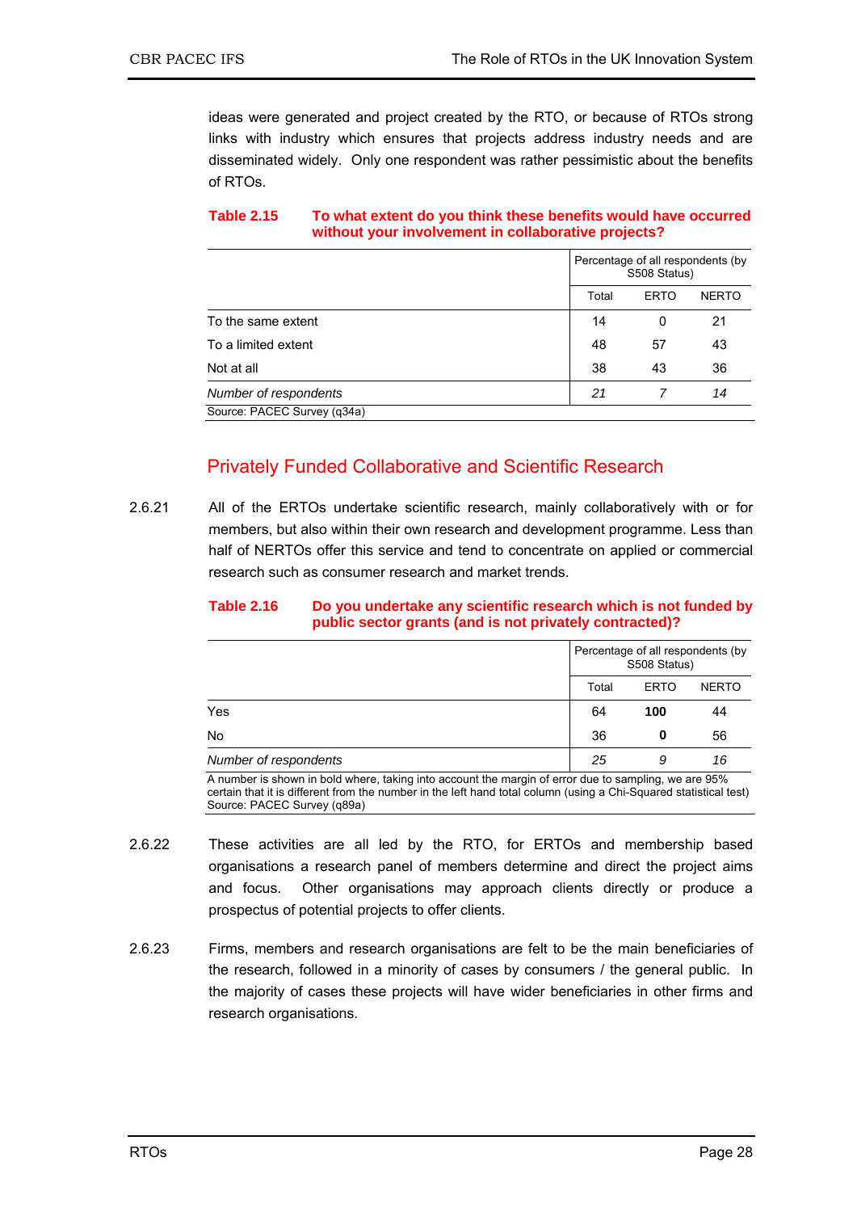ideas were generated and project created by the RTO, or because of RTOs strong links with industry which ensures that projects address industry needs and are disseminated widely. Only one respondent was rather pessimistic about the benefits of RTOs.

**Table 2.15 To what extent do you think these benefits would have occurred without your involvement in collaborative projects?**

| | Percentage of all respondents (by S508 Status) | | |
|---|---|---|---|
| | Total | ERTO | NERTO |
| To the same extent | 14 | 0 | 21 |
| To a limited extent | 48 | 57 | 43 |
| Not at all | 38 | 43 | 36 |
| *Number of respondents* | *21* | *7* | *14* |

Source: PACEC Survey (q34a)

## Privately Funded Collaborative and Scientific Research

2.6.21 All of the ERTOs undertake scientific research, mainly collaboratively with or for members, but also within their own research and development programme. Less than half of NERTOs offer this service and tend to concentrate on applied or commercial research such as consumer research and market trends.

**Table 2.16 Do you undertake any scientific research which is not funded by public sector grants (and is not privately contracted)?**

| | Percentage of all respondents (by S508 Status) | | |
|---|---|---|---|
| | Total | ERTO | NERTO |
| Yes | 64 | **100** | 44 |
| No | 36 | **0** | 56 |
| *Number of respondents* | *25* | *9* | *16* |

A number is shown in bold where, taking into account the margin of error due to sampling, we are 95% certain that it is different from the number in the left hand total column (using a Chi-Squared statistical test)
Source: PACEC Survey (q89a)

2.6.22 These activities are all led by the RTO, for ERTOs and membership based organisations a research panel of members determine and direct the project aims and focus. Other organisations may approach clients directly or produce a prospectus of potential projects to offer clients.

2.6.23 Firms, members and research organisations are felt to be the main beneficiaries of the research, followed in a minority of cases by consumers / the general public. In the majority of cases these projects will have wider beneficiaries in other firms and research organisations.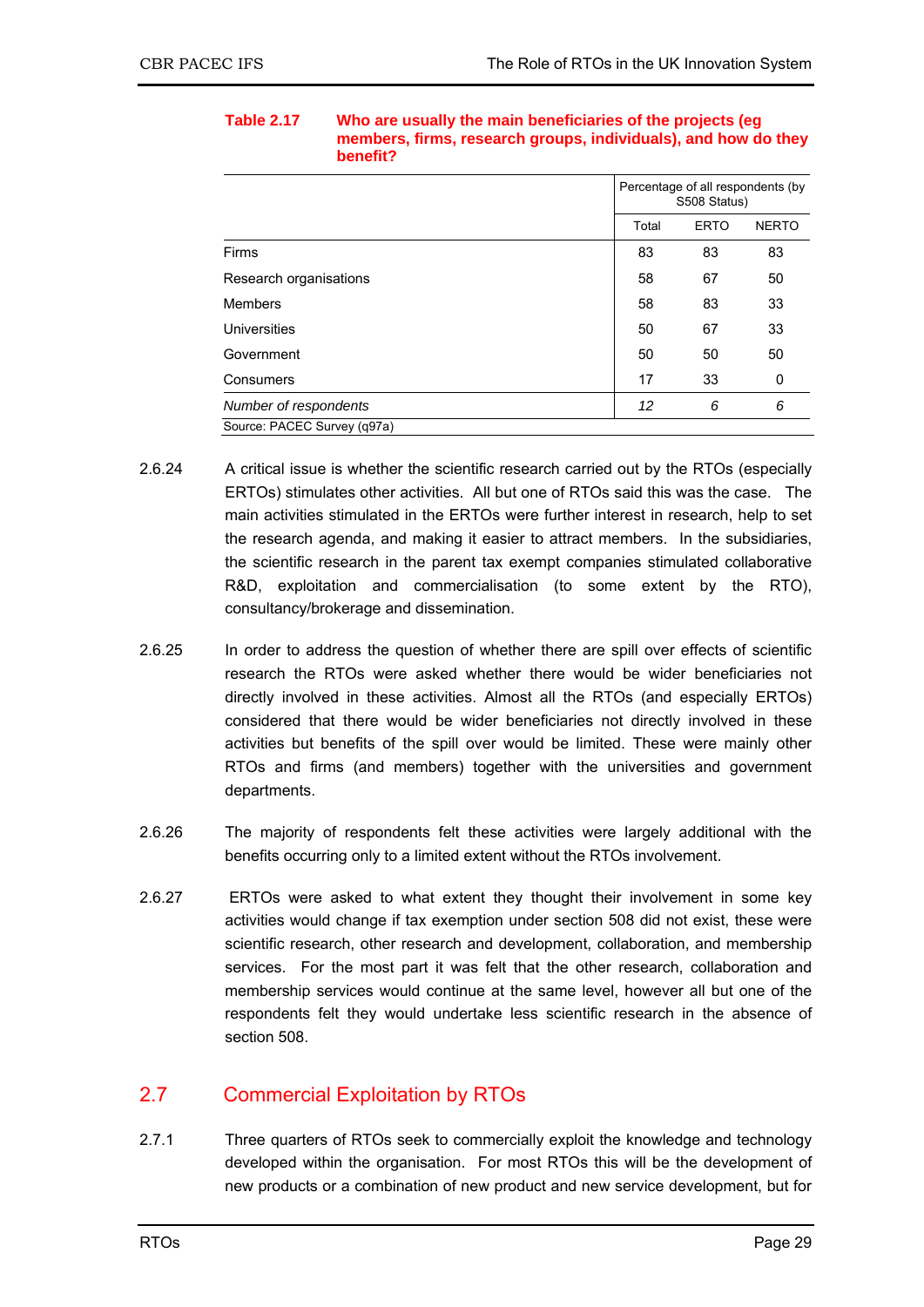**Table 2.17 Who are usually the main beneficiaries of the projects (eg members, firms, research groups, individuals), and how do they benefit?**

| | Percentage of all respondents (by S508 Status) | | |
|---|---|---|---|
| | Total | ERTO | NERTO |
| Firms | 83 | 83 | 83 |
| Research organisations | 58 | 67 | 50 |
| Members | 58 | 83 | 33 |
| Universities | 50 | 67 | 33 |
| Government | 50 | 50 | 50 |
| Consumers | 17 | 33 | 0 |
| *Number of respondents* | *12* | *6* | *6* |

Source: PACEC Survey (q97a)

2.6.24 A critical issue is whether the scientific research carried out by the RTOs (especially ERTOs) stimulates other activities. All but one of RTOs said this was the case. The main activities stimulated in the ERTOs were further interest in research, help to set the research agenda, and making it easier to attract members. In the subsidiaries, the scientific research in the parent tax exempt companies stimulated collaborative R&D, exploitation and commercialisation (to some extent by the RTO), consultancy/brokerage and dissemination.

2.6.25 In order to address the question of whether there are spill over effects of scientific research the RTOs were asked whether there would be wider beneficiaries not directly involved in these activities. Almost all the RTOs (and especially ERTOs) considered that there would be wider beneficiaries not directly involved in these activities but benefits of the spill over would be limited. These were mainly other RTOs and firms (and members) together with the universities and government departments.

2.6.26 The majority of respondents felt these activities were largely additional with the benefits occurring only to a limited extent without the RTOs involvement.

2.6.27 ERTOs were asked to what extent they thought their involvement in some key activities would change if tax exemption under section 508 did not exist, these were scientific research, other research and development, collaboration, and membership services. For the most part it was felt that the other research, collaboration and membership services would continue at the same level, however all but one of the respondents felt they would undertake less scientific research in the absence of section 508.

## 2.7 Commercial Exploitation by RTOs

2.7.1 Three quarters of RTOs seek to commercially exploit the knowledge and technology developed within the organisation. For most RTOs this will be the development of new products or a combination of new product and new service development, but for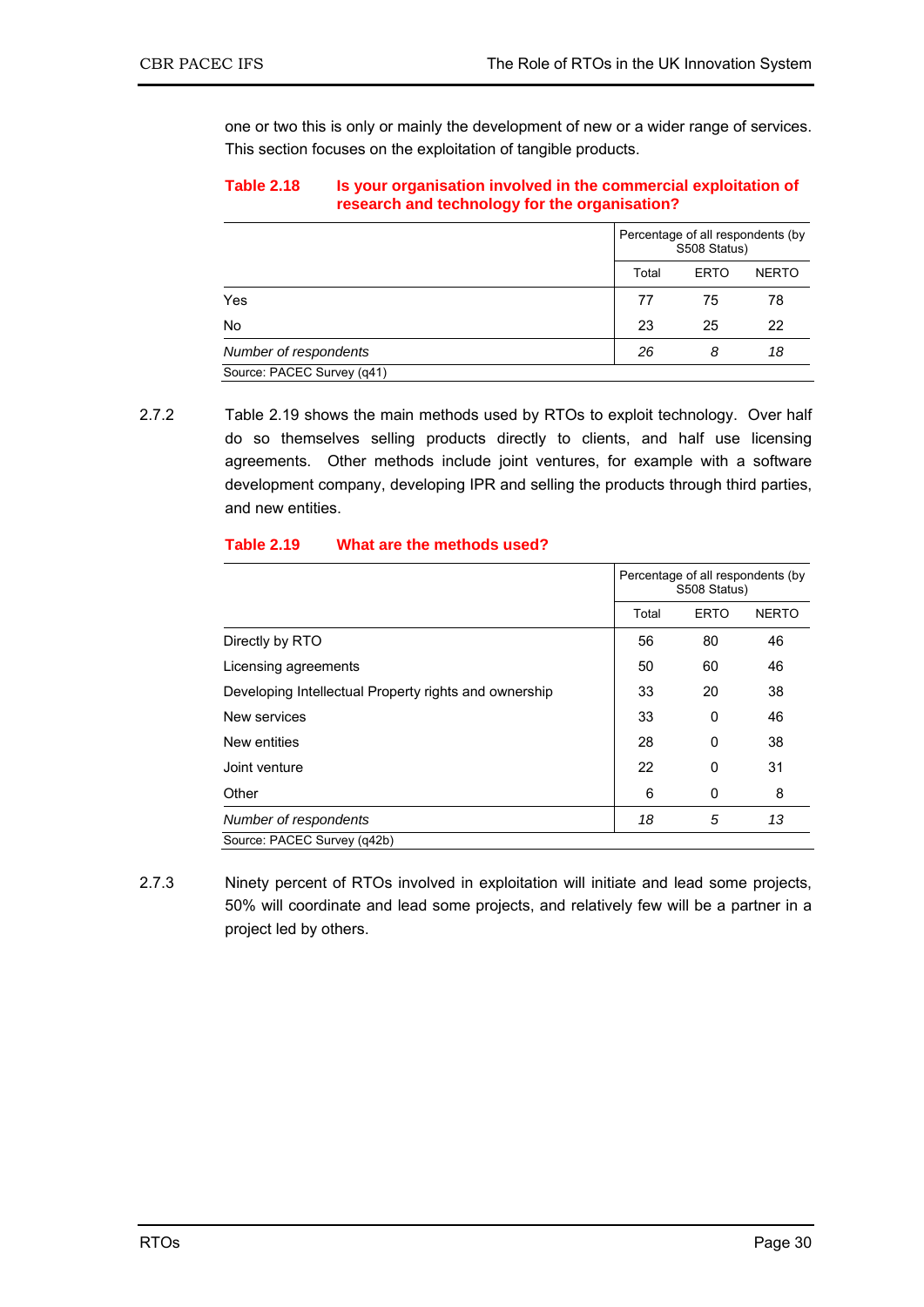one or two this is only or mainly the development of new or a wider range of services. This section focuses on the exploitation of tangible products.

**Table 2.18 Is your organisation involved in the commercial exploitation of research and technology for the organisation?**

| | Percentage of all respondents (by S508 Status) | | |
|---|---|---|---|
| | Total | ERTO | NERTO |
| Yes | 77 | 75 | 78 |
| No | 23 | 25 | 22 |
| *Number of respondents* | *26* | *8* | *18* |

Source: PACEC Survey (q41)

2.7.2 Table 2.19 shows the main methods used by RTOs to exploit technology. Over half do so themselves selling products directly to clients, and half use licensing agreements. Other methods include joint ventures, for example with a software development company, developing IPR and selling the products through third parties, and new entities.

**Table 2.19 What are the methods used?**

| | Percentage of all respondents (by S508 Status) | | |
|---|---|---|---|
| | Total | ERTO | NERTO |
| Directly by RTO | 56 | 80 | 46 |
| Licensing agreements | 50 | 60 | 46 |
| Developing Intellectual Property rights and ownership | 33 | 20 | 38 |
| New services | 33 | 0 | 46 |
| New entities | 28 | 0 | 38 |
| Joint venture | 22 | 0 | 31 |
| Other | 6 | 0 | 8 |
| *Number of respondents* | *18* | *5* | *13* |

Source: PACEC Survey (q42b)

2.7.3 Ninety percent of RTOs involved in exploitation will initiate and lead some projects, 50% will coordinate and lead some projects, and relatively few will be a partner in a project led by others.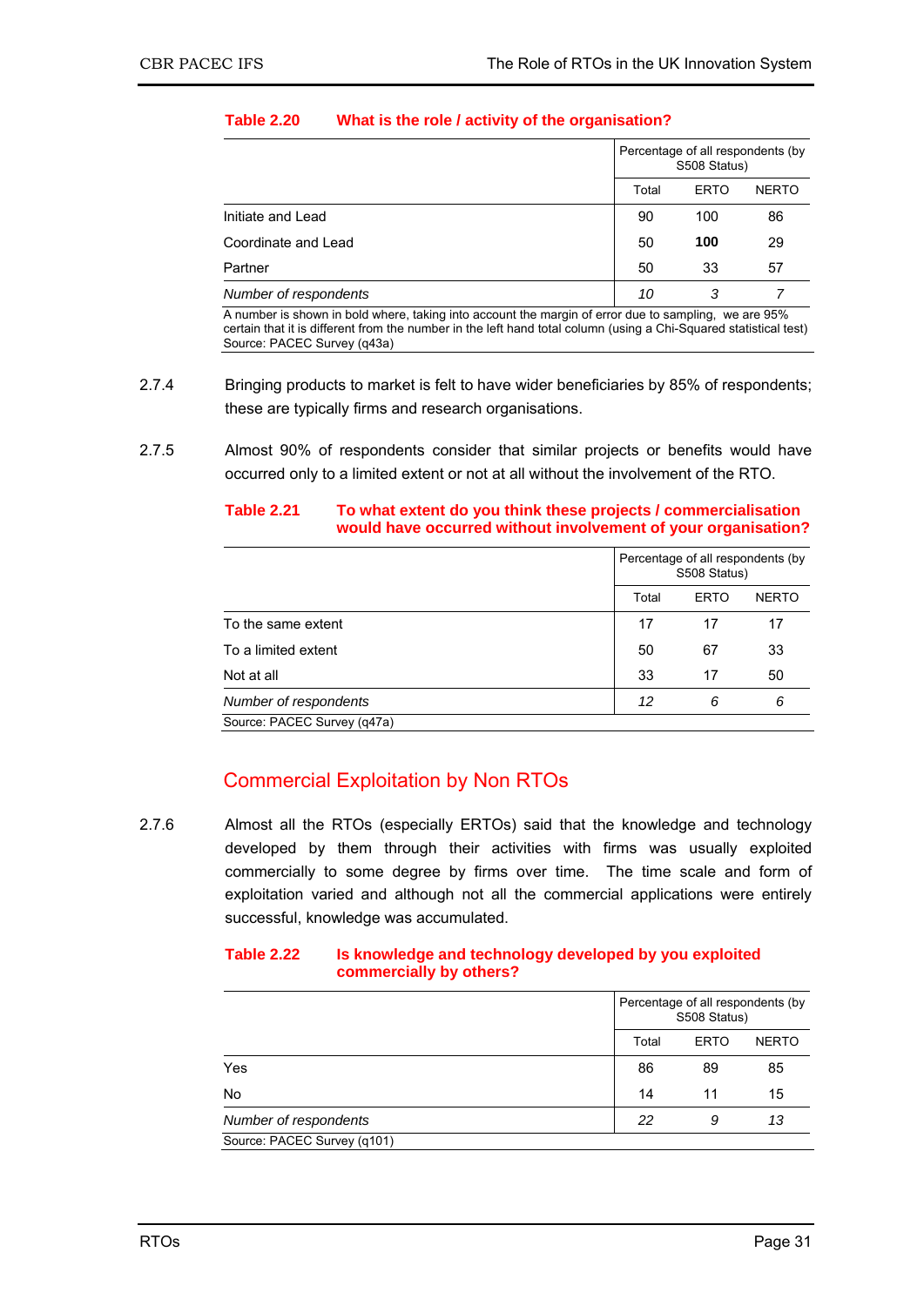**Table 2.20 What is the role / activity of the organisation?**

| | Percentage of all respondents (by S508 Status) | | |
|---|---|---|---|
| | Total | ERTO | NERTO |
| Initiate and Lead | 90 | 100 | 86 |
| Coordinate and Lead | 50 | **100** | 29 |
| Partner | 50 | 33 | 57 |
| *Number of respondents* | *10* | *3* | *7* |

A number is shown in bold where, taking into account the margin of error due to sampling, we are 95% certain that it is different from the number in the left hand total column (using a Chi-Squared statistical test)
Source: PACEC Survey (q43a)

2.7.4 Bringing products to market is felt to have wider beneficiaries by 85% of respondents; these are typically firms and research organisations.

2.7.5 Almost 90% of respondents consider that similar projects or benefits would have occurred only to a limited extent or not at all without the involvement of the RTO.

**Table 2.21 To what extent do you think these projects / commercialisation would have occurred without involvement of your organisation?**

| | Percentage of all respondents (by S508 Status) | | |
|---|---|---|---|
| | Total | ERTO | NERTO |
| To the same extent | 17 | 17 | 17 |
| To a limited extent | 50 | 67 | 33 |
| Not at all | 33 | 17 | 50 |
| *Number of respondents* | *12* | *6* | *6* |

Source: PACEC Survey (q47a)

## Commercial Exploitation by Non RTOs

2.7.6 Almost all the RTOs (especially ERTOs) said that the knowledge and technology developed by them through their activities with firms was usually exploited commercially to some degree by firms over time. The time scale and form of exploitation varied and although not all the commercial applications were entirely successful, knowledge was accumulated.

**Table 2.22 Is knowledge and technology developed by you exploited commercially by others?**

| | Percentage of all respondents (by S508 Status) | | |
|---|---|---|---|
| | Total | ERTO | NERTO |
| Yes | 86 | 89 | 85 |
| No | 14 | 11 | 15 |
| *Number of respondents* | *22* | *9* | *13* |

Source: PACEC Survey (q101)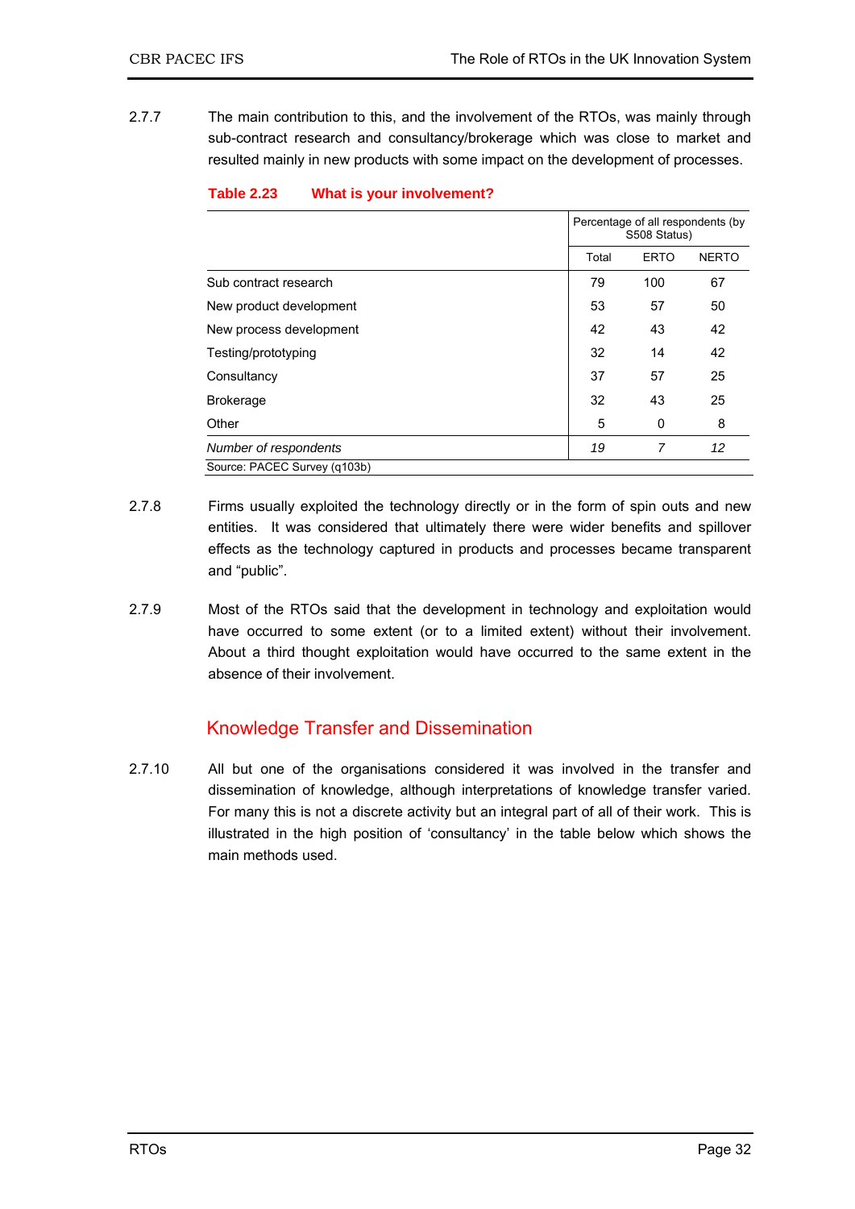2.7.7 The main contribution to this, and the involvement of the RTOs, was mainly through sub-contract research and consultancy/brokerage which was close to market and resulted mainly in new products with some impact on the development of processes.

**Table 2.23 What is your involvement?**

| | Percentage of all respondents (by S508 Status) | | |
|---|---|---|---|
| | Total | ERTO | NERTO |
| Sub contract research | 79 | 100 | 67 |
| New product development | 53 | 57 | 50 |
| New process development | 42 | 43 | 42 |
| Testing/prototyping | 32 | 14 | 42 |
| Consultancy | 37 | 57 | 25 |
| Brokerage | 32 | 43 | 25 |
| Other | 5 | 0 | 8 |
| *Number of respondents* | *19* | *7* | *12* |

Source: PACEC Survey (q103b)

2.7.8 Firms usually exploited the technology directly or in the form of spin outs and new entities. It was considered that ultimately there were wider benefits and spillover effects as the technology captured in products and processes became transparent and "public".

2.7.9 Most of the RTOs said that the development in technology and exploitation would have occurred to some extent (or to a limited extent) without their involvement. About a third thought exploitation would have occurred to the same extent in the absence of their involvement.

## Knowledge Transfer and Dissemination

2.7.10 All but one of the organisations considered it was involved in the transfer and dissemination of knowledge, although interpretations of knowledge transfer varied. For many this is not a discrete activity but an integral part of all of their work. This is illustrated in the high position of 'consultancy' in the table below which shows the main methods used.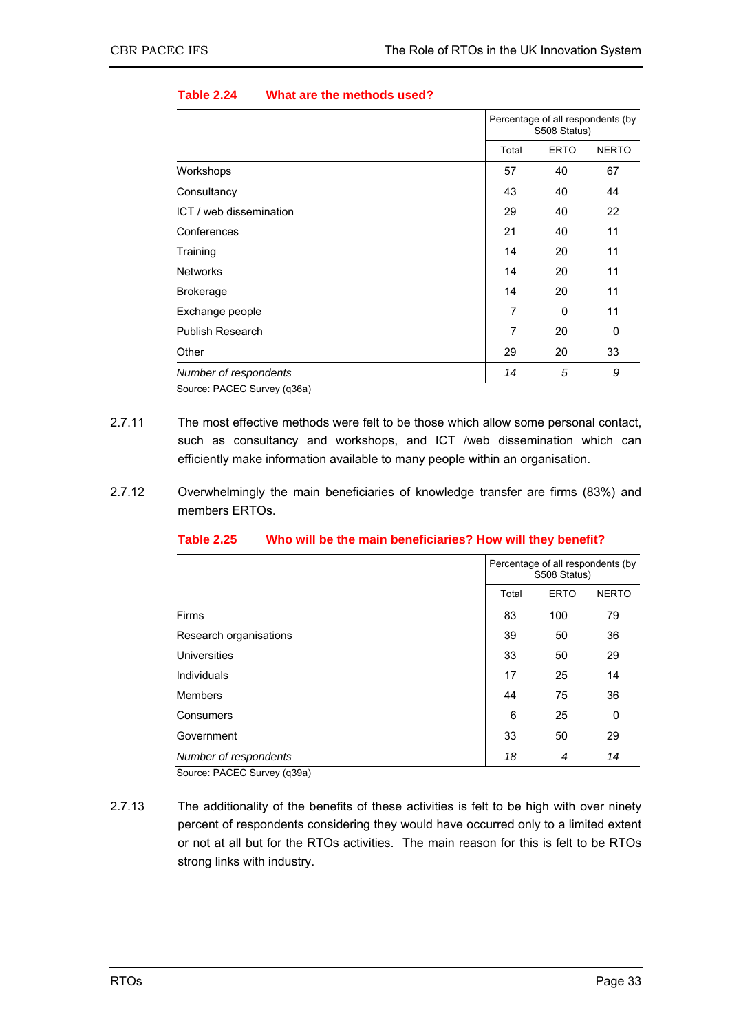**Table 2.24 What are the methods used?**

| | Percentage of all respondents (by S508 Status) | | |
|---|---|---|---|
| | Total | ERTO | NERTO |
| Workshops | 57 | 40 | 67 |
| Consultancy | 43 | 40 | 44 |
| ICT / web dissemination | 29 | 40 | 22 |
| Conferences | 21 | 40 | 11 |
| Training | 14 | 20 | 11 |
| Networks | 14 | 20 | 11 |
| Brokerage | 14 | 20 | 11 |
| Exchange people | 7 | 0 | 11 |
| Publish Research | 7 | 20 | 0 |
| Other | 29 | 20 | 33 |
| *Number of respondents* | *14* | *5* | *9* |

Source: PACEC Survey (q36a)

2.7.11 The most effective methods were felt to be those which allow some personal contact, such as consultancy and workshops, and ICT /web dissemination which can efficiently make information available to many people within an organisation.

2.7.12 Overwhelmingly the main beneficiaries of knowledge transfer are firms (83%) and members ERTOs.

**Table 2.25 Who will be the main beneficiaries? How will they benefit?**

| | Percentage of all respondents (by S508 Status) | | |
|---|---|---|---|
| | Total | ERTO | NERTO |
| Firms | 83 | 100 | 79 |
| Research organisations | 39 | 50 | 36 |
| Universities | 33 | 50 | 29 |
| Individuals | 17 | 25 | 14 |
| Members | 44 | 75 | 36 |
| Consumers | 6 | 25 | 0 |
| Government | 33 | 50 | 29 |
| *Number of respondents* | *18* | *4* | *14* |

Source: PACEC Survey (q39a)

2.7.13 The additionality of the benefits of these activities is felt to be high with over ninety percent of respondents considering they would have occurred only to a limited extent or not at all but for the RTOs activities. The main reason for this is felt to be RTOs strong links with industry.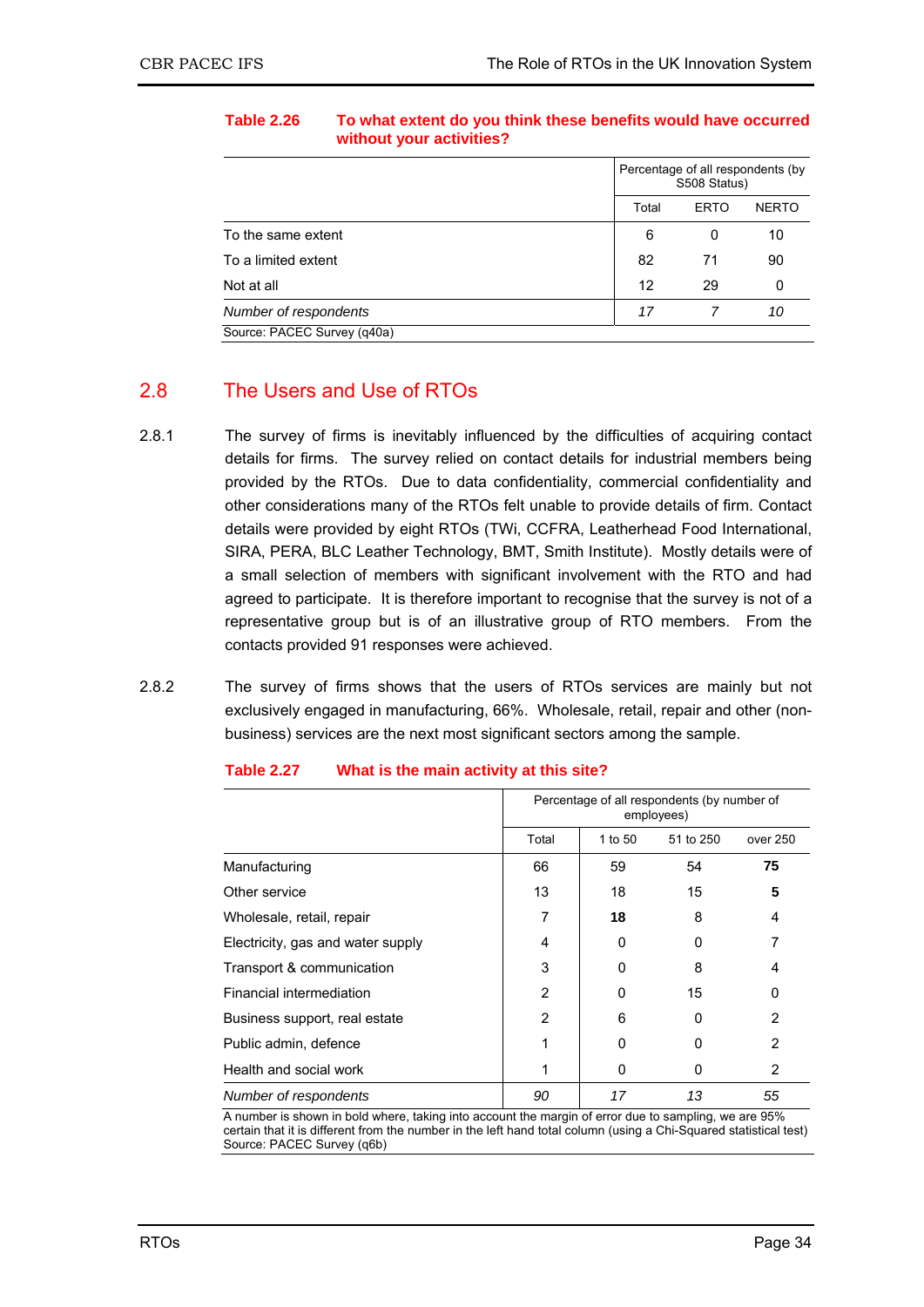**Table 2.26 To what extent do you think these benefits would have occurred without your activities?**

| | Percentage of all respondents (by S508 Status) | | |
|---|---|---|---|
| | Total | ERTO | NERTO |
| To the same extent | 6 | 0 | 10 |
| To a limited extent | 82 | 71 | 90 |
| Not at all | 12 | 29 | 0 |
| *Number of respondents* | *17* | *7* | *10* |

Source: PACEC Survey (q40a)

## 2.8 The Users and Use of RTOs

2.8.1 The survey of firms is inevitably influenced by the difficulties of acquiring contact details for firms. The survey relied on contact details for industrial members being provided by the RTOs. Due to data confidentiality, commercial confidentiality and other considerations many of the RTOs felt unable to provide details of firm. Contact details were provided by eight RTOs (TWi, CCFRA, Leatherhead Food International, SIRA, PERA, BLC Leather Technology, BMT, Smith Institute). Mostly details were of a small selection of members with significant involvement with the RTO and had agreed to participate. It is therefore important to recognise that the survey is not of a representative group but is of an illustrative group of RTO members. From the contacts provided 91 responses were achieved.

2.8.2 The survey of firms shows that the users of RTOs services are mainly but not exclusively engaged in manufacturing, 66%. Wholesale, retail, repair and other (non-business) services are the next most significant sectors among the sample.

**Table 2.27 What is the main activity at this site?**

| | Percentage of all respondents (by number of employees) | | | |
|---|---|---|---|---|
| | Total | 1 to 50 | 51 to 250 | over 250 |
| Manufacturing | 66 | 59 | 54 | **75** |
| Other service | 13 | 18 | 15 | **5** |
| Wholesale, retail, repair | 7 | **18** | 8 | 4 |
| Electricity, gas and water supply | 4 | 0 | 0 | 7 |
| Transport & communication | 3 | 0 | 8 | 4 |
| Financial intermediation | 2 | 0 | 15 | 0 |
| Business support, real estate | 2 | 6 | 0 | 2 |
| Public admin, defence | 1 | 0 | 0 | 2 |
| Health and social work | 1 | 0 | 0 | 2 |
| *Number of respondents* | *90* | *17* | *13* | *55* |

A number is shown in bold where, taking into account the margin of error due to sampling, we are 95% certain that it is different from the number in the left hand total column (using a Chi-Squared statistical test)
Source: PACEC Survey (q6b)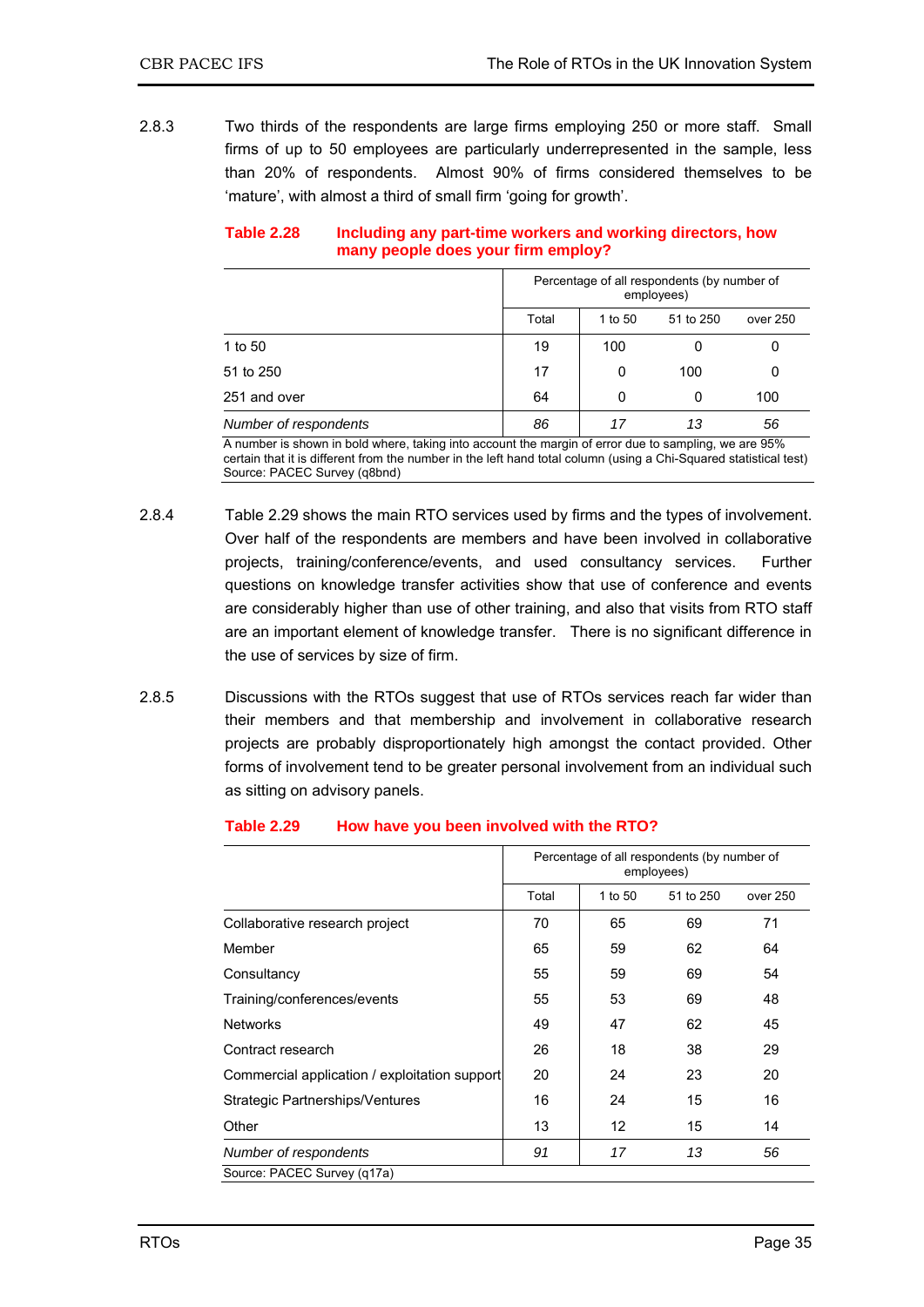2.8.3 Two thirds of the respondents are large firms employing 250 or more staff. Small firms of up to 50 employees are particularly underrepresented in the sample, less than 20% of respondents. Almost 90% of firms considered themselves to be 'mature', with almost a third of small firm 'going for growth'.

**Table 2.28 Including any part-time workers and working directors, how many people does your firm employ?**

| | Percentage of all respondents (by number of employees) | | | |
|---|---|---|---|---|
| | Total | 1 to 50 | 51 to 250 | over 250 |
| 1 to 50 | 19 | 100 | 0 | 0 |
| 51 to 250 | 17 | 0 | 100 | 0 |
| 251 and over | 64 | 0 | 0 | 100 |
| *Number of respondents* | *86* | *17* | *13* | *56* |

A number is shown in bold where, taking into account the margin of error due to sampling, we are 95% certain that it is different from the number in the left hand total column (using a Chi-Squared statistical test)
Source: PACEC Survey (q8bnd)

2.8.4 Table 2.29 shows the main RTO services used by firms and the types of involvement. Over half of the respondents are members and have been involved in collaborative projects, training/conference/events, and used consultancy services. Further questions on knowledge transfer activities show that use of conference and events are considerably higher than use of other training, and also that visits from RTO staff are an important element of knowledge transfer. There is no significant difference in the use of services by size of firm.

2.8.5 Discussions with the RTOs suggest that use of RTOs services reach far wider than their members and that membership and involvement in collaborative research projects are probably disproportionately high amongst the contact provided. Other forms of involvement tend to be greater personal involvement from an individual such as sitting on advisory panels.

**Table 2.29 How have you been involved with the RTO?**

| | Percentage of all respondents (by number of employees) | | | |
|---|---|---|---|---|
| | Total | 1 to 50 | 51 to 250 | over 250 |
| Collaborative research project | 70 | 65 | 69 | 71 |
| Member | 65 | 59 | 62 | 64 |
| Consultancy | 55 | 59 | 69 | 54 |
| Training/conferences/events | 55 | 53 | 69 | 48 |
| Networks | 49 | 47 | 62 | 45 |
| Contract research | 26 | 18 | 38 | 29 |
| Commercial application / exploitation support | 20 | 24 | 23 | 20 |
| Strategic Partnerships/Ventures | 16 | 24 | 15 | 16 |
| Other | 13 | 12 | 15 | 14 |
| *Number of respondents* | *91* | *17* | *13* | *56* |

Source: PACEC Survey (q17a)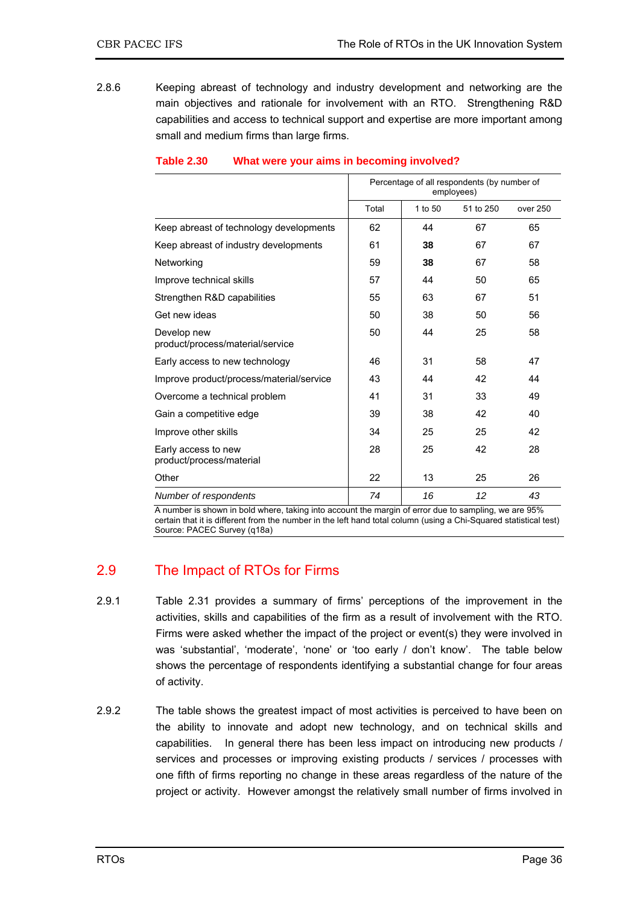2.8.6 Keeping abreast of technology and industry development and networking are the main objectives and rationale for involvement with an RTO. Strengthening R&D capabilities and access to technical support and expertise are more important among small and medium firms than large firms.

**Table 2.30 What were your aims in becoming involved?**

| | Percentage of all respondents (by number of employees) | | | |
|---|---|---|---|---|
| | Total | 1 to 50 | 51 to 250 | over 250 |
| Keep abreast of technology developments | 62 | 44 | 67 | 65 |
| Keep abreast of industry developments | 61 | **38** | 67 | 67 |
| Networking | 59 | **38** | 67 | 58 |
| Improve technical skills | 57 | 44 | 50 | 65 |
| Strengthen R&D capabilities | 55 | 63 | 67 | 51 |
| Get new ideas | 50 | 38 | 50 | 56 |
| Develop new product/process/material/service | 50 | 44 | 25 | 58 |
| Early access to new technology | 46 | 31 | 58 | 47 |
| Improve product/process/material/service | 43 | 44 | 42 | 44 |
| Overcome a technical problem | 41 | 31 | 33 | 49 |
| Gain a competitive edge | 39 | 38 | 42 | 40 |
| Improve other skills | 34 | 25 | 25 | 42 |
| Early access to new product/process/material | 28 | 25 | 42 | 28 |
| Other | 22 | 13 | 25 | 26 |
| *Number of respondents* | *74* | *16* | *12* | *43* |

A number is shown in bold where, taking into account the margin of error due to sampling, we are 95% certain that it is different from the number in the left hand total column (using a Chi-Squared statistical test)
Source: PACEC Survey (q18a)

## 2.9 The Impact of RTOs for Firms

2.9.1 Table 2.31 provides a summary of firms' perceptions of the improvement in the activities, skills and capabilities of the firm as a result of involvement with the RTO. Firms were asked whether the impact of the project or event(s) they were involved in was 'substantial', 'moderate', 'none' or 'too early / don't know'. The table below shows the percentage of respondents identifying a substantial change for four areas of activity.

2.9.2 The table shows the greatest impact of most activities is perceived to have been on the ability to innovate and adopt new technology, and on technical skills and capabilities. In general there has been less impact on introducing new products / services and processes or improving existing products / services / processes with one fifth of firms reporting no change in these areas regardless of the nature of the project or activity. However amongst the relatively small number of firms involved in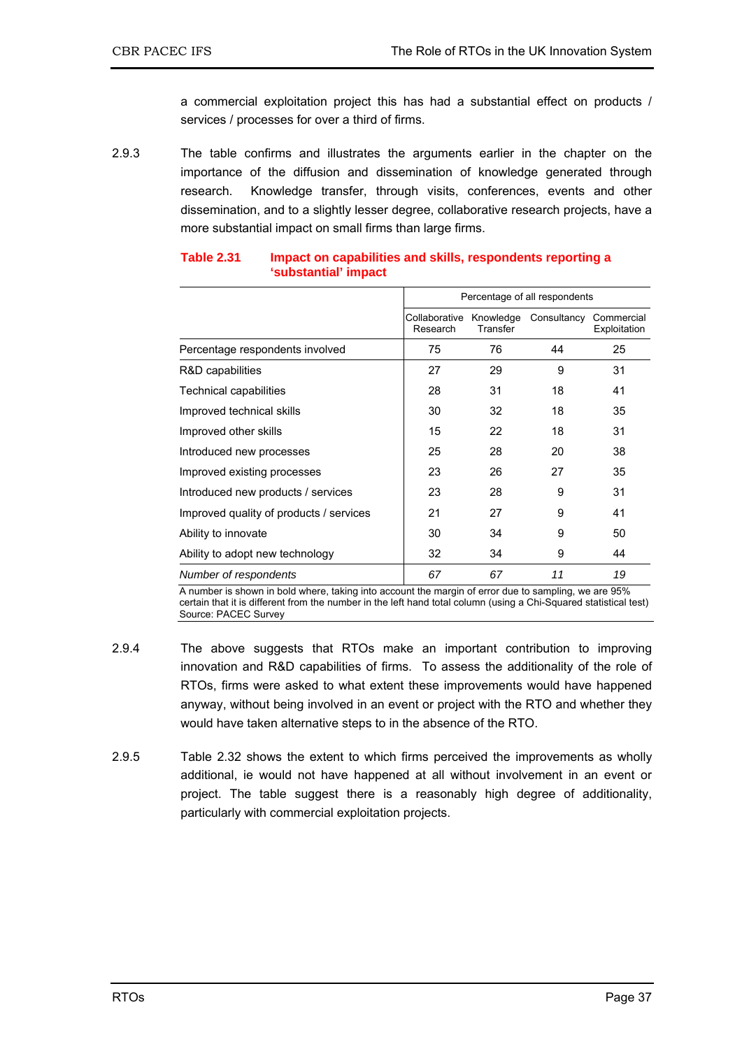a commercial exploitation project this has had a substantial effect on products / services / processes for over a third of firms.

2.9.3 The table confirms and illustrates the arguments earlier in the chapter on the importance of the diffusion and dissemination of knowledge generated through research. Knowledge transfer, through visits, conferences, events and other dissemination, and to a slightly lesser degree, collaborative research projects, have a more substantial impact on small firms than large firms.

**Table 2.31 Impact on capabilities and skills, respondents reporting a 'substantial' impact**

| | Percentage of all respondents | | | |
|---|---|---|---|---|
| | Collaborative Research | Knowledge Transfer | Consultancy | Commercial Exploitation |
| Percentage respondents involved | 75 | 76 | 44 | 25 |
| R&D capabilities | 27 | 29 | 9 | 31 |
| Technical capabilities | 28 | 31 | 18 | 41 |
| Improved technical skills | 30 | 32 | 18 | 35 |
| Improved other skills | 15 | 22 | 18 | 31 |
| Introduced new processes | 25 | 28 | 20 | 38 |
| Improved existing processes | 23 | 26 | 27 | 35 |
| Introduced new products / services | 23 | 28 | 9 | 31 |
| Improved quality of products / services | 21 | 27 | 9 | 41 |
| Ability to innovate | 30 | 34 | 9 | 50 |
| Ability to adopt new technology | 32 | 34 | 9 | 44 |
| *Number of respondents* | *67* | *67* | *11* | *19* |

A number is shown in bold where, taking into account the margin of error due to sampling, we are 95% certain that it is different from the number in the left hand total column (using a Chi-Squared statistical test)
Source: PACEC Survey

2.9.4 The above suggests that RTOs make an important contribution to improving innovation and R&D capabilities of firms. To assess the additionality of the role of RTOs, firms were asked to what extent these improvements would have happened anyway, without being involved in an event or project with the RTO and whether they would have taken alternative steps to in the absence of the RTO.

2.9.5 Table 2.32 shows the extent to which firms perceived the improvements as wholly additional, ie would not have happened at all without involvement in an event or project. The table suggest there is a reasonably high degree of additionality, particularly with commercial exploitation projects.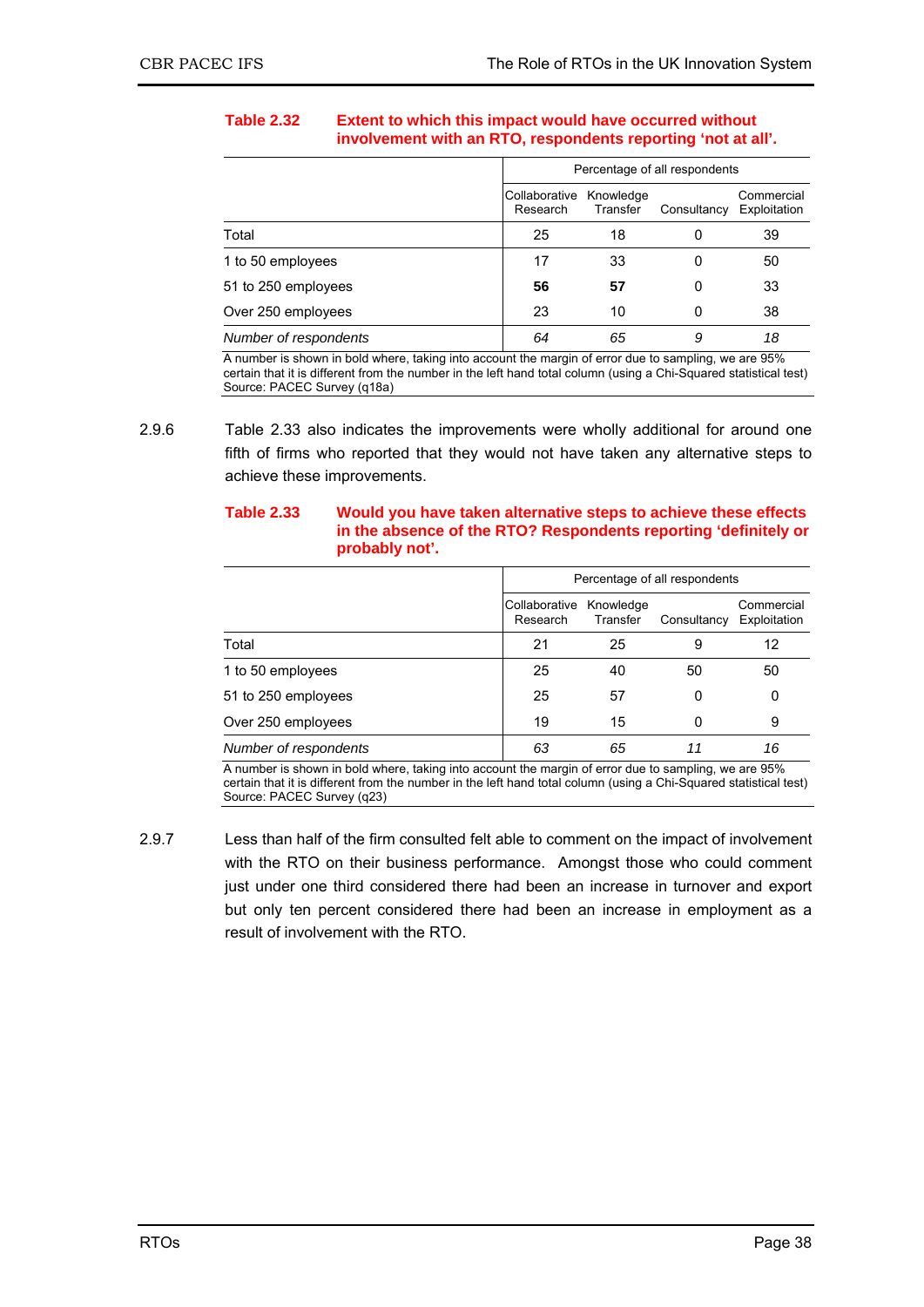**Table 2.32 Extent to which this impact would have occurred without involvement with an RTO, respondents reporting 'not at all'.**

| | Percentage of all respondents | | | |
|---|---|---|---|---|
| | Collaborative Research | Knowledge Transfer | Consultancy | Commercial Exploitation |
| Total | 25 | 18 | 0 | 39 |
| 1 to 50 employees | 17 | 33 | 0 | 50 |
| 51 to 250 employees | **56** | **57** | 0 | 33 |
| Over 250 employees | 23 | 10 | 0 | 38 |
| *Number of respondents* | *64* | *65* | *9* | *18* |

A number is shown in bold where, taking into account the margin of error due to sampling, we are 95% certain that it is different from the number in the left hand total column (using a Chi-Squared statistical test)
Source: PACEC Survey (q18a)

2.9.6 Table 2.33 also indicates the improvements were wholly additional for around one fifth of firms who reported that they would not have taken any alternative steps to achieve these improvements.

**Table 2.33 Would you have taken alternative steps to achieve these effects in the absence of the RTO? Respondents reporting 'definitely or probably not'.**

| | Percentage of all respondents | | | |
|---|---|---|---|---|
| | Collaborative Research | Knowledge Transfer | Consultancy | Commercial Exploitation |
| Total | 21 | 25 | 9 | 12 |
| 1 to 50 employees | 25 | 40 | 50 | 50 |
| 51 to 250 employees | 25 | 57 | 0 | 0 |
| Over 250 employees | 19 | 15 | 0 | 9 |
| *Number of respondents* | *63* | *65* | *11* | *16* |

A number is shown in bold where, taking into account the margin of error due to sampling, we are 95% certain that it is different from the number in the left hand total column (using a Chi-Squared statistical test)
Source: PACEC Survey (q23)

2.9.7 Less than half of the firm consulted felt able to comment on the impact of involvement with the RTO on their business performance. Amongst those who could comment just under one third considered there had been an increase in turnover and export but only ten percent considered there had been an increase in employment as a result of involvement with the RTO.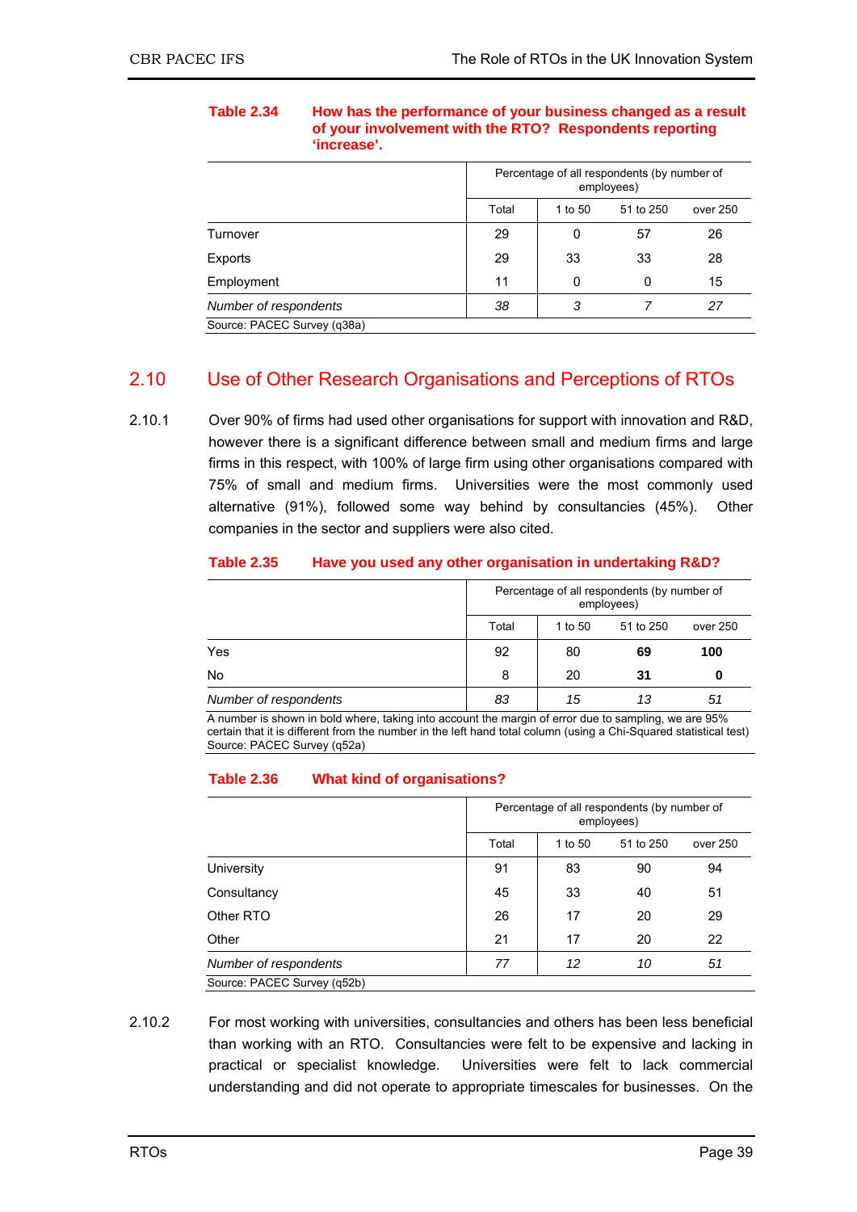**Table 2.34 How has the performance of your business changed as a result of your involvement with the RTO? Respondents reporting 'increase'.**

| | Percentage of all respondents (by number of employees) | | | |
|---|---|---|---|---|
| | Total | 1 to 50 | 51 to 250 | over 250 |
| Turnover | 29 | 0 | 57 | 26 |
| Exports | 29 | 33 | 33 | 28 |
| Employment | 11 | 0 | 0 | 15 |
| *Number of respondents* | *38* | *3* | *7* | *27* |

Source: PACEC Survey (q38a)

## 2.10 Use of Other Research Organisations and Perceptions of RTOs

2.10.1 Over 90% of firms had used other organisations for support with innovation and R&D, however there is a significant difference between small and medium firms and large firms in this respect, with 100% of large firm using other organisations compared with 75% of small and medium firms. Universities were the most commonly used alternative (91%), followed some way behind by consultancies (45%). Other companies in the sector and suppliers were also cited.

**Table 2.35 Have you used any other organisation in undertaking R&D?**

| | Percentage of all respondents (by number of employees) | | | |
|---|---|---|---|---|
| | Total | 1 to 50 | 51 to 250 | over 250 |
| Yes | 92 | 80 | **69** | **100** |
| No | 8 | 20 | **31** | **0** |
| *Number of respondents* | *83* | *15* | *13* | *51* |

A number is shown in bold where, taking into account the margin of error due to sampling, we are 95% certain that it is different from the number in the left hand total column (using a Chi-Squared statistical test)
Source: PACEC Survey (q52a)

**Table 2.36 What kind of organisations?**

| | Percentage of all respondents (by number of employees) | | | |
|---|---|---|---|---|
| | Total | 1 to 50 | 51 to 250 | over 250 |
| University | 91 | 83 | 90 | 94 |
| Consultancy | 45 | 33 | 40 | 51 |
| Other RTO | 26 | 17 | 20 | 29 |
| Other | 21 | 17 | 20 | 22 |
| *Number of respondents* | *77* | *12* | *10* | *51* |

Source: PACEC Survey (q52b)

2.10.2 For most working with universities, consultancies and others has been less beneficial than working with an RTO. Consultancies were felt to be expensive and lacking in practical or specialist knowledge. Universities were felt to lack commercial understanding and did not operate to appropriate timescales for businesses. On the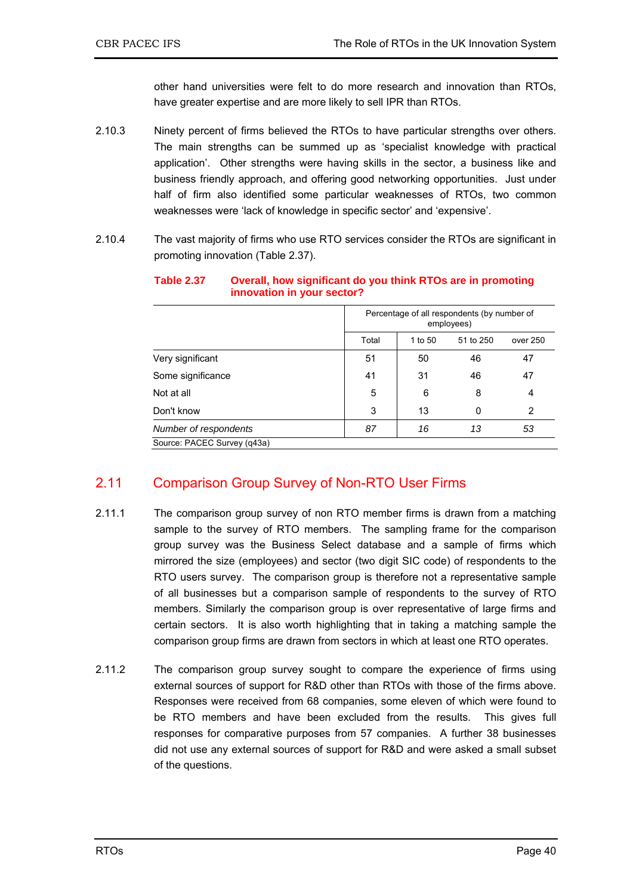other hand universities were felt to do more research and innovation than RTOs, have greater expertise and are more likely to sell IPR than RTOs.

2.10.3 Ninety percent of firms believed the RTOs to have particular strengths over others. The main strengths can be summed up as 'specialist knowledge with practical application'. Other strengths were having skills in the sector, a business like and business friendly approach, and offering good networking opportunities. Just under half of firm also identified some particular weaknesses of RTOs, two common weaknesses were 'lack of knowledge in specific sector' and 'expensive'.

2.10.4 The vast majority of firms who use RTO services consider the RTOs are significant in promoting innovation (Table 2.37).

**Table 2.37 Overall, how significant do you think RTOs are in promoting innovation in your sector?**

| | Percentage of all respondents (by number of employees) | | | |
|---|---|---|---|---|
| | Total | 1 to 50 | 51 to 250 | over 250 |
| Very significant | 51 | 50 | 46 | 47 |
| Some significance | 41 | 31 | 46 | 47 |
| Not at all | 5 | 6 | 8 | 4 |
| Don't know | 3 | 13 | 0 | 2 |
| *Number of respondents* | *87* | *16* | *13* | *53* |

Source: PACEC Survey (q43a)

## 2.11 Comparison Group Survey of Non-RTO User Firms

2.11.1 The comparison group survey of non RTO member firms is drawn from a matching sample to the survey of RTO members. The sampling frame for the comparison group survey was the Business Select database and a sample of firms which mirrored the size (employees) and sector (two digit SIC code) of respondents to the RTO users survey. The comparison group is therefore not a representative sample of all businesses but a comparison sample of respondents to the survey of RTO members. Similarly the comparison group is over representative of large firms and certain sectors. It is also worth highlighting that in taking a matching sample the comparison group firms are drawn from sectors in which at least one RTO operates.

2.11.2 The comparison group survey sought to compare the experience of firms using external sources of support for R&D other than RTOs with those of the firms above. Responses were received from 68 companies, some eleven of which were found to be RTO members and have been excluded from the results. This gives full responses for comparative purposes from 57 companies. A further 38 businesses did not use any external sources of support for R&D and were asked a small subset of the questions.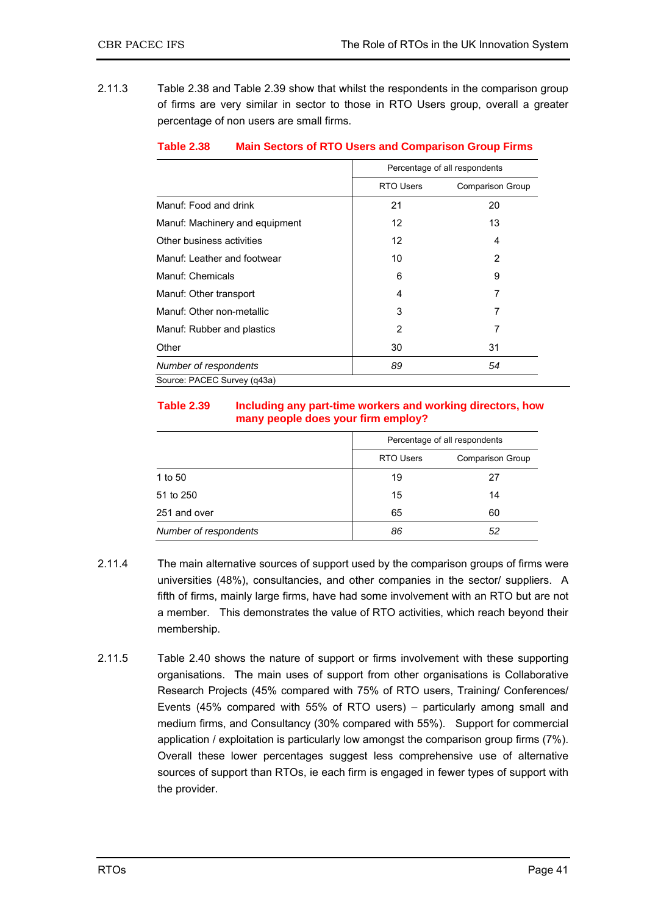2.11.3 Table 2.38 and Table 2.39 show that whilst the respondents in the comparison group of firms are very similar in sector to those in RTO Users group, overall a greater percentage of non users are small firms.

**Table 2.38 Main Sectors of RTO Users and Comparison Group Firms**

| | Percentage of all respondents | |
|---|---|---|
| | RTO Users | Comparison Group |
| Manuf: Food and drink | 21 | 20 |
| Manuf: Machinery and equipment | 12 | 13 |
| Other business activities | 12 | 4 |
| Manuf: Leather and footwear | 10 | 2 |
| Manuf: Chemicals | 6 | 9 |
| Manuf: Other transport | 4 | 7 |
| Manuf: Other non-metallic | 3 | 7 |
| Manuf: Rubber and plastics | 2 | 7 |
| Other | 30 | 31 |
| *Number of respondents* | *89* | *54* |

Source: PACEC Survey (q43a)

**Table 2.39 Including any part-time workers and working directors, how many people does your firm employ?**

| | Percentage of all respondents | |
|---|---|---|
| | RTO Users | Comparison Group |
| 1 to 50 | 19 | 27 |
| 51 to 250 | 15 | 14 |
| 251 and over | 65 | 60 |
| *Number of respondents* | *86* | *52* |

2.11.4 The main alternative sources of support used by the comparison groups of firms were universities (48%), consultancies, and other companies in the sector/ suppliers. A fifth of firms, mainly large firms, have had some involvement with an RTO but are not a member. This demonstrates the value of RTO activities, which reach beyond their membership.

2.11.5 Table 2.40 shows the nature of support or firms involvement with these supporting organisations. The main uses of support from other organisations is Collaborative Research Projects (45% compared with 75% of RTO users, Training/ Conferences/ Events (45% compared with 55% of RTO users) – particularly among small and medium firms, and Consultancy (30% compared with 55%). Support for commercial application / exploitation is particularly low amongst the comparison group firms (7%). Overall these lower percentages suggest less comprehensive use of alternative sources of support than RTOs, ie each firm is engaged in fewer types of support with the provider.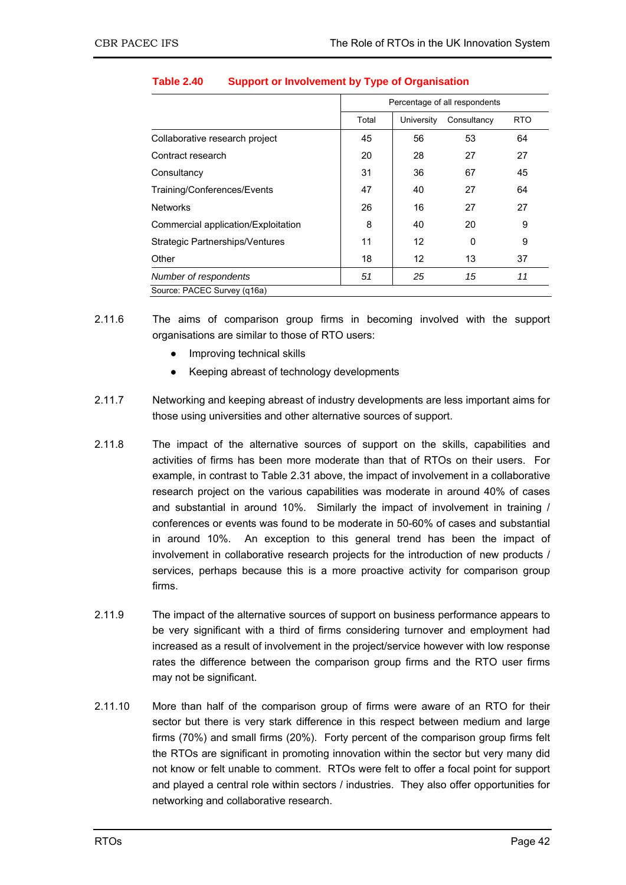**Table 2.40 Support or Involvement by Type of Organisation**

| | Percentage of all respondents | | | |
|---|---|---|---|---|
| | Total | University | Consultancy | RTO |
| Collaborative research project | 45 | 56 | 53 | 64 |
| Contract research | 20 | 28 | 27 | 27 |
| Consultancy | 31 | 36 | 67 | 45 |
| Training/Conferences/Events | 47 | 40 | 27 | 64 |
| Networks | 26 | 16 | 27 | 27 |
| Commercial application/Exploitation | 8 | 40 | 20 | 9 |
| Strategic Partnerships/Ventures | 11 | 12 | 0 | 9 |
| Other | 18 | 12 | 13 | 37 |
| *Number of respondents* | *51* | *25* | *15* | *11* |

Source: PACEC Survey (q16a)

2.11.6 The aims of comparison group firms in becoming involved with the support organisations are similar to those of RTO users:

- Improving technical skills
- Keeping abreast of technology developments

2.11.7 Networking and keeping abreast of industry developments are less important aims for those using universities and other alternative sources of support.

2.11.8 The impact of the alternative sources of support on the skills, capabilities and activities of firms has been more moderate than that of RTOs on their users. For example, in contrast to Table 2.31 above, the impact of involvement in a collaborative research project on the various capabilities was moderate in around 40% of cases and substantial in around 10%. Similarly the impact of involvement in training / conferences or events was found to be moderate in 50-60% of cases and substantial in around 10%. An exception to this general trend has been the impact of involvement in collaborative research projects for the introduction of new products / services, perhaps because this is a more proactive activity for comparison group firms.

2.11.9 The impact of the alternative sources of support on business performance appears to be very significant with a third of firms considering turnover and employment had increased as a result of involvement in the project/service however with low response rates the difference between the comparison group firms and the RTO user firms may not be significant.

2.11.10 More than half of the comparison group of firms were aware of an RTO for their sector but there is very stark difference in this respect between medium and large firms (70%) and small firms (20%). Forty percent of the comparison group firms felt the RTOs are significant in promoting innovation within the sector but very many did not know or felt unable to comment. RTOs were felt to offer a focal point for support and played a central role within sectors / industries. They also offer opportunities for networking and collaborative research.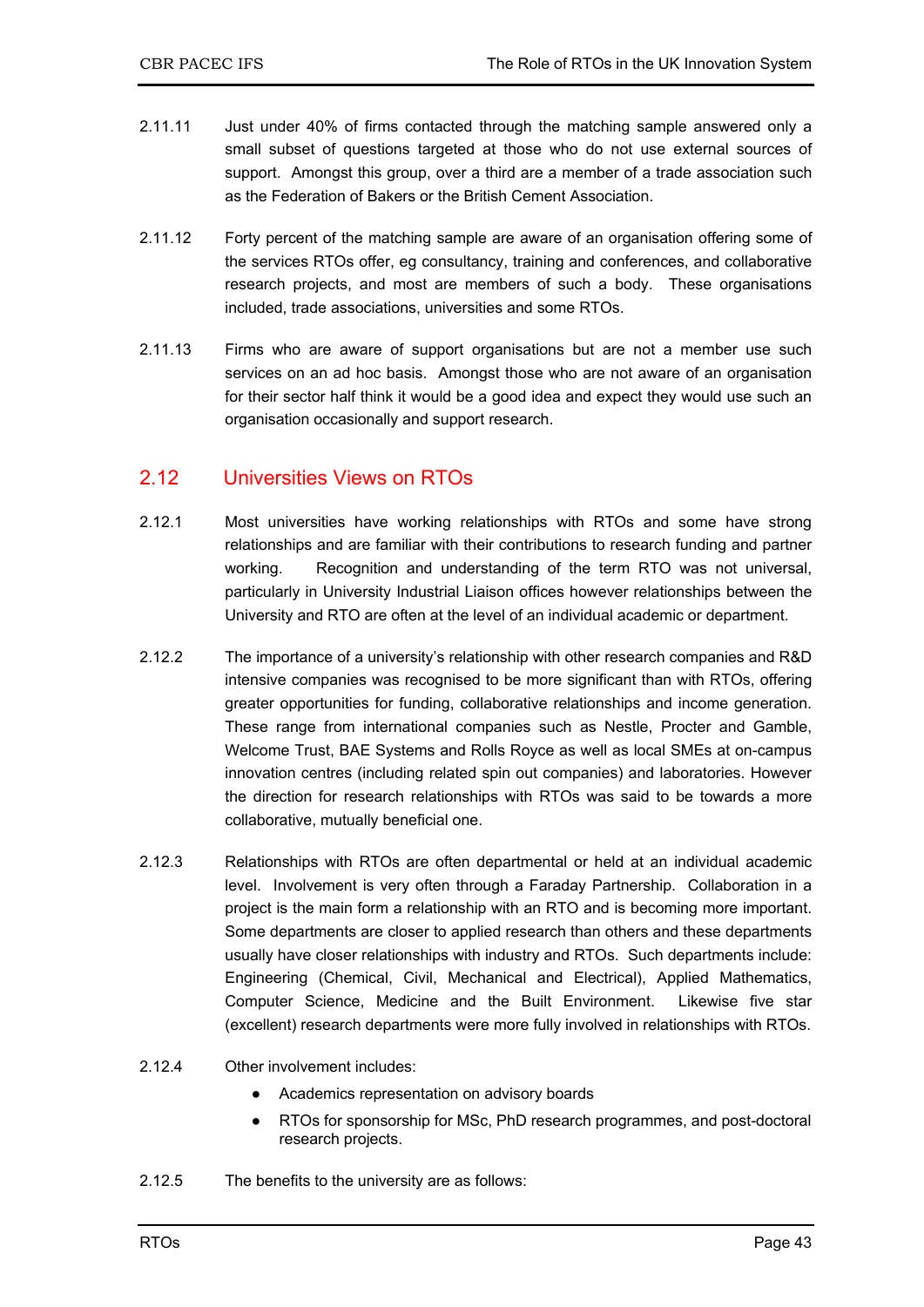2.11.11 Just under 40% of firms contacted through the matching sample answered only a small subset of questions targeted at those who do not use external sources of support. Amongst this group, over a third are a member of a trade association such as the Federation of Bakers or the British Cement Association.

2.11.12 Forty percent of the matching sample are aware of an organisation offering some of the services RTOs offer, eg consultancy, training and conferences, and collaborative research projects, and most are members of such a body. These organisations included, trade associations, universities and some RTOs.

2.11.13 Firms who are aware of support organisations but are not a member use such services on an ad hoc basis. Amongst those who are not aware of an organisation for their sector half think it would be a good idea and expect they would use such an organisation occasionally and support research.

## 2.12 Universities Views on RTOs

2.12.1 Most universities have working relationships with RTOs and some have strong relationships and are familiar with their contributions to research funding and partner working. Recognition and understanding of the term RTO was not universal, particularly in University Industrial Liaison offices however relationships between the University and RTO are often at the level of an individual academic or department.

2.12.2 The importance of a university's relationship with other research companies and R&D intensive companies was recognised to be more significant than with RTOs, offering greater opportunities for funding, collaborative relationships and income generation. These range from international companies such as Nestle, Procter and Gamble, Welcome Trust, BAE Systems and Rolls Royce as well as local SMEs at on-campus innovation centres (including related spin out companies) and laboratories. However the direction for research relationships with RTOs was said to be towards a more collaborative, mutually beneficial one.

2.12.3 Relationships with RTOs are often departmental or held at an individual academic level. Involvement is very often through a Faraday Partnership. Collaboration in a project is the main form a relationship with an RTO and is becoming more important. Some departments are closer to applied research than others and these departments usually have closer relationships with industry and RTOs. Such departments include: Engineering (Chemical, Civil, Mechanical and Electrical), Applied Mathematics, Computer Science, Medicine and the Built Environment. Likewise five star (excellent) research departments were more fully involved in relationships with RTOs.

2.12.4 Other involvement includes:

- Academics representation on advisory boards
- RTOs for sponsorship for MSc, PhD research programmes, and post-doctoral research projects.

2.12.5 The benefits to the university are as follows: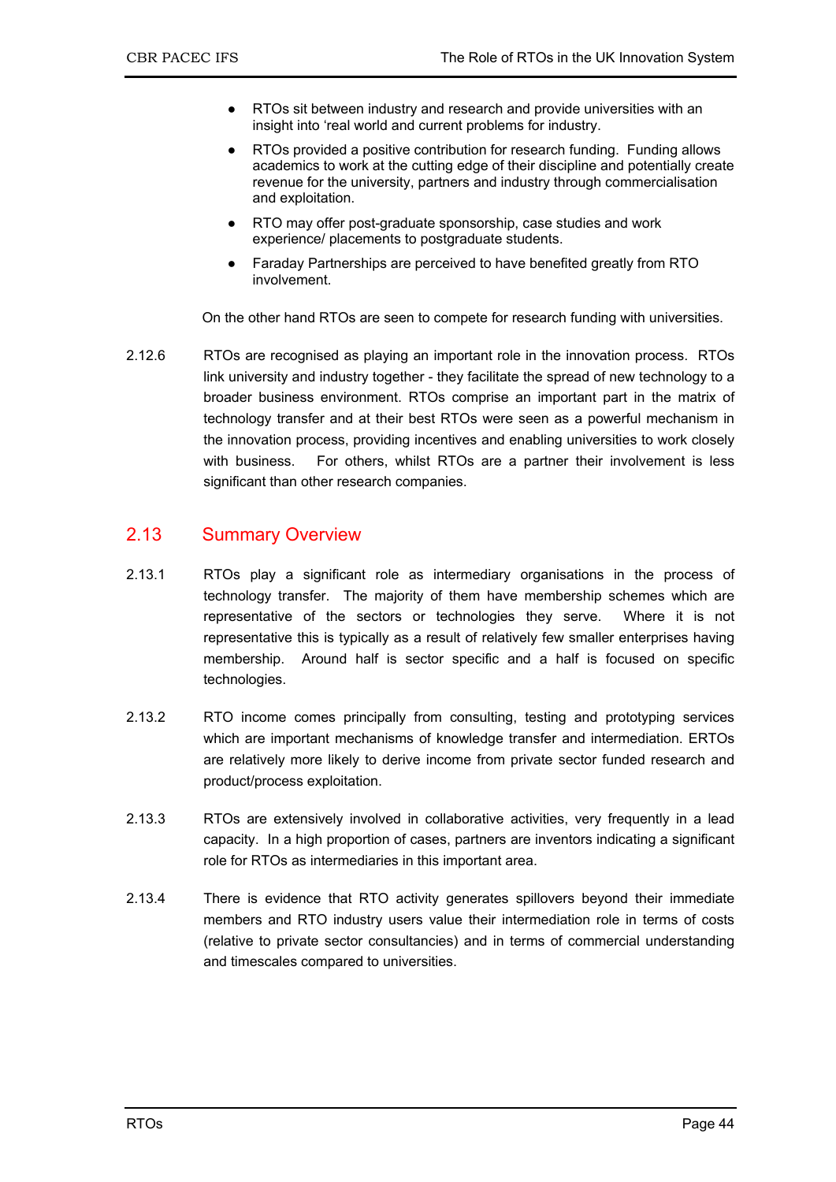- RTOs sit between industry and research and provide universities with an insight into 'real world and current problems for industry.
- RTOs provided a positive contribution for research funding. Funding allows academics to work at the cutting edge of their discipline and potentially create revenue for the university, partners and industry through commercialisation and exploitation.
- RTO may offer post-graduate sponsorship, case studies and work experience/ placements to postgraduate students.
- Faraday Partnerships are perceived to have benefited greatly from RTO involvement.

On the other hand RTOs are seen to compete for research funding with universities.

2.12.6 RTOs are recognised as playing an important role in the innovation process. RTOs link university and industry together - they facilitate the spread of new technology to a broader business environment. RTOs comprise an important part in the matrix of technology transfer and at their best RTOs were seen as a powerful mechanism in the innovation process, providing incentives and enabling universities to work closely with business. For others, whilst RTOs are a partner their involvement is less significant than other research companies.

## 2.13 Summary Overview

2.13.1 RTOs play a significant role as intermediary organisations in the process of technology transfer. The majority of them have membership schemes which are representative of the sectors or technologies they serve. Where it is not representative this is typically as a result of relatively few smaller enterprises having membership. Around half is sector specific and a half is focused on specific technologies.

2.13.2 RTO income comes principally from consulting, testing and prototyping services which are important mechanisms of knowledge transfer and intermediation. ERTOs are relatively more likely to derive income from private sector funded research and product/process exploitation.

2.13.3 RTOs are extensively involved in collaborative activities, very frequently in a lead capacity. In a high proportion of cases, partners are inventors indicating a significant role for RTOs as intermediaries in this important area.

2.13.4 There is evidence that RTO activity generates spillovers beyond their immediate members and RTO industry users value their intermediation role in terms of costs (relative to private sector consultancies) and in terms of commercial understanding and timescales compared to universities.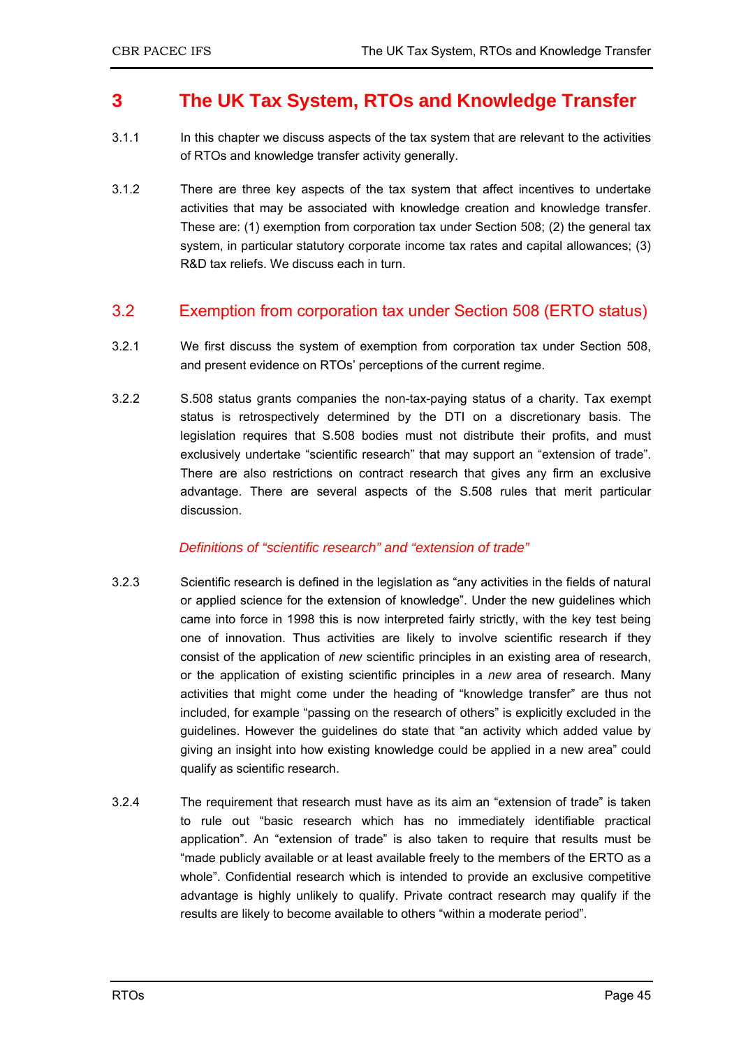# 3 The UK Tax System, RTOs and Knowledge Transfer

3.1.1 In this chapter we discuss aspects of the tax system that are relevant to the activities of RTOs and knowledge transfer activity generally.

3.1.2 There are three key aspects of the tax system that affect incentives to undertake activities that may be associated with knowledge creation and knowledge transfer. These are: (1) exemption from corporation tax under Section 508; (2) the general tax system, in particular statutory corporate income tax rates and capital allowances; (3) R&D tax reliefs. We discuss each in turn.

## 3.2 Exemption from corporation tax under Section 508 (ERTO status)

3.2.1 We first discuss the system of exemption from corporation tax under Section 508, and present evidence on RTOs' perceptions of the current regime.

3.2.2 S.508 status grants companies the non-tax-paying status of a charity. Tax exempt status is retrospectively determined by the DTI on a discretionary basis. The legislation requires that S.508 bodies must not distribute their profits, and must exclusively undertake "scientific research" that may support an "extension of trade". There are also restrictions on contract research that gives any firm an exclusive advantage. There are several aspects of the S.508 rules that merit particular discussion.

### *Definitions of "scientific research" and "extension of trade"*

3.2.3 Scientific research is defined in the legislation as "any activities in the fields of natural or applied science for the extension of knowledge". Under the new guidelines which came into force in 1998 this is now interpreted fairly strictly, with the key test being one of innovation. Thus activities are likely to involve scientific research if they consist of the application of *new* scientific principles in an existing area of research, or the application of existing scientific principles in a *new* area of research. Many activities that might come under the heading of "knowledge transfer" are thus not included, for example "passing on the research of others" is explicitly excluded in the guidelines. However the guidelines do state that "an activity which added value by giving an insight into how existing knowledge could be applied in a new area" could qualify as scientific research.

3.2.4 The requirement that research must have as its aim an "extension of trade" is taken to rule out "basic research which has no immediately identifiable practical application". An "extension of trade" is also taken to require that results must be "made publicly available or at least available freely to the members of the ERTO as a whole". Confidential research which is intended to provide an exclusive competitive advantage is highly unlikely to qualify. Private contract research may qualify if the results are likely to become available to others "within a moderate period".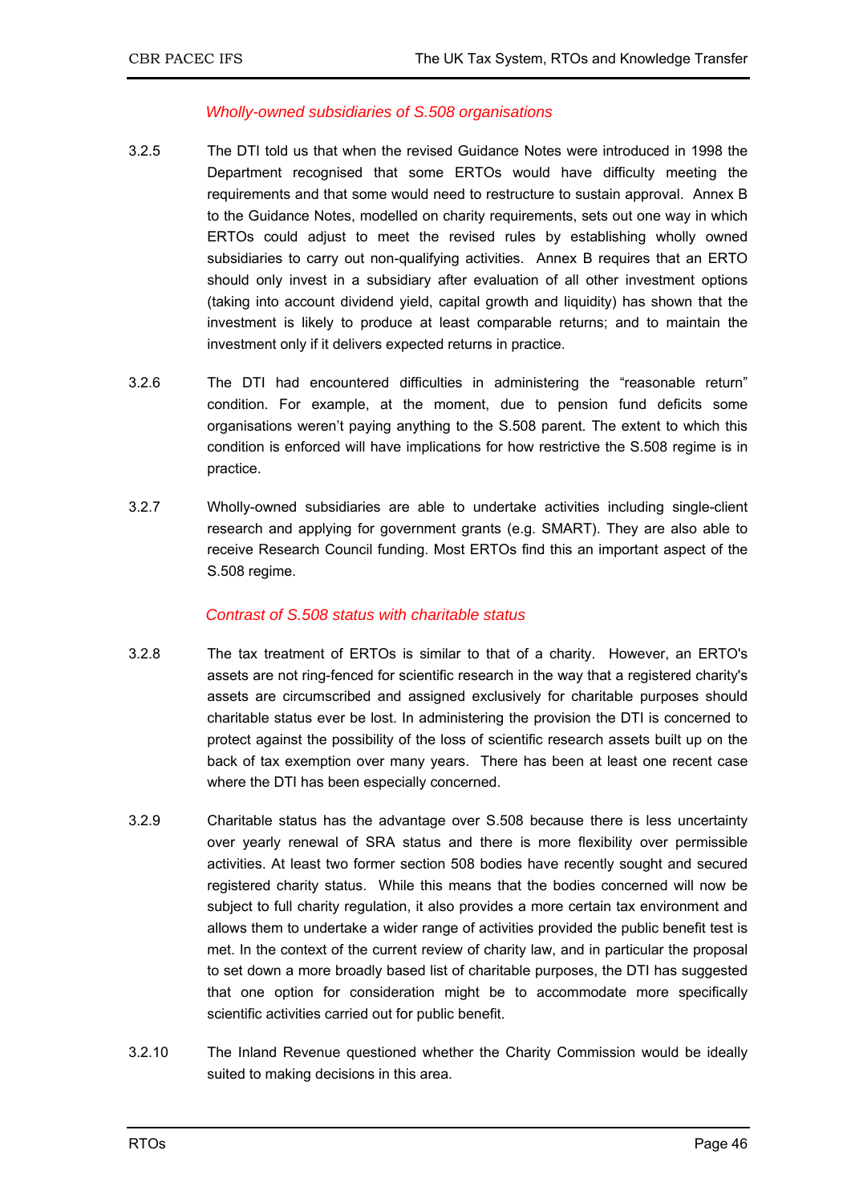### *Wholly-owned subsidiaries of S.508 organisations*

3.2.5 The DTI told us that when the revised Guidance Notes were introduced in 1998 the Department recognised that some ERTOs would have difficulty meeting the requirements and that some would need to restructure to sustain approval. Annex B to the Guidance Notes, modelled on charity requirements, sets out one way in which ERTOs could adjust to meet the revised rules by establishing wholly owned subsidiaries to carry out non-qualifying activities. Annex B requires that an ERTO should only invest in a subsidiary after evaluation of all other investment options (taking into account dividend yield, capital growth and liquidity) has shown that the investment is likely to produce at least comparable returns; and to maintain the investment only if it delivers expected returns in practice.

3.2.6 The DTI had encountered difficulties in administering the "reasonable return" condition. For example, at the moment, due to pension fund deficits some organisations weren't paying anything to the S.508 parent. The extent to which this condition is enforced will have implications for how restrictive the S.508 regime is in practice.

3.2.7 Wholly-owned subsidiaries are able to undertake activities including single-client research and applying for government grants (e.g. SMART). They are also able to receive Research Council funding. Most ERTOs find this an important aspect of the S.508 regime.

### *Contrast of S.508 status with charitable status*

3.2.8 The tax treatment of ERTOs is similar to that of a charity. However, an ERTO's assets are not ring-fenced for scientific research in the way that a registered charity's assets are circumscribed and assigned exclusively for charitable purposes should charitable status ever be lost. In administering the provision the DTI is concerned to protect against the possibility of the loss of scientific research assets built up on the back of tax exemption over many years. There has been at least one recent case where the DTI has been especially concerned.

3.2.9 Charitable status has the advantage over S.508 because there is less uncertainty over yearly renewal of SRA status and there is more flexibility over permissible activities. At least two former section 508 bodies have recently sought and secured registered charity status. While this means that the bodies concerned will now be subject to full charity regulation, it also provides a more certain tax environment and allows them to undertake a wider range of activities provided the public benefit test is met. In the context of the current review of charity law, and in particular the proposal to set down a more broadly based list of charitable purposes, the DTI has suggested that one option for consideration might be to accommodate more specifically scientific activities carried out for public benefit.

3.2.10 The Inland Revenue questioned whether the Charity Commission would be ideally suited to making decisions in this area.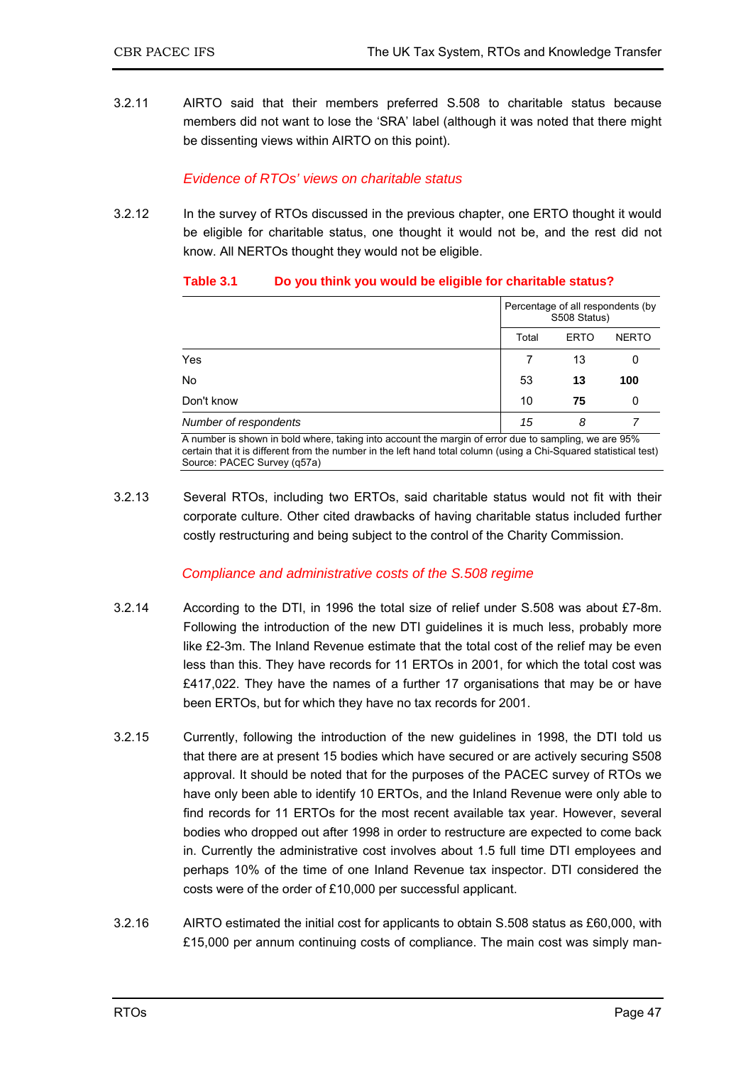3.2.11 AIRTO said that their members preferred S.508 to charitable status because members did not want to lose the 'SRA' label (although it was noted that there might be dissenting views within AIRTO on this point).

### *Evidence of RTOs' views on charitable status*

3.2.12 In the survey of RTOs discussed in the previous chapter, one ERTO thought it would be eligible for charitable status, one thought it would not be, and the rest did not know. All NERTOs thought they would not be eligible.

**Table 3.1 Do you think you would be eligible for charitable status?**

| | Percentage of all respondents (by S508 Status) | | |
|---|---|---|---|
| | Total | ERTO | NERTO |
| Yes | 7 | 13 | 0 |
| No | 53 | **13** | **100** |
| Don't know | 10 | **75** | 0 |
| *Number of respondents* | *15* | *8* | *7* |

A number is shown in bold where, taking into account the margin of error due to sampling, we are 95% certain that it is different from the number in the left hand total column (using a Chi-Squared statistical test)
Source: PACEC Survey (q57a)

3.2.13 Several RTOs, including two ERTOs, said charitable status would not fit with their corporate culture. Other cited drawbacks of having charitable status included further costly restructuring and being subject to the control of the Charity Commission.

### *Compliance and administrative costs of the S.508 regime*

3.2.14 According to the DTI, in 1996 the total size of relief under S.508 was about £7-8m. Following the introduction of the new DTI guidelines it is much less, probably more like £2-3m. The Inland Revenue estimate that the total cost of the relief may be even less than this. They have records for 11 ERTOs in 2001, for which the total cost was £417,022. They have the names of a further 17 organisations that may be or have been ERTOs, but for which they have no tax records for 2001.

3.2.15 Currently, following the introduction of the new guidelines in 1998, the DTI told us that there are at present 15 bodies which have secured or are actively securing S508 approval. It should be noted that for the purposes of the PACEC survey of RTOs we have only been able to identify 10 ERTOs, and the Inland Revenue were only able to find records for 11 ERTOs for the most recent available tax year. However, several bodies who dropped out after 1998 in order to restructure are expected to come back in. Currently the administrative cost involves about 1.5 full time DTI employees and perhaps 10% of the time of one Inland Revenue tax inspector. DTI considered the costs were of the order of £10,000 per successful applicant.

3.2.16 AIRTO estimated the initial cost for applicants to obtain S.508 status as £60,000, with £15,000 per annum continuing costs of compliance. The main cost was simply man-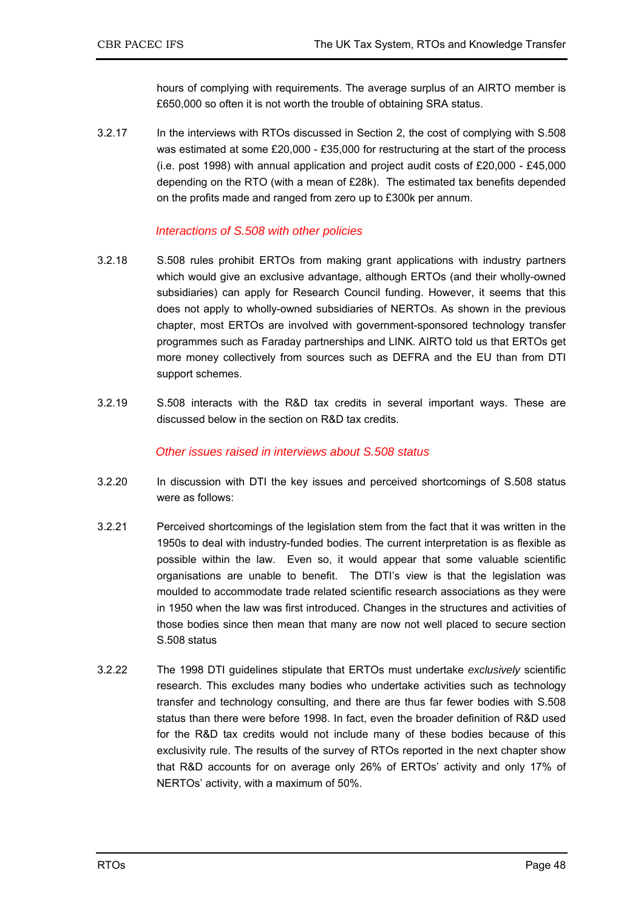hours of complying with requirements. The average surplus of an AIRTO member is £650,000 so often it is not worth the trouble of obtaining SRA status.

3.2.17 In the interviews with RTOs discussed in Section 2, the cost of complying with S.508 was estimated at some £20,000 - £35,000 for restructuring at the start of the process (i.e. post 1998) with annual application and project audit costs of £20,000 - £45,000 depending on the RTO (with a mean of £28k). The estimated tax benefits depended on the profits made and ranged from zero up to £300k per annum.

### *Interactions of S.508 with other policies*

3.2.18 S.508 rules prohibit ERTOs from making grant applications with industry partners which would give an exclusive advantage, although ERTOs (and their wholly-owned subsidiaries) can apply for Research Council funding. However, it seems that this does not apply to wholly-owned subsidiaries of NERTOs. As shown in the previous chapter, most ERTOs are involved with government-sponsored technology transfer programmes such as Faraday partnerships and LINK. AIRTO told us that ERTOs get more money collectively from sources such as DEFRA and the EU than from DTI support schemes.

3.2.19 S.508 interacts with the R&D tax credits in several important ways. These are discussed below in the section on R&D tax credits.

### *Other issues raised in interviews about S.508 status*

3.2.20 In discussion with DTI the key issues and perceived shortcomings of S.508 status were as follows:

3.2.21 Perceived shortcomings of the legislation stem from the fact that it was written in the 1950s to deal with industry-funded bodies. The current interpretation is as flexible as possible within the law. Even so, it would appear that some valuable scientific organisations are unable to benefit. The DTI's view is that the legislation was moulded to accommodate trade related scientific research associations as they were in 1950 when the law was first introduced. Changes in the structures and activities of those bodies since then mean that many are now not well placed to secure section S.508 status

3.2.22 The 1998 DTI guidelines stipulate that ERTOs must undertake *exclusively* scientific research. This excludes many bodies who undertake activities such as technology transfer and technology consulting, and there are thus far fewer bodies with S.508 status than there were before 1998. In fact, even the broader definition of R&D used for the R&D tax credits would not include many of these bodies because of this exclusivity rule. The results of the survey of RTOs reported in the next chapter show that R&D accounts for on average only 26% of ERTOs' activity and only 17% of NERTOs' activity, with a maximum of 50%.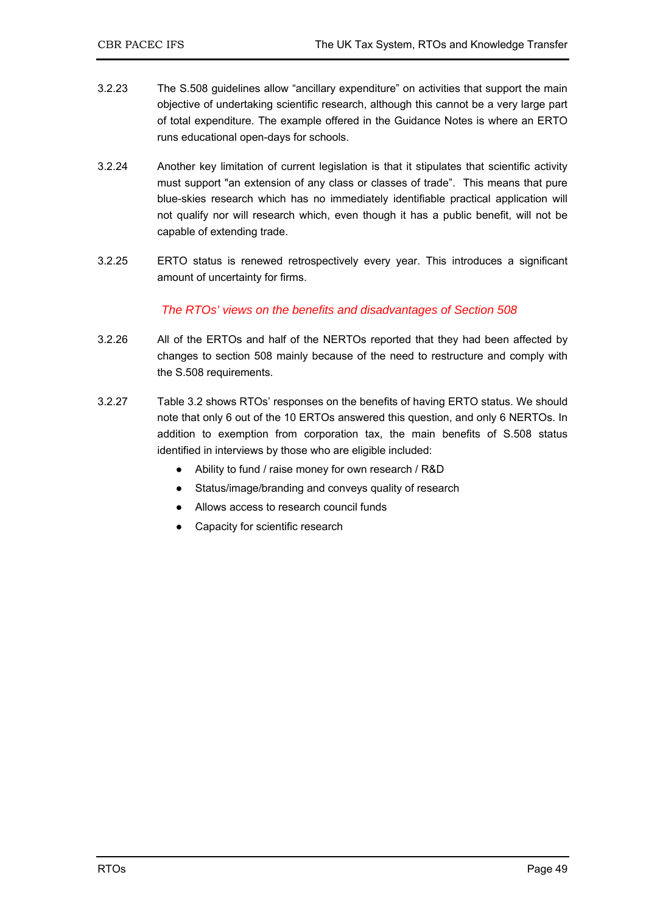3.2.23 The S.508 guidelines allow "ancillary expenditure" on activities that support the main objective of undertaking scientific research, although this cannot be a very large part of total expenditure. The example offered in the Guidance Notes is where an ERTO runs educational open-days for schools.

3.2.24 Another key limitation of current legislation is that it stipulates that scientific activity must support "an extension of any class or classes of trade". This means that pure blue-skies research which has no immediately identifiable practical application will not qualify nor will research which, even though it has a public benefit, will not be capable of extending trade.

3.2.25 ERTO status is renewed retrospectively every year. This introduces a significant amount of uncertainty for firms.

*The RTOs' views on the benefits and disadvantages of Section 508*

3.2.26 All of the ERTOs and half of the NERTOs reported that they had been affected by changes to section 508 mainly because of the need to restructure and comply with the S.508 requirements.

3.2.27 Table 3.2 shows RTOs' responses on the benefits of having ERTO status. We should note that only 6 out of the 10 ERTOs answered this question, and only 6 NERTOs. In addition to exemption from corporation tax, the main benefits of S.508 status identified in interviews by those who are eligible included:

- Ability to fund / raise money for own research / R&D
- Status/image/branding and conveys quality of research
- Allows access to research council funds
- Capacity for scientific research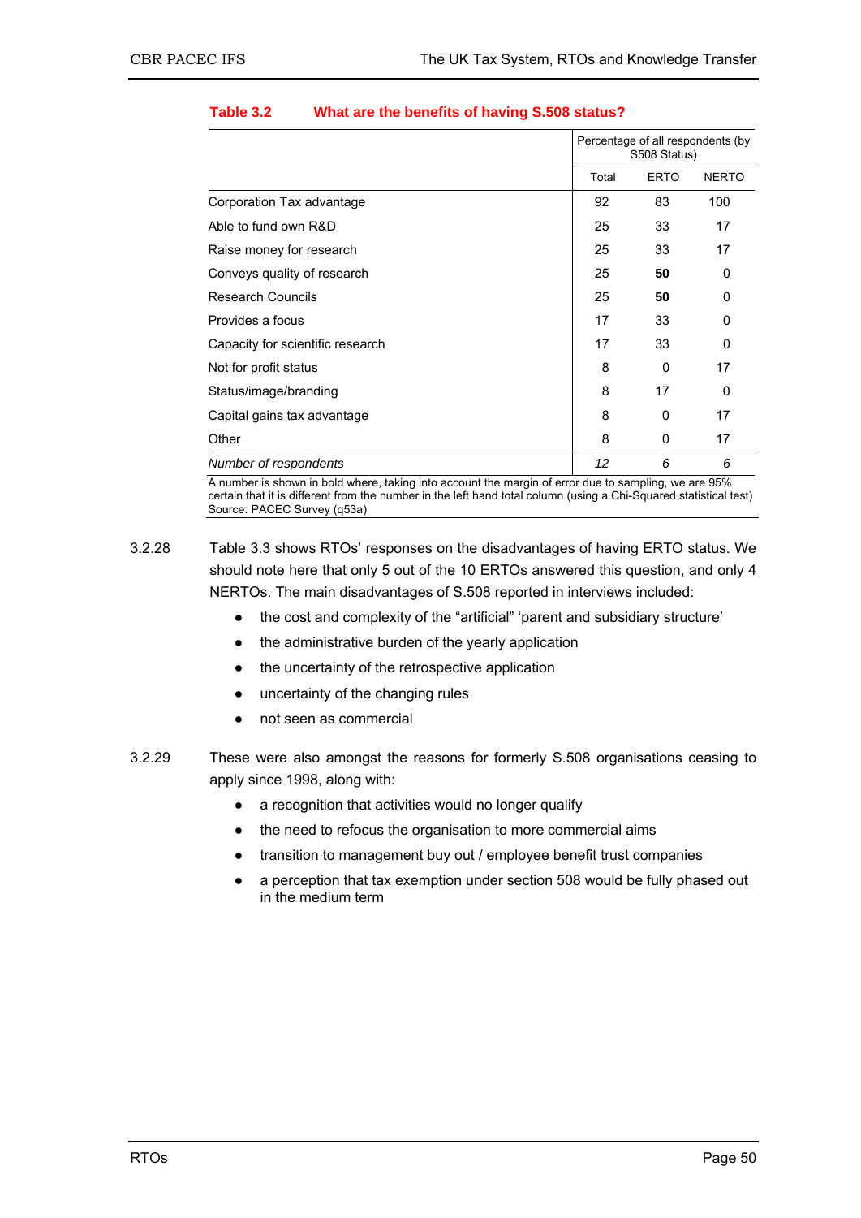**Table 3.2 What are the benefits of having S.508 status?**

| | Percentage of all respondents (by S508 Status) | | |
|---|---|---|---|
| | Total | ERTO | NERTO |
| Corporation Tax advantage | 92 | 83 | 100 |
| Able to fund own R&D | 25 | 33 | 17 |
| Raise money for research | 25 | 33 | 17 |
| Conveys quality of research | 25 | **50** | 0 |
| Research Councils | 25 | **50** | 0 |
| Provides a focus | 17 | 33 | 0 |
| Capacity for scientific research | 17 | 33 | 0 |
| Not for profit status | 8 | 0 | 17 |
| Status/image/branding | 8 | 17 | 0 |
| Capital gains tax advantage | 8 | 0 | 17 |
| Other | 8 | 0 | 17 |
| *Number of respondents* | *12* | *6* | *6* |

A number is shown in bold where, taking into account the margin of error due to sampling, we are 95% certain that it is different from the number in the left hand total column (using a Chi-Squared statistical test)
Source: PACEC Survey (q53a)

3.2.28 Table 3.3 shows RTOs' responses on the disadvantages of having ERTO status. We should note here that only 5 out of the 10 ERTOs answered this question, and only 4 NERTOs. The main disadvantages of S.508 reported in interviews included:

- the cost and complexity of the "artificial" 'parent and subsidiary structure'
- the administrative burden of the yearly application
- the uncertainty of the retrospective application
- uncertainty of the changing rules
- not seen as commercial

3.2.29 These were also amongst the reasons for formerly S.508 organisations ceasing to apply since 1998, along with:

- a recognition that activities would no longer qualify
- the need to refocus the organisation to more commercial aims
- transition to management buy out / employee benefit trust companies
- a perception that tax exemption under section 508 would be fully phased out in the medium term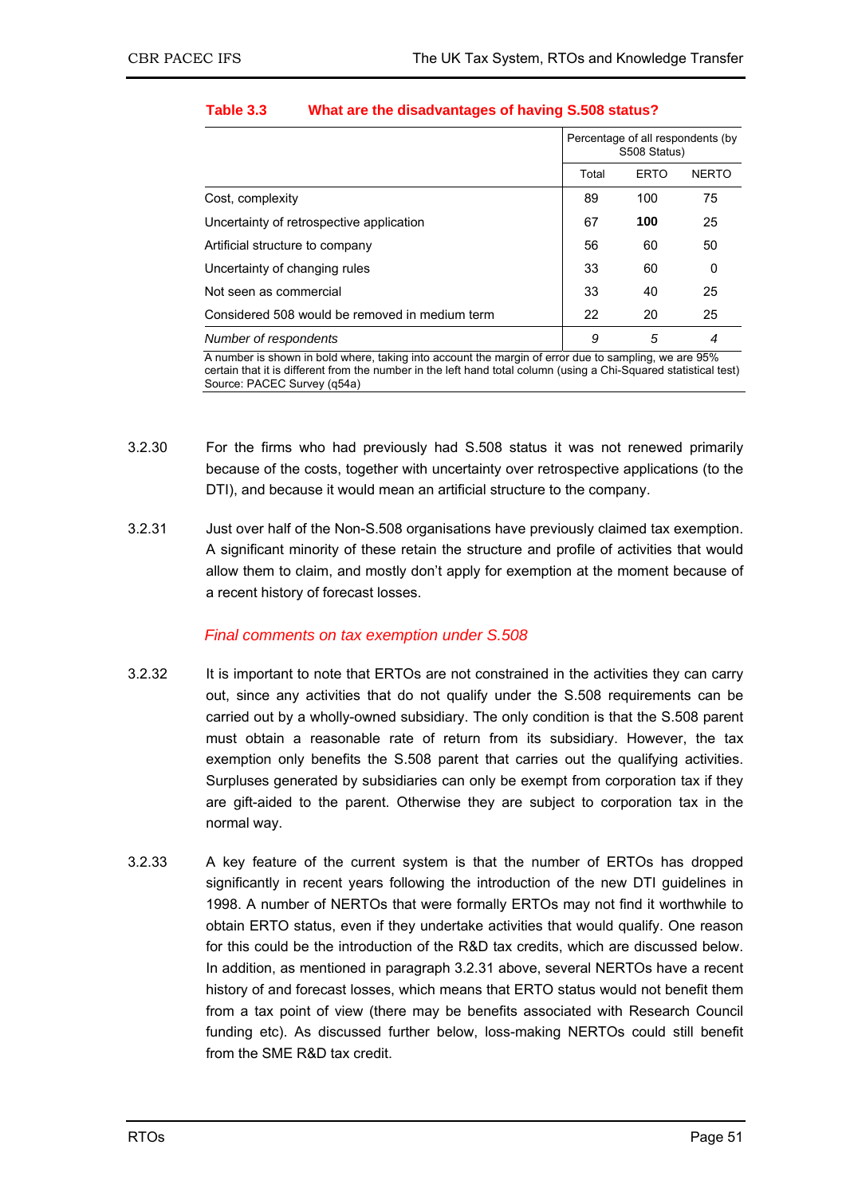**Table 3.3 What are the disadvantages of having S.508 status?**

| | Percentage of all respondents (by S508 Status) | | |
|---|---|---|---|
| | Total | ERTO | NERTO |
| Cost, complexity | 89 | 100 | 75 |
| Uncertainty of retrospective application | 67 | **100** | 25 |
| Artificial structure to company | 56 | 60 | 50 |
| Uncertainty of changing rules | 33 | 60 | 0 |
| Not seen as commercial | 33 | 40 | 25 |
| Considered 508 would be removed in medium term | 22 | 20 | 25 |
| *Number of respondents* | *9* | *5* | *4* |

A number is shown in bold where, taking into account the margin of error due to sampling, we are 95% certain that it is different from the number in the left hand total column (using a Chi-Squared statistical test)
Source: PACEC Survey (q54a)

3.2.30 For the firms who had previously had S.508 status it was not renewed primarily because of the costs, together with uncertainty over retrospective applications (to the DTI), and because it would mean an artificial structure to the company.

3.2.31 Just over half of the Non-S.508 organisations have previously claimed tax exemption. A significant minority of these retain the structure and profile of activities that would allow them to claim, and mostly don't apply for exemption at the moment because of a recent history of forecast losses.

*Final comments on tax exemption under S.508*

3.2.32 It is important to note that ERTOs are not constrained in the activities they can carry out, since any activities that do not qualify under the S.508 requirements can be carried out by a wholly-owned subsidiary. The only condition is that the S.508 parent must obtain a reasonable rate of return from its subsidiary. However, the tax exemption only benefits the S.508 parent that carries out the qualifying activities. Surpluses generated by subsidiaries can only be exempt from corporation tax if they are gift-aided to the parent. Otherwise they are subject to corporation tax in the normal way.

3.2.33 A key feature of the current system is that the number of ERTOs has dropped significantly in recent years following the introduction of the new DTI guidelines in 1998. A number of NERTOs that were formally ERTOs may not find it worthwhile to obtain ERTO status, even if they undertake activities that would qualify. One reason for this could be the introduction of the R&D tax credits, which are discussed below. In addition, as mentioned in paragraph 3.2.31 above, several NERTOs have a recent history of and forecast losses, which means that ERTO status would not benefit them from a tax point of view (there may be benefits associated with Research Council funding etc). As discussed further below, loss-making NERTOs could still benefit from the SME R&D tax credit.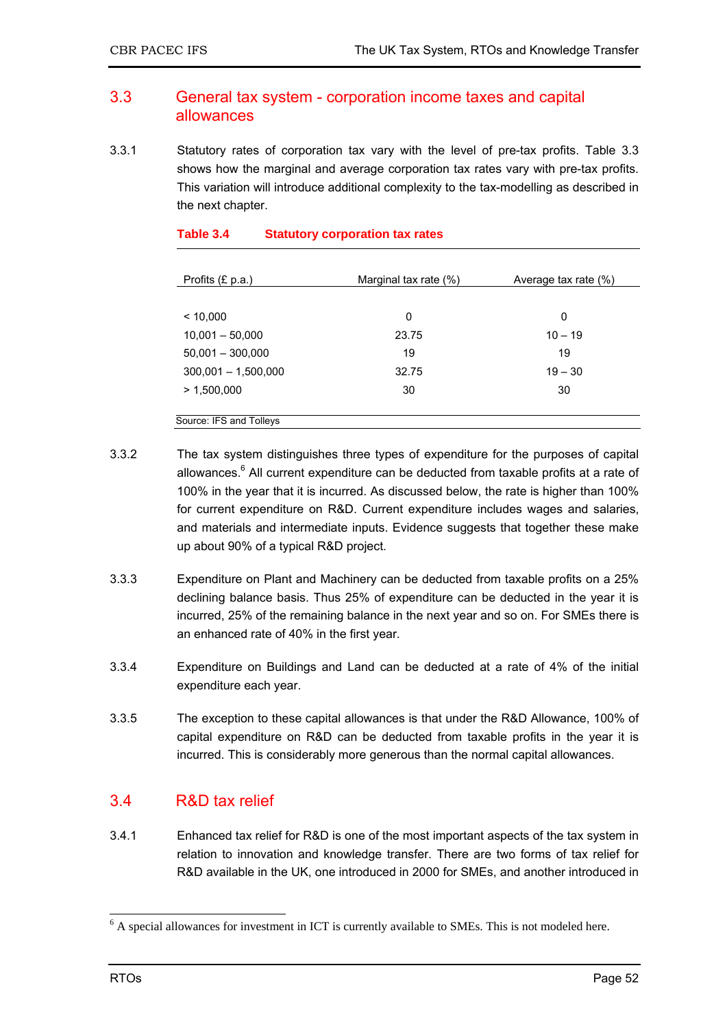## 3.3 General tax system - corporation income taxes and capital allowances

3.3.1 Statutory rates of corporation tax vary with the level of pre-tax profits. Table 3.3 shows how the marginal and average corporation tax rates vary with pre-tax profits. This variation will introduce additional complexity to the tax-modelling as described in the next chapter.

**Table 3.4 Statutory corporation tax rates**

| Profits (£ p.a.) | Marginal tax rate (%) | Average tax rate (%) |
|---|---|---|
| < 10,000 | 0 | 0 |
| 10,001 – 50,000 | 23.75 | 10 – 19 |
| 50,001 – 300,000 | 19 | 19 |
| 300,001 – 1,500,000 | 32.75 | 19 – 30 |
| > 1,500,000 | 30 | 30 |

Source: IFS and Tolleys

3.3.2 The tax system distinguishes three types of expenditure for the purposes of capital allowances.[6] All current expenditure can be deducted from taxable profits at a rate of 100% in the year that it is incurred. As discussed below, the rate is higher than 100% for current expenditure on R&D. Current expenditure includes wages and salaries, and materials and intermediate inputs. Evidence suggests that together these make up about 90% of a typical R&D project.

3.3.3 Expenditure on Plant and Machinery can be deducted from taxable profits on a 25% declining balance basis. Thus 25% of expenditure can be deducted in the year it is incurred, 25% of the remaining balance in the next year and so on. For SMEs there is an enhanced rate of 40% in the first year.

3.3.4 Expenditure on Buildings and Land can be deducted at a rate of 4% of the initial expenditure each year.

3.3.5 The exception to these capital allowances is that under the R&D Allowance, 100% of capital expenditure on R&D can be deducted from taxable profits in the year it is incurred. This is considerably more generous than the normal capital allowances.

## 3.4 R&D tax relief

3.4.1 Enhanced tax relief for R&D is one of the most important aspects of the tax system in relation to innovation and knowledge transfer. There are two forms of tax relief for R&D available in the UK, one introduced in 2000 for SMEs, and another introduced in

[6] A special allowances for investment in ICT is currently available to SMEs. This is not modeled here.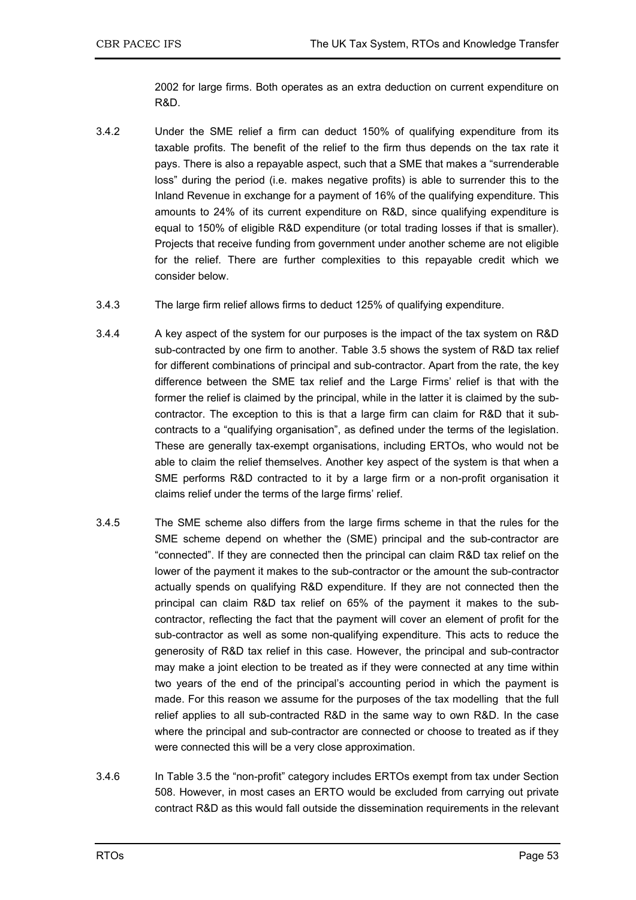2002 for large firms. Both operates as an extra deduction on current expenditure on R&D.

3.4.2 Under the SME relief a firm can deduct 150% of qualifying expenditure from its taxable profits. The benefit of the relief to the firm thus depends on the tax rate it pays. There is also a repayable aspect, such that a SME that makes a "surrenderable loss" during the period (i.e. makes negative profits) is able to surrender this to the Inland Revenue in exchange for a payment of 16% of the qualifying expenditure. This amounts to 24% of its current expenditure on R&D, since qualifying expenditure is equal to 150% of eligible R&D expenditure (or total trading losses if that is smaller). Projects that receive funding from government under another scheme are not eligible for the relief. There are further complexities to this repayable credit which we consider below.

3.4.3 The large firm relief allows firms to deduct 125% of qualifying expenditure.

3.4.4 A key aspect of the system for our purposes is the impact of the tax system on R&D sub-contracted by one firm to another. Table 3.5 shows the system of R&D tax relief for different combinations of principal and sub-contractor. Apart from the rate, the key difference between the SME tax relief and the Large Firms' relief is that with the former the relief is claimed by the principal, while in the latter it is claimed by the sub-contractor. The exception to this is that a large firm can claim for R&D that it sub-contracts to a "qualifying organisation", as defined under the terms of the legislation. These are generally tax-exempt organisations, including ERTOs, who would not be able to claim the relief themselves. Another key aspect of the system is that when a SME performs R&D contracted to it by a large firm or a non-profit organisation it claims relief under the terms of the large firms' relief.

3.4.5 The SME scheme also differs from the large firms scheme in that the rules for the SME scheme depend on whether the (SME) principal and the sub-contractor are "connected". If they are connected then the principal can claim R&D tax relief on the lower of the payment it makes to the sub-contractor or the amount the sub-contractor actually spends on qualifying R&D expenditure. If they are not connected then the principal can claim R&D tax relief on 65% of the payment it makes to the sub-contractor, reflecting the fact that the payment will cover an element of profit for the sub-contractor as well as some non-qualifying expenditure. This acts to reduce the generosity of R&D tax relief in this case. However, the principal and sub-contractor may make a joint election to be treated as if they were connected at any time within two years of the end of the principal's accounting period in which the payment is made. For this reason we assume for the purposes of the tax modelling that the full relief applies to all sub-contracted R&D in the same way to own R&D. In the case where the principal and sub-contractor are connected or choose to treated as if they were connected this will be a very close approximation.

3.4.6 In Table 3.5 the "non-profit" category includes ERTOs exempt from tax under Section 508. However, in most cases an ERTO would be excluded from carrying out private contract R&D as this would fall outside the dissemination requirements in the relevant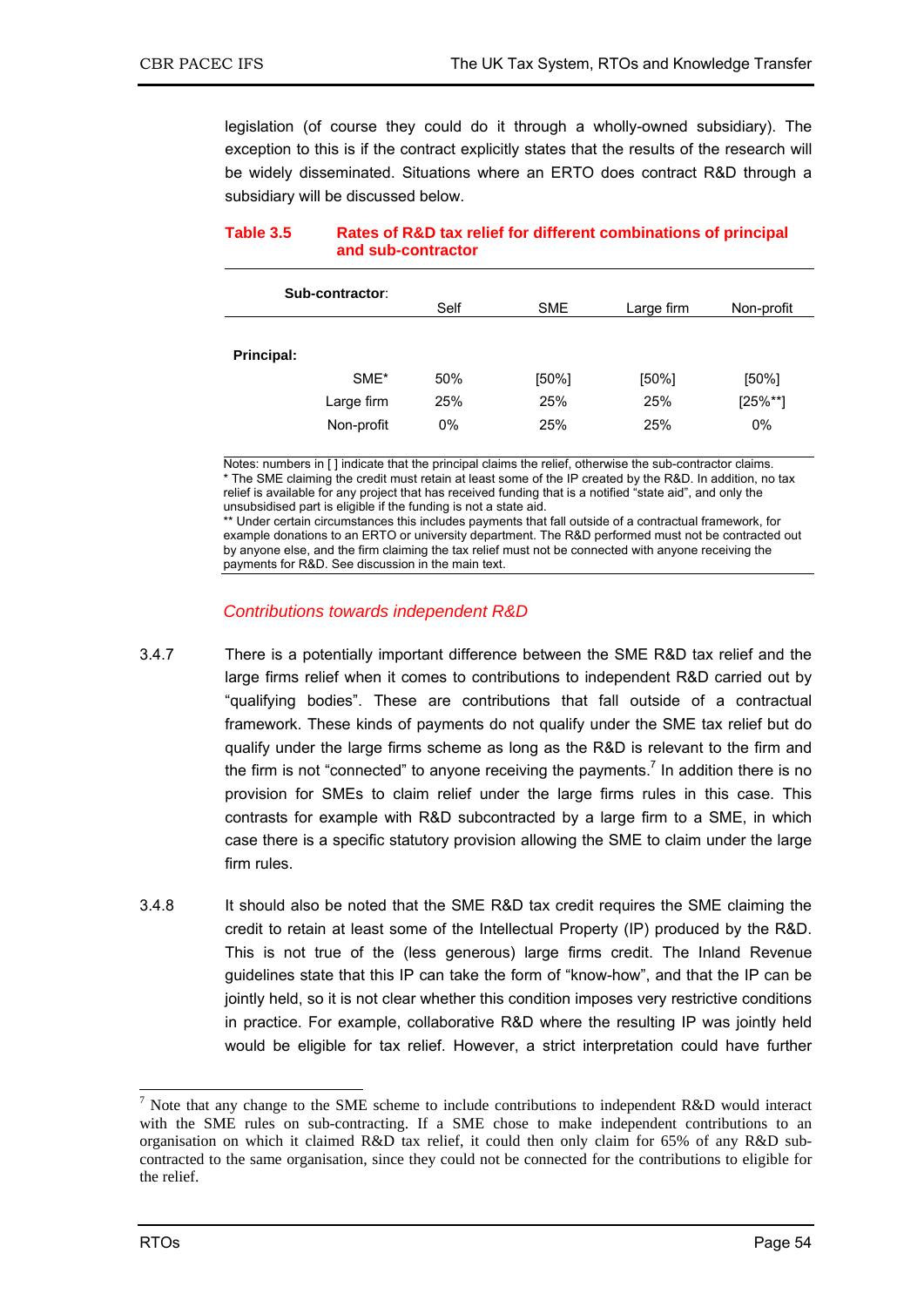legislation (of course they could do it through a wholly-owned subsidiary). The exception to this is if the contract explicitly states that the results of the research will be widely disseminated. Situations where an ERTO does contract R&D through a subsidiary will be discussed below.

**Table 3.5 Rates of R&D tax relief for different combinations of principal and sub-contractor**

| Sub-contractor: | Self | SME | Large firm | Non-profit |
|---|---|---|---|---|
| **Principal:** | | | | |
| SME* | 50% | [50%] | [50%] | [50%] |
| Large firm | 25% | 25% | 25% | [25%**] |
| Non-profit | 0% | 25% | 25% | 0% |

Notes: numbers in [ ] indicate that the principal claims the relief, otherwise the sub-contractor claims.
* The SME claiming the credit must retain at least some of the IP created by the R&D. In addition, no tax relief is available for any project that has received funding that is a notified "state aid", and only the unsubsidised part is eligible if the funding is not a state aid.
** Under certain circumstances this includes payments that fall outside of a contractual framework, for example donations to an ERTO or university department. The R&D performed must not be contracted out by anyone else, and the firm claiming the tax relief must not be connected with anyone receiving the payments for R&D. See discussion in the main text.

### *Contributions towards independent R&D*

3.4.7 There is a potentially important difference between the SME R&D tax relief and the large firms relief when it comes to contributions to independent R&D carried out by "qualifying bodies". These are contributions that fall outside of a contractual framework. These kinds of payments do not qualify under the SME tax relief but do qualify under the large firms scheme as long as the R&D is relevant to the firm and the firm is not "connected" to anyone receiving the payments.[7] In addition there is no provision for SMEs to claim relief under the large firms rules in this case. This contrasts for example with R&D subcontracted by a large firm to a SME, in which case there is a specific statutory provision allowing the SME to claim under the large firm rules.

3.4.8 It should also be noted that the SME R&D tax credit requires the SME claiming the credit to retain at least some of the Intellectual Property (IP) produced by the R&D. This is not true of the (less generous) large firms credit. The Inland Revenue guidelines state that this IP can take the form of "know-how", and that the IP can be jointly held, so it is not clear whether this condition imposes very restrictive conditions in practice. For example, collaborative R&D where the resulting IP was jointly held would be eligible for tax relief. However, a strict interpretation could have further

[7] Note that any change to the SME scheme to include contributions to independent R&D would interact with the SME rules on sub-contracting. If a SME chose to make independent contributions to an organisation on which it claimed R&D tax relief, it could then only claim for 65% of any R&D sub-contracted to the same organisation, since they could not be connected for the contributions to eligible for the relief.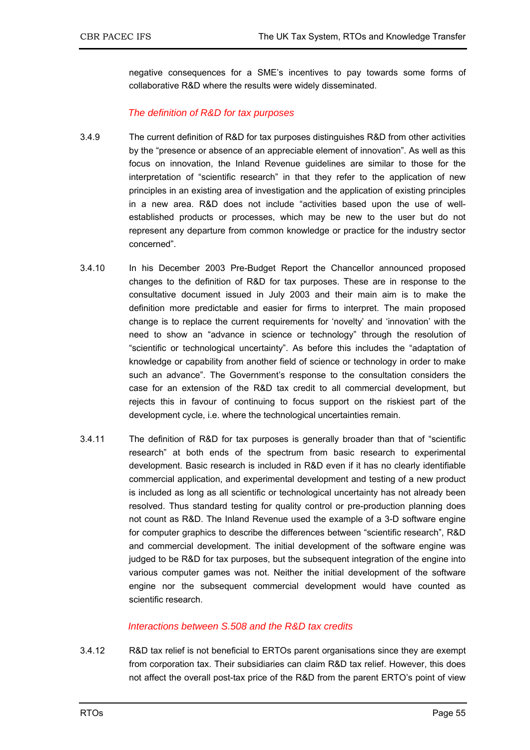negative consequences for a SME's incentives to pay towards some forms of collaborative R&D where the results were widely disseminated.

### *The definition of R&D for tax purposes*

3.4.9 The current definition of R&D for tax purposes distinguishes R&D from other activities by the "presence or absence of an appreciable element of innovation". As well as this focus on innovation, the Inland Revenue guidelines are similar to those for the interpretation of "scientific research" in that they refer to the application of new principles in an existing area of investigation and the application of existing principles in a new area. R&D does not include "activities based upon the use of well-established products or processes, which may be new to the user but do not represent any departure from common knowledge or practice for the industry sector concerned".

3.4.10 In his December 2003 Pre-Budget Report the Chancellor announced proposed changes to the definition of R&D for tax purposes. These are in response to the consultative document issued in July 2003 and their main aim is to make the definition more predictable and easier for firms to interpret. The main proposed change is to replace the current requirements for 'novelty' and 'innovation' with the need to show an "advance in science or technology" through the resolution of "scientific or technological uncertainty". As before this includes the "adaptation of knowledge or capability from another field of science or technology in order to make such an advance". The Government's response to the consultation considers the case for an extension of the R&D tax credit to all commercial development, but rejects this in favour of continuing to focus support on the riskiest part of the development cycle, i.e. where the technological uncertainties remain.

3.4.11 The definition of R&D for tax purposes is generally broader than that of "scientific research" at both ends of the spectrum from basic research to experimental development. Basic research is included in R&D even if it has no clearly identifiable commercial application, and experimental development and testing of a new product is included as long as all scientific or technological uncertainty has not already been resolved. Thus standard testing for quality control or pre-production planning does not count as R&D. The Inland Revenue used the example of a 3-D software engine for computer graphics to describe the differences between "scientific research", R&D and commercial development. The initial development of the software engine was judged to be R&D for tax purposes, but the subsequent integration of the engine into various computer games was not. Neither the initial development of the software engine nor the subsequent commercial development would have counted as scientific research.

### *Interactions between S.508 and the R&D tax credits*

3.4.12 R&D tax relief is not beneficial to ERTOs parent organisations since they are exempt from corporation tax. Their subsidiaries can claim R&D tax relief. However, this does not affect the overall post-tax price of the R&D from the parent ERTO's point of view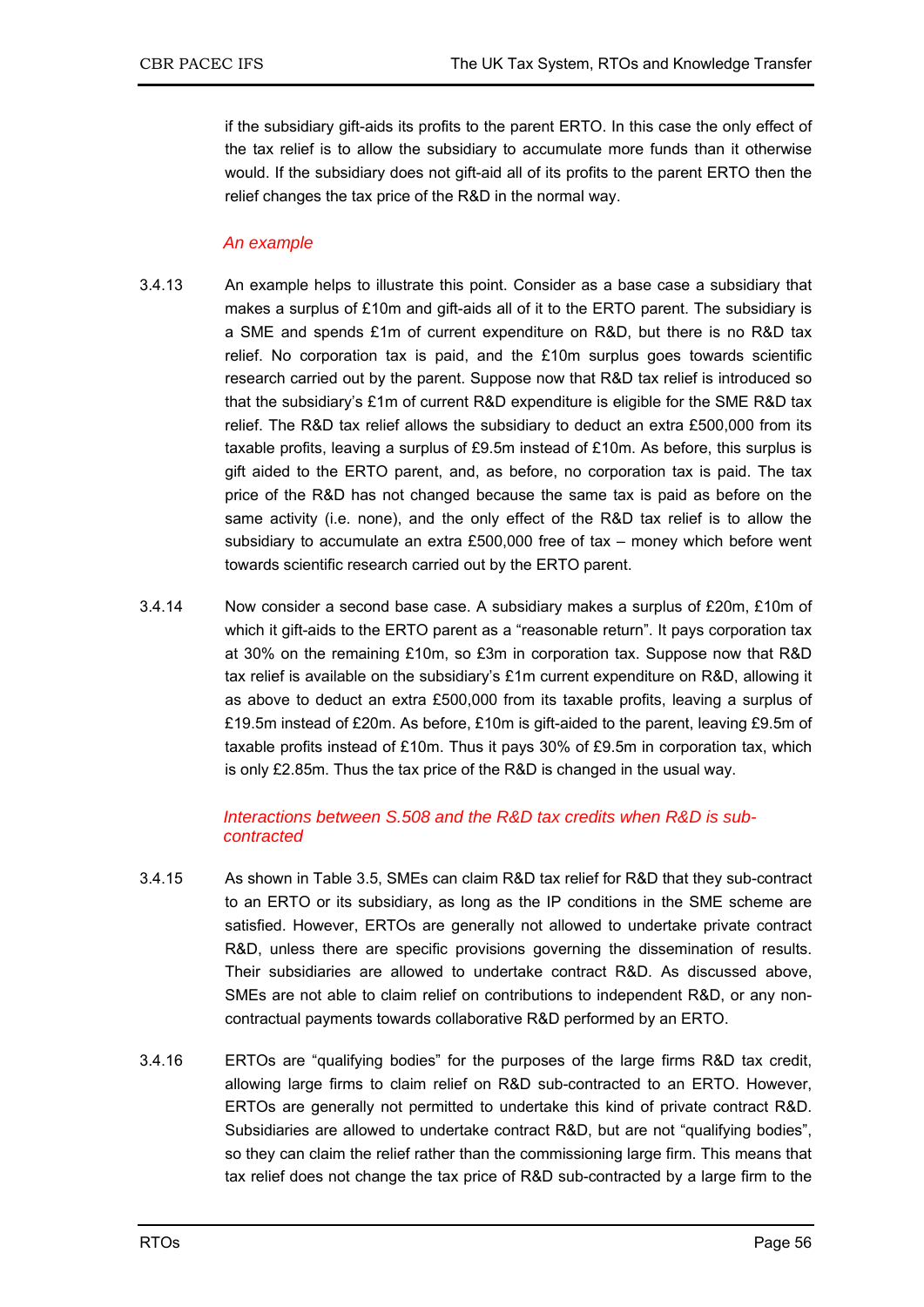if the subsidiary gift-aids its profits to the parent ERTO. In this case the only effect of the tax relief is to allow the subsidiary to accumulate more funds than it otherwise would. If the subsidiary does not gift-aid all of its profits to the parent ERTO then the relief changes the tax price of the R&D in the normal way.

### *An example*

3.4.13 An example helps to illustrate this point. Consider as a base case a subsidiary that makes a surplus of £10m and gift-aids all of it to the ERTO parent. The subsidiary is a SME and spends £1m of current expenditure on R&D, but there is no R&D tax relief. No corporation tax is paid, and the £10m surplus goes towards scientific research carried out by the parent. Suppose now that R&D tax relief is introduced so that the subsidiary's £1m of current R&D expenditure is eligible for the SME R&D tax relief. The R&D tax relief allows the subsidiary to deduct an extra £500,000 from its taxable profits, leaving a surplus of £9.5m instead of £10m. As before, this surplus is gift aided to the ERTO parent, and, as before, no corporation tax is paid. The tax price of the R&D has not changed because the same tax is paid as before on the same activity (i.e. none), and the only effect of the R&D tax relief is to allow the subsidiary to accumulate an extra £500,000 free of tax – money which before went towards scientific research carried out by the ERTO parent.

3.4.14 Now consider a second base case. A subsidiary makes a surplus of £20m, £10m of which it gift-aids to the ERTO parent as a "reasonable return". It pays corporation tax at 30% on the remaining £10m, so £3m in corporation tax. Suppose now that R&D tax relief is available on the subsidiary's £1m current expenditure on R&D, allowing it as above to deduct an extra £500,000 from its taxable profits, leaving a surplus of £19.5m instead of £20m. As before, £10m is gift-aided to the parent, leaving £9.5m of taxable profits instead of £10m. Thus it pays 30% of £9.5m in corporation tax, which is only £2.85m. Thus the tax price of the R&D is changed in the usual way.

### *Interactions between S.508 and the R&D tax credits when R&D is sub-contracted*

3.4.15 As shown in Table 3.5, SMEs can claim R&D tax relief for R&D that they sub-contract to an ERTO or its subsidiary, as long as the IP conditions in the SME scheme are satisfied. However, ERTOs are generally not allowed to undertake private contract R&D, unless there are specific provisions governing the dissemination of results. Their subsidiaries are allowed to undertake contract R&D. As discussed above, SMEs are not able to claim relief on contributions to independent R&D, or any non-contractual payments towards collaborative R&D performed by an ERTO.

3.4.16 ERTOs are "qualifying bodies" for the purposes of the large firms R&D tax credit, allowing large firms to claim relief on R&D sub-contracted to an ERTO. However, ERTOs are generally not permitted to undertake this kind of private contract R&D. Subsidiaries are allowed to undertake contract R&D, but are not "qualifying bodies", so they can claim the relief rather than the commissioning large firm. This means that tax relief does not change the tax price of R&D sub-contracted by a large firm to the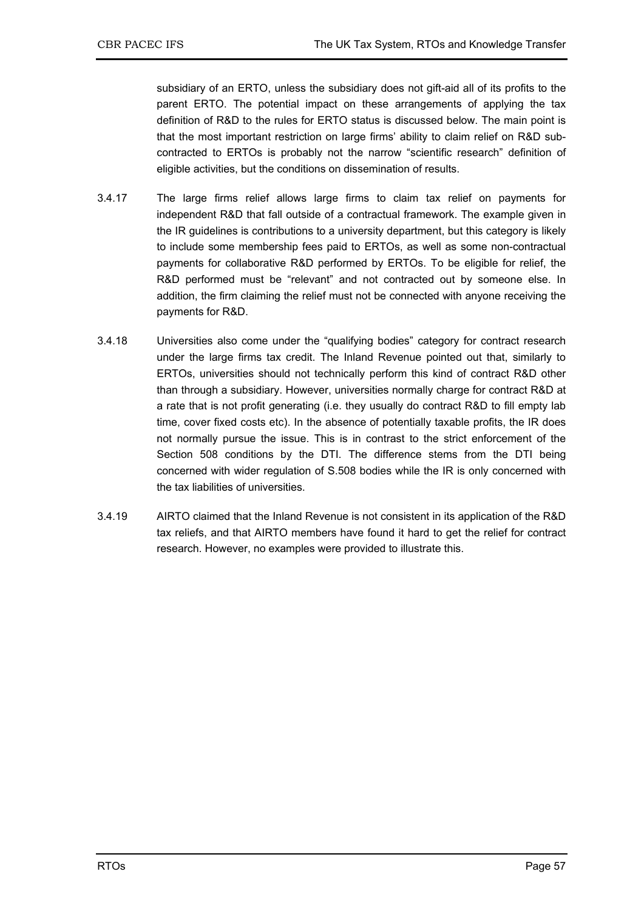subsidiary of an ERTO, unless the subsidiary does not gift-aid all of its profits to the parent ERTO. The potential impact on these arrangements of applying the tax definition of R&D to the rules for ERTO status is discussed below. The main point is that the most important restriction on large firms' ability to claim relief on R&D sub-contracted to ERTOs is probably not the narrow "scientific research" definition of eligible activities, but the conditions on dissemination of results.

3.4.17 The large firms relief allows large firms to claim tax relief on payments for independent R&D that fall outside of a contractual framework. The example given in the IR guidelines is contributions to a university department, but this category is likely to include some membership fees paid to ERTOs, as well as some non-contractual payments for collaborative R&D performed by ERTOs. To be eligible for relief, the R&D performed must be "relevant" and not contracted out by someone else. In addition, the firm claiming the relief must not be connected with anyone receiving the payments for R&D.

3.4.18 Universities also come under the "qualifying bodies" category for contract research under the large firms tax credit. The Inland Revenue pointed out that, similarly to ERTOs, universities should not technically perform this kind of contract R&D other than through a subsidiary. However, universities normally charge for contract R&D at a rate that is not profit generating (i.e. they usually do contract R&D to fill empty lab time, cover fixed costs etc). In the absence of potentially taxable profits, the IR does not normally pursue the issue. This is in contrast to the strict enforcement of the Section 508 conditions by the DTI. The difference stems from the DTI being concerned with wider regulation of S.508 bodies while the IR is only concerned with the tax liabilities of universities.

3.4.19 AIRTO claimed that the Inland Revenue is not consistent in its application of the R&D tax reliefs, and that AIRTO members have found it hard to get the relief for contract research. However, no examples were provided to illustrate this.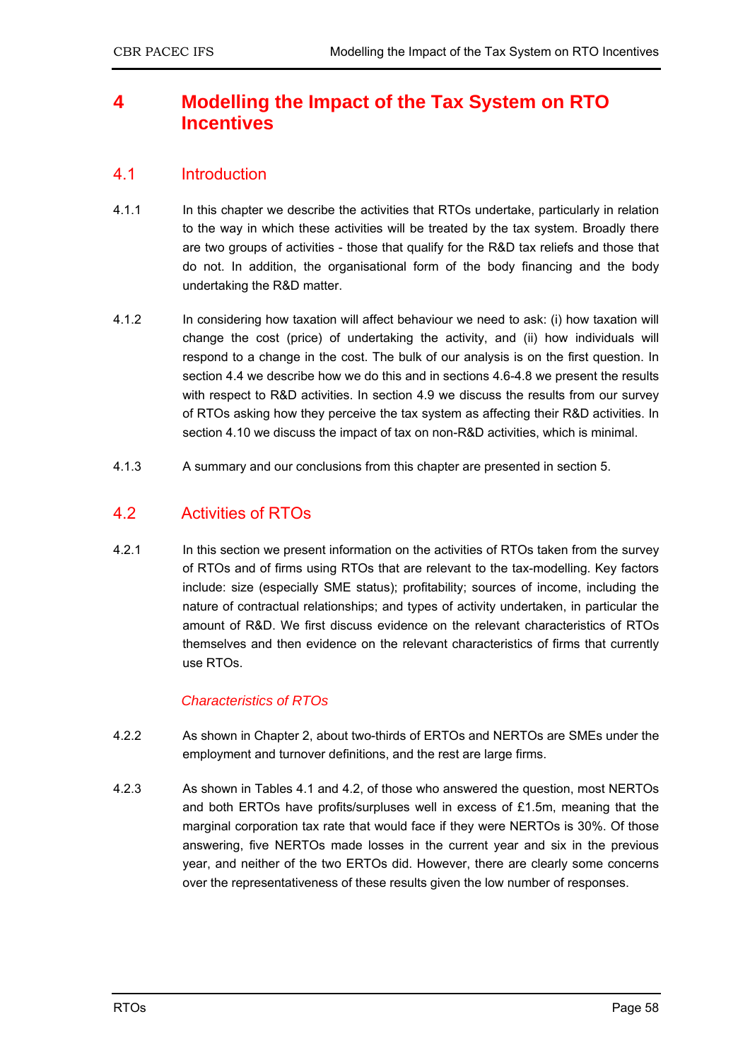# 4 Modelling the Impact of the Tax System on RTO Incentives

## 4.1 Introduction

4.1.1 In this chapter we describe the activities that RTOs undertake, particularly in relation to the way in which these activities will be treated by the tax system. Broadly there are two groups of activities - those that qualify for the R&D tax reliefs and those that do not. In addition, the organisational form of the body financing and the body undertaking the R&D matter.

4.1.2 In considering how taxation will affect behaviour we need to ask: (i) how taxation will change the cost (price) of undertaking the activity, and (ii) how individuals will respond to a change in the cost. The bulk of our analysis is on the first question. In section 4.4 we describe how we do this and in sections 4.6-4.8 we present the results with respect to R&D activities. In section 4.9 we discuss the results from our survey of RTOs asking how they perceive the tax system as affecting their R&D activities. In section 4.10 we discuss the impact of tax on non-R&D activities, which is minimal.

4.1.3 A summary and our conclusions from this chapter are presented in section 5.

## 4.2 Activities of RTOs

4.2.1 In this section we present information on the activities of RTOs taken from the survey of RTOs and of firms using RTOs that are relevant to the tax-modelling. Key factors include: size (especially SME status); profitability; sources of income, including the nature of contractual relationships; and types of activity undertaken, in particular the amount of R&D. We first discuss evidence on the relevant characteristics of RTOs themselves and then evidence on the relevant characteristics of firms that currently use RTOs.

*Characteristics of RTOs*

4.2.2 As shown in Chapter 2, about two-thirds of ERTOs and NERTOs are SMEs under the employment and turnover definitions, and the rest are large firms.

4.2.3 As shown in Tables 4.1 and 4.2, of those who answered the question, most NERTOs and both ERTOs have profits/surpluses well in excess of £1.5m, meaning that the marginal corporation tax rate that would face if they were NERTOs is 30%. Of those answering, five NERTOs made losses in the current year and six in the previous year, and neither of the two ERTOs did. However, there are clearly some concerns over the representativeness of these results given the low number of responses.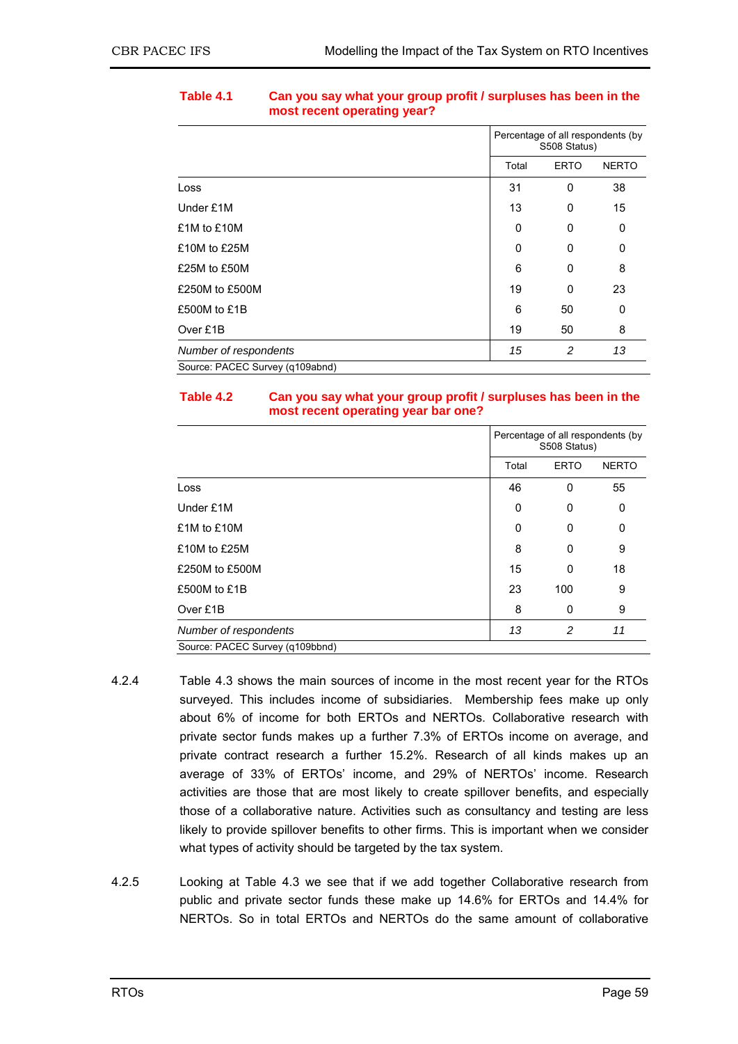**Table 4.1 Can you say what your group profit / surpluses has been in the most recent operating year?**

| | Percentage of all respondents (by S508 Status) | | |
|---|---|---|---|
| | Total | ERTO | NERTO |
| Loss | 31 | 0 | 38 |
| Under £1M | 13 | 0 | 15 |
| £1M to £10M | 0 | 0 | 0 |
| £10M to £25M | 0 | 0 | 0 |
| £25M to £50M | 6 | 0 | 8 |
| £250M to £500M | 19 | 0 | 23 |
| £500M to £1B | 6 | 50 | 0 |
| Over £1B | 19 | 50 | 8 |
| *Number of respondents* | *15* | *2* | *13* |

Source: PACEC Survey (q109abnd)

**Table 4.2 Can you say what your group profit / surpluses has been in the most recent operating year bar one?**

| | Percentage of all respondents (by S508 Status) | | |
|---|---|---|---|
| | Total | ERTO | NERTO |
| Loss | 46 | 0 | 55 |
| Under £1M | 0 | 0 | 0 |
| £1M to £10M | 0 | 0 | 0 |
| £10M to £25M | 8 | 0 | 9 |
| £250M to £500M | 15 | 0 | 18 |
| £500M to £1B | 23 | 100 | 9 |
| Over £1B | 8 | 0 | 9 |
| *Number of respondents* | *13* | *2* | *11* |

Source: PACEC Survey (q109bbnd)

4.2.4 Table 4.3 shows the main sources of income in the most recent year for the RTOs surveyed. This includes income of subsidiaries. Membership fees make up only about 6% of income for both ERTOs and NERTOs. Collaborative research with private sector funds makes up a further 7.3% of ERTOs income on average, and private contract research a further 15.2%. Research of all kinds makes up an average of 33% of ERTOs' income, and 29% of NERTOs' income. Research activities are those that are most likely to create spillover benefits, and especially those of a collaborative nature. Activities such as consultancy and testing are less likely to provide spillover benefits to other firms. This is important when we consider what types of activity should be targeted by the tax system.

4.2.5 Looking at Table 4.3 we see that if we add together Collaborative research from public and private sector funds these make up 14.6% for ERTOs and 14.4% for NERTOs. So in total ERTOs and NERTOs do the same amount of collaborative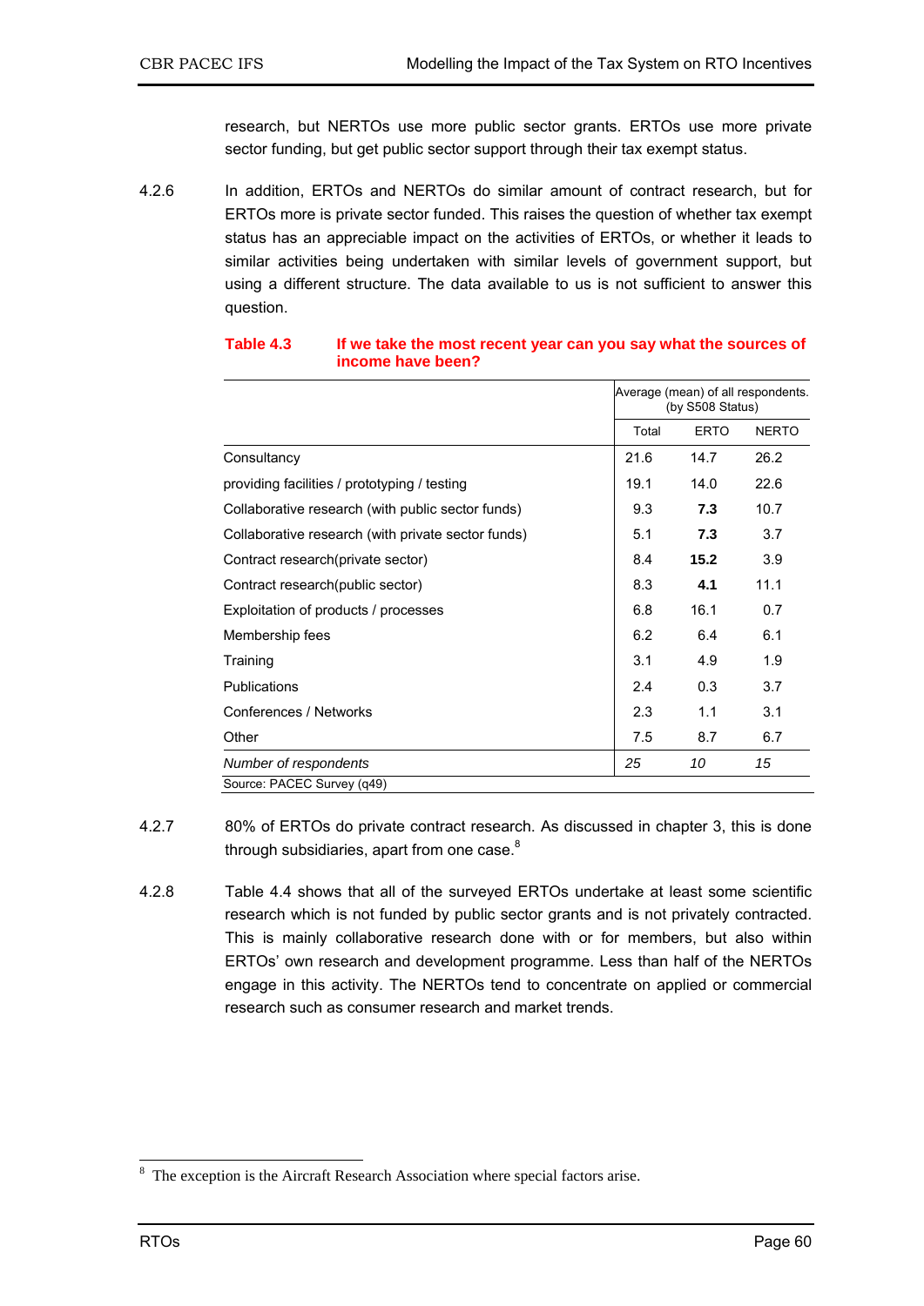research, but NERTOs use more public sector grants. ERTOs use more private sector funding, but get public sector support through their tax exempt status.

4.2.6 In addition, ERTOs and NERTOs do similar amount of contract research, but for ERTOs more is private sector funded. This raises the question of whether tax exempt status has an appreciable impact on the activities of ERTOs, or whether it leads to similar activities being undertaken with similar levels of government support, but using a different structure. The data available to us is not sufficient to answer this question.

**Table 4.3 If we take the most recent year can you say what the sources of income have been?**

| | Average (mean) of all respondents. (by S508 Status) | | |
|---|---|---|---|
| | Total | ERTO | NERTO |
| Consultancy | 21.6 | 14.7 | 26.2 |
| providing facilities / prototyping / testing | 19.1 | 14.0 | 22.6 |
| Collaborative research (with public sector funds) | 9.3 | **7.3** | 10.7 |
| Collaborative research (with private sector funds) | 5.1 | **7.3** | 3.7 |
| Contract research(private sector) | 8.4 | **15.2** | 3.9 |
| Contract research(public sector) | 8.3 | **4.1** | 11.1 |
| Exploitation of products / processes | 6.8 | 16.1 | 0.7 |
| Membership fees | 6.2 | 6.4 | 6.1 |
| Training | 3.1 | 4.9 | 1.9 |
| Publications | 2.4 | 0.3 | 3.7 |
| Conferences / Networks | 2.3 | 1.1 | 3.1 |
| Other | 7.5 | 8.7 | 6.7 |
| *Number of respondents* | *25* | *10* | *15* |

Source: PACEC Survey (q49)

4.2.7 80% of ERTOs do private contract research. As discussed in chapter 3, this is done through subsidiaries, apart from one case.[8]

4.2.8 Table 4.4 shows that all of the surveyed ERTOs undertake at least some scientific research which is not funded by public sector grants and is not privately contracted. This is mainly collaborative research done with or for members, but also within ERTOs' own research and development programme. Less than half of the NERTOs engage in this activity. The NERTOs tend to concentrate on applied or commercial research such as consumer research and market trends.

[8] The exception is the Aircraft Research Association where special factors arise.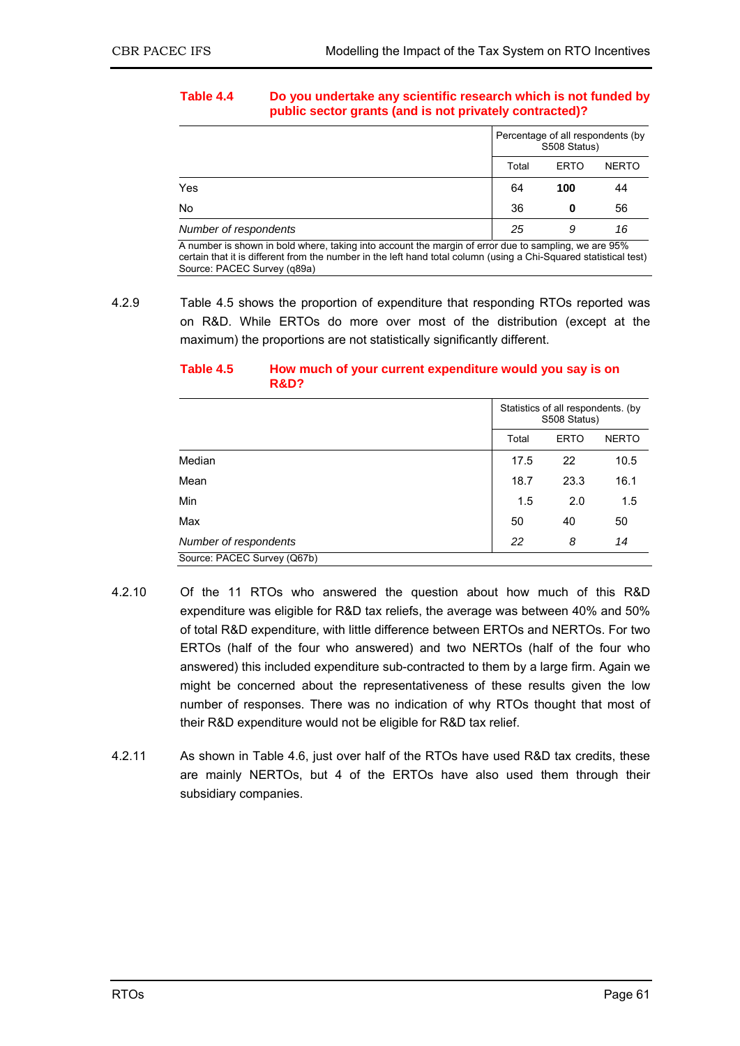**Table 4.4 Do you undertake any scientific research which is not funded by public sector grants (and is not privately contracted)?**

| | Percentage of all respondents (by S508 Status) | | |
|---|---|---|---|
| | Total | ERTO | NERTO |
| Yes | 64 | **100** | 44 |
| No | 36 | **0** | 56 |
| *Number of respondents* | *25* | *9* | *16* |

A number is shown in bold where, taking into account the margin of error due to sampling, we are 95% certain that it is different from the number in the left hand total column (using a Chi-Squared statistical test)
Source: PACEC Survey (q89a)

4.2.9 Table 4.5 shows the proportion of expenditure that responding RTOs reported was on R&D. While ERTOs do more over most of the distribution (except at the maximum) the proportions are not statistically significantly different.

**Table 4.5 How much of your current expenditure would you say is on R&D?**

| | Statistics of all respondents. (by S508 Status) | | |
|---|---|---|---|
| | Total | ERTO | NERTO |
| Median | 17.5 | 22 | 10.5 |
| Mean | 18.7 | 23.3 | 16.1 |
| Min | 1.5 | 2.0 | 1.5 |
| Max | 50 | 40 | 50 |
| *Number of respondents* | *22* | *8* | *14* |

Source: PACEC Survey (Q67b)

4.2.10 Of the 11 RTOs who answered the question about how much of this R&D expenditure was eligible for R&D tax reliefs, the average was between 40% and 50% of total R&D expenditure, with little difference between ERTOs and NERTOs. For two ERTOs (half of the four who answered) and two NERTOs (half of the four who answered) this included expenditure sub-contracted to them by a large firm. Again we might be concerned about the representativeness of these results given the low number of responses. There was no indication of why RTOs thought that most of their R&D expenditure would not be eligible for R&D tax relief.

4.2.11 As shown in Table 4.6, just over half of the RTOs have used R&D tax credits, these are mainly NERTOs, but 4 of the ERTOs have also used them through their subsidiary companies.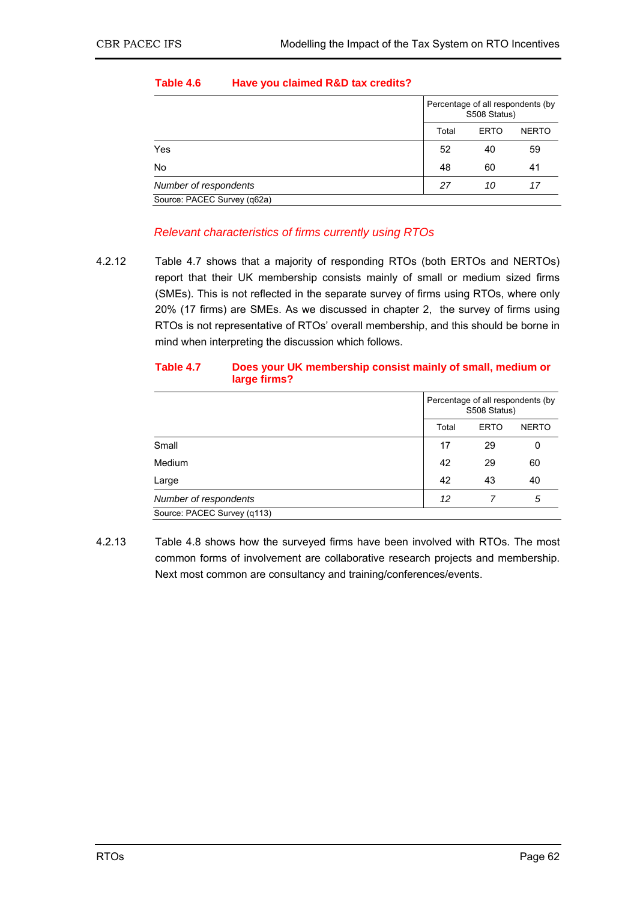**Table 4.6 Have you claimed R&D tax credits?**

| | Percentage of all respondents (by S508 Status) | | |
|---|---|---|---|
| | Total | ERTO | NERTO |
| Yes | 52 | 40 | 59 |
| No | 48 | 60 | 41 |
| *Number of respondents* | *27* | *10* | *17* |

Source: PACEC Survey (q62a)

### *Relevant characteristics of firms currently using RTOs*

4.2.12 Table 4.7 shows that a majority of responding RTOs (both ERTOs and NERTOs) report that their UK membership consists mainly of small or medium sized firms (SMEs). This is not reflected in the separate survey of firms using RTOs, where only 20% (17 firms) are SMEs. As we discussed in chapter 2, the survey of firms using RTOs is not representative of RTOs' overall membership, and this should be borne in mind when interpreting the discussion which follows.

**Table 4.7 Does your UK membership consist mainly of small, medium or large firms?**

| | Percentage of all respondents (by S508 Status) | | |
|---|---|---|---|
| | Total | ERTO | NERTO |
| Small | 17 | 29 | 0 |
| Medium | 42 | 29 | 60 |
| Large | 42 | 43 | 40 |
| *Number of respondents* | *12* | *7* | *5* |

Source: PACEC Survey (q113)

4.2.13 Table 4.8 shows how the surveyed firms have been involved with RTOs. The most common forms of involvement are collaborative research projects and membership. Next most common are consultancy and training/conferences/events.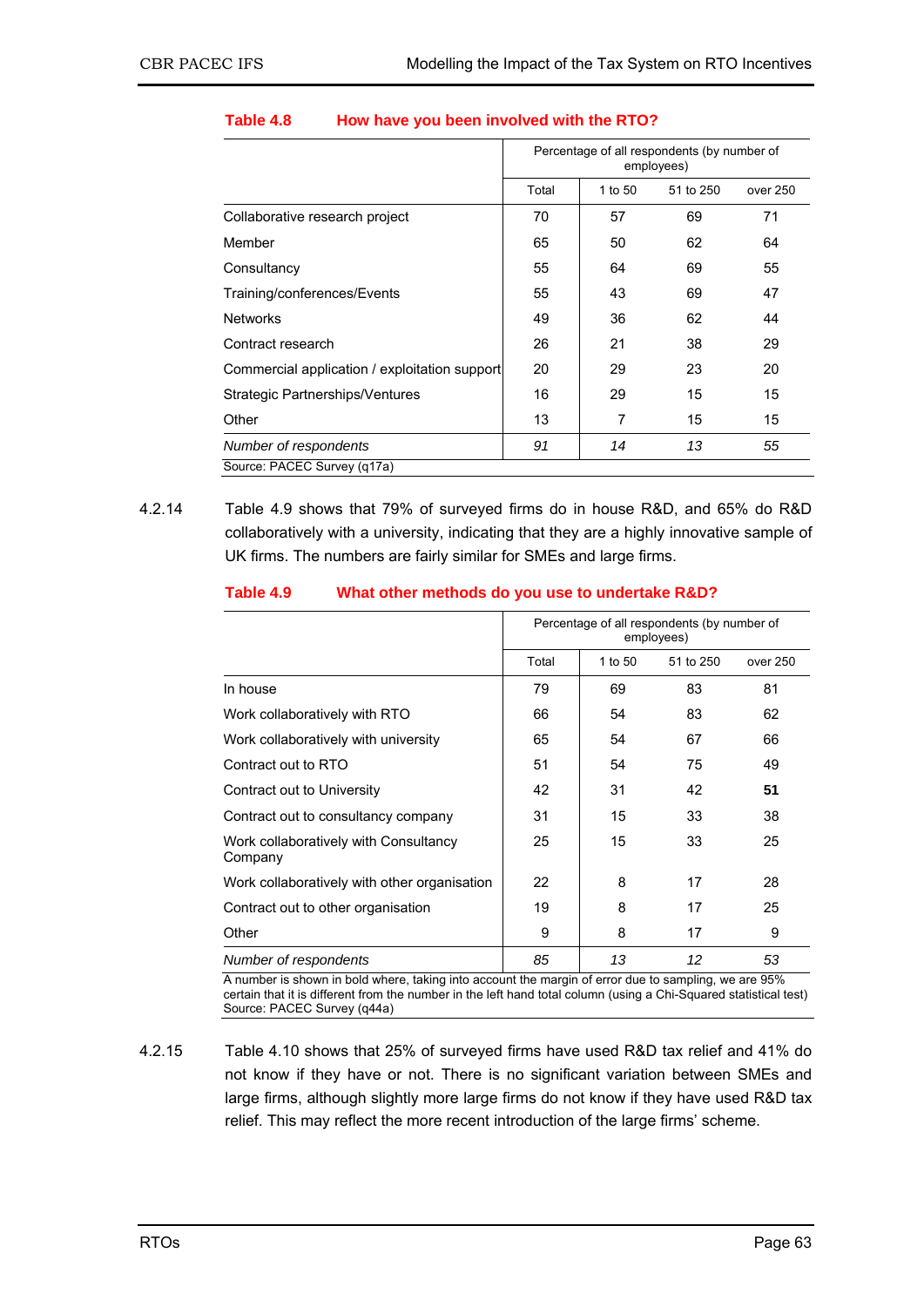**Table 4.8 How have you been involved with the RTO?**

| | Percentage of all respondents (by number of employees) | | | |
|---|---|---|---|---|
| | Total | 1 to 50 | 51 to 250 | over 250 |
| Collaborative research project | 70 | 57 | 69 | 71 |
| Member | 65 | 50 | 62 | 64 |
| Consultancy | 55 | 64 | 69 | 55 |
| Training/conferences/Events | 55 | 43 | 69 | 47 |
| Networks | 49 | 36 | 62 | 44 |
| Contract research | 26 | 21 | 38 | 29 |
| Commercial application / exploitation support | 20 | 29 | 23 | 20 |
| Strategic Partnerships/Ventures | 16 | 29 | 15 | 15 |
| Other | 13 | 7 | 15 | 15 |
| *Number of respondents* | *91* | *14* | *13* | *55* |

Source: PACEC Survey (q17a)

4.2.14 Table 4.9 shows that 79% of surveyed firms do in house R&D, and 65% do R&D collaboratively with a university, indicating that they are a highly innovative sample of UK firms. The numbers are fairly similar for SMEs and large firms.

**Table 4.9 What other methods do you use to undertake R&D?**

| | Percentage of all respondents (by number of employees) | | | |
|---|---|---|---|---|
| | Total | 1 to 50 | 51 to 250 | over 250 |
| In house | 79 | 69 | 83 | 81 |
| Work collaboratively with RTO | 66 | 54 | 83 | 62 |
| Work collaboratively with university | 65 | 54 | 67 | 66 |
| Contract out to RTO | 51 | 54 | 75 | 49 |
| Contract out to University | 42 | 31 | 42 | **51** |
| Contract out to consultancy company | 31 | 15 | 33 | 38 |
| Work collaboratively with Consultancy Company | 25 | 15 | 33 | 25 |
| Work collaboratively with other organisation | 22 | 8 | 17 | 28 |
| Contract out to other organisation | 19 | 8 | 17 | 25 |
| Other | 9 | 8 | 17 | 9 |
| *Number of respondents* | *85* | *13* | *12* | *53* |

A number is shown in bold where, taking into account the margin of error due to sampling, we are 95% certain that it is different from the number in the left hand total column (using a Chi-Squared statistical test)
Source: PACEC Survey (q44a)

4.2.15 Table 4.10 shows that 25% of surveyed firms have used R&D tax relief and 41% do not know if they have or not. There is no significant variation between SMEs and large firms, although slightly more large firms do not know if they have used R&D tax relief. This may reflect the more recent introduction of the large firms' scheme.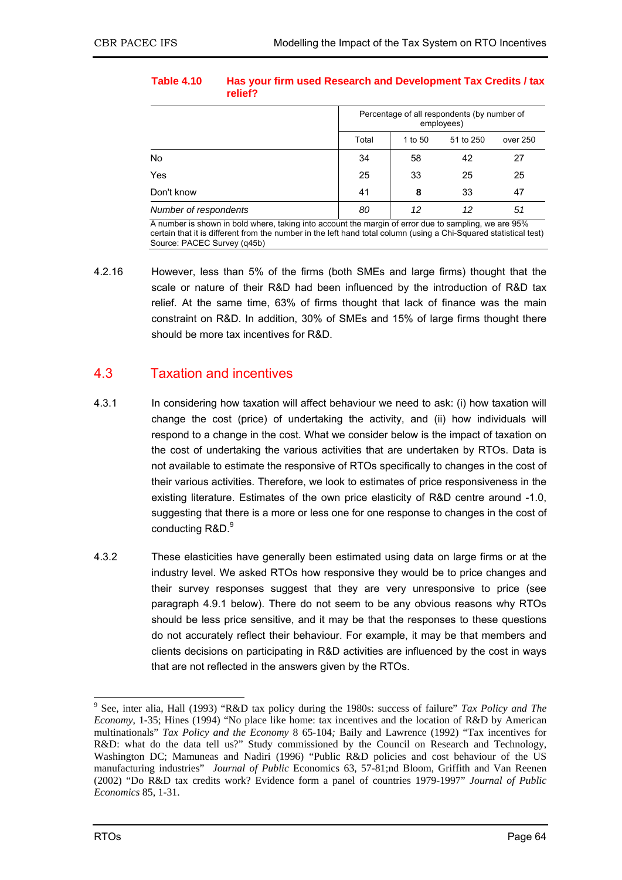**Table 4.10 Has your firm used Research and Development Tax Credits / tax relief?**

| | Percentage of all respondents (by number of employees) | | | |
|---|---|---|---|---|
| | Total | 1 to 50 | 51 to 250 | over 250 |
| No | 34 | 58 | 42 | 27 |
| Yes | 25 | 33 | 25 | 25 |
| Don't know | 41 | **8** | 33 | 47 |
| *Number of respondents* | *80* | *12* | *12* | *51* |

A number is shown in bold where, taking into account the margin of error due to sampling, we are 95% certain that it is different from the number in the left hand total column (using a Chi-Squared statistical test)
Source: PACEC Survey (q45b)

4.2.16 However, less than 5% of the firms (both SMEs and large firms) thought that the scale or nature of their R&D had been influenced by the introduction of R&D tax relief. At the same time, 63% of firms thought that lack of finance was the main constraint on R&D. In addition, 30% of SMEs and 15% of large firms thought there should be more tax incentives for R&D.

## 4.3 Taxation and incentives

4.3.1 In considering how taxation will affect behaviour we need to ask: (i) how taxation will change the cost (price) of undertaking the activity, and (ii) how individuals will respond to a change in the cost. What we consider below is the impact of taxation on the cost of undertaking the various activities that are undertaken by RTOs. Data is not available to estimate the responsive of RTOs specifically to changes in the cost of their various activities. Therefore, we look to estimates of price responsiveness in the existing literature. Estimates of the own price elasticity of R&D centre around -1.0, suggesting that there is a more or less one for one response to changes in the cost of conducting R&D.[9]

4.3.2 These elasticities have generally been estimated using data on large firms or at the industry level. We asked RTOs how responsive they would be to price changes and their survey responses suggest that they are very unresponsive to price (see paragraph 4.9.1 below). There do not seem to be any obvious reasons why RTOs should be less price sensitive, and it may be that the responses to these questions do not accurately reflect their behaviour. For example, it may be that members and clients decisions on participating in R&D activities are influenced by the cost in ways that are not reflected in the answers given by the RTOs.

---

[9] See, inter alia, Hall (1993) "R&D tax policy during the 1980s: success of failure" *Tax Policy and The Economy*, 1-35; Hines (1994) "No place like home: tax incentives and the location of R&D by American multinationals" *Tax Policy and the Economy* 8 65-104*;* Baily and Lawrence (1992) "Tax incentives for R&D: what do the data tell us?" Study commissioned by the Council on Research and Technology, Washington DC; Mamuneas and Nadiri (1996) "Public R&D policies and cost behaviour of the US manufacturing industries" *Journal of Public* Economics 63, 57-81;nd Bloom, Griffith and Van Reenen (2002) "Do R&D tax credits work? Evidence form a panel of countries 1979-1997" *Journal of Public Economics* 85, 1-31.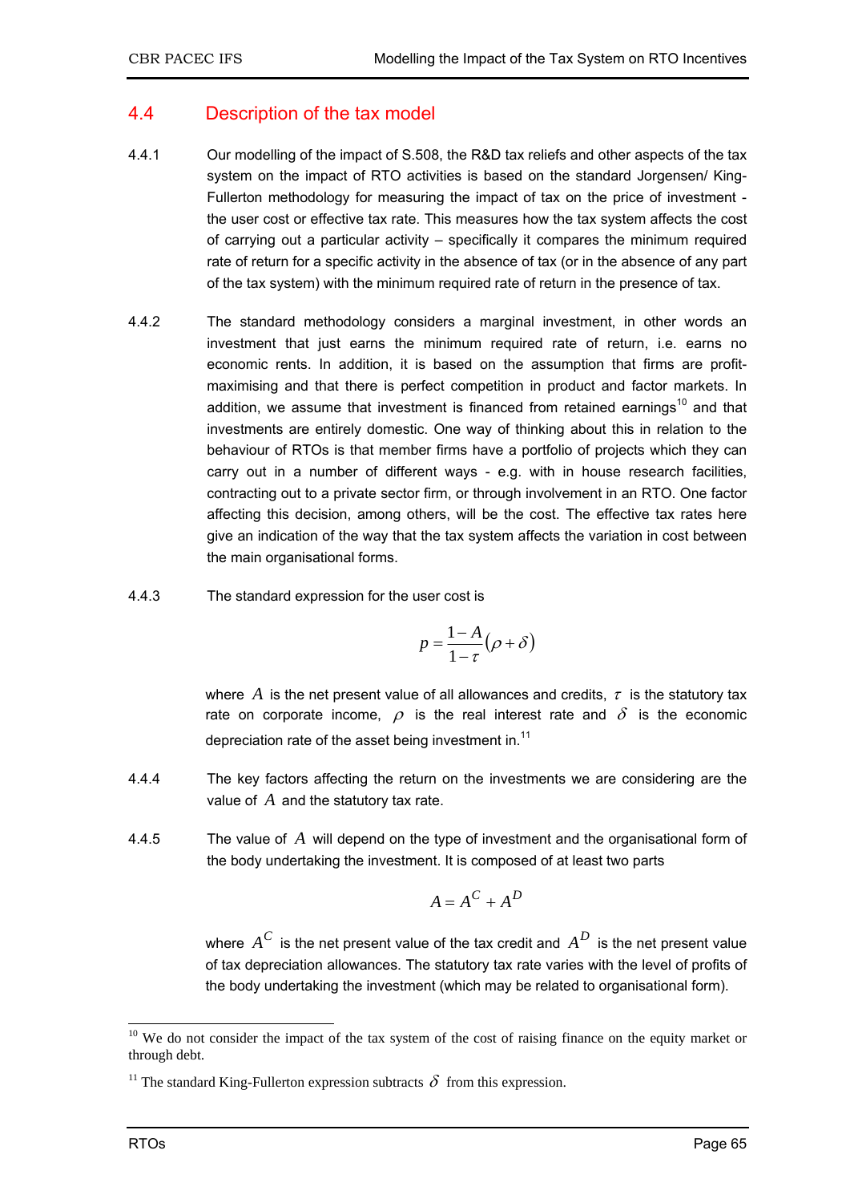## 4.4 Description of the tax model

4.4.1 Our modelling of the impact of S.508, the R&D tax reliefs and other aspects of the tax system on the impact of RTO activities is based on the standard Jorgensen/ King-Fullerton methodology for measuring the impact of tax on the price of investment - the user cost or effective tax rate. This measures how the tax system affects the cost of carrying out a particular activity – specifically it compares the minimum required rate of return for a specific activity in the absence of tax (or in the absence of any part of the tax system) with the minimum required rate of return in the presence of tax.

4.4.2 The standard methodology considers a marginal investment, in other words an investment that just earns the minimum required rate of return, i.e. earns no economic rents. In addition, it is based on the assumption that firms are profit-maximising and that there is perfect competition in product and factor markets. In addition, we assume that investment is financed from retained earnings[10] and that investments are entirely domestic. One way of thinking about this in relation to the behaviour of RTOs is that member firms have a portfolio of projects which they can carry out in a number of different ways - e.g. with in house research facilities, contracting out to a private sector firm, or through involvement in an RTO. One factor affecting this decision, among others, will be the cost. The effective tax rates here give an indication of the way that the tax system affects the variation in cost between the main organisational forms.

4.4.3 The standard expression for the user cost is

$$p = \frac{1-A}{1-\tau}(\rho + \delta)$$

where $A$ is the net present value of all allowances and credits, $\tau$ is the statutory tax rate on corporate income, $\rho$ is the real interest rate and $\delta$ is the economic depreciation rate of the asset being investment in.[11]

4.4.4 The key factors affecting the return on the investments we are considering are the value of $A$ and the statutory tax rate.

4.4.5 The value of $A$ will depend on the type of investment and the organisational form of the body undertaking the investment. It is composed of at least two parts

$$A = A^C + A^D$$

where $A^C$ is the net present value of the tax credit and $A^D$ is the net present value of tax depreciation allowances. The statutory tax rate varies with the level of profits of the body undertaking the investment (which may be related to organisational form).

---

[10] We do not consider the impact of the tax system of the cost of raising finance on the equity market or through debt.

[11] The standard King-Fullerton expression subtracts $\delta$ from this expression.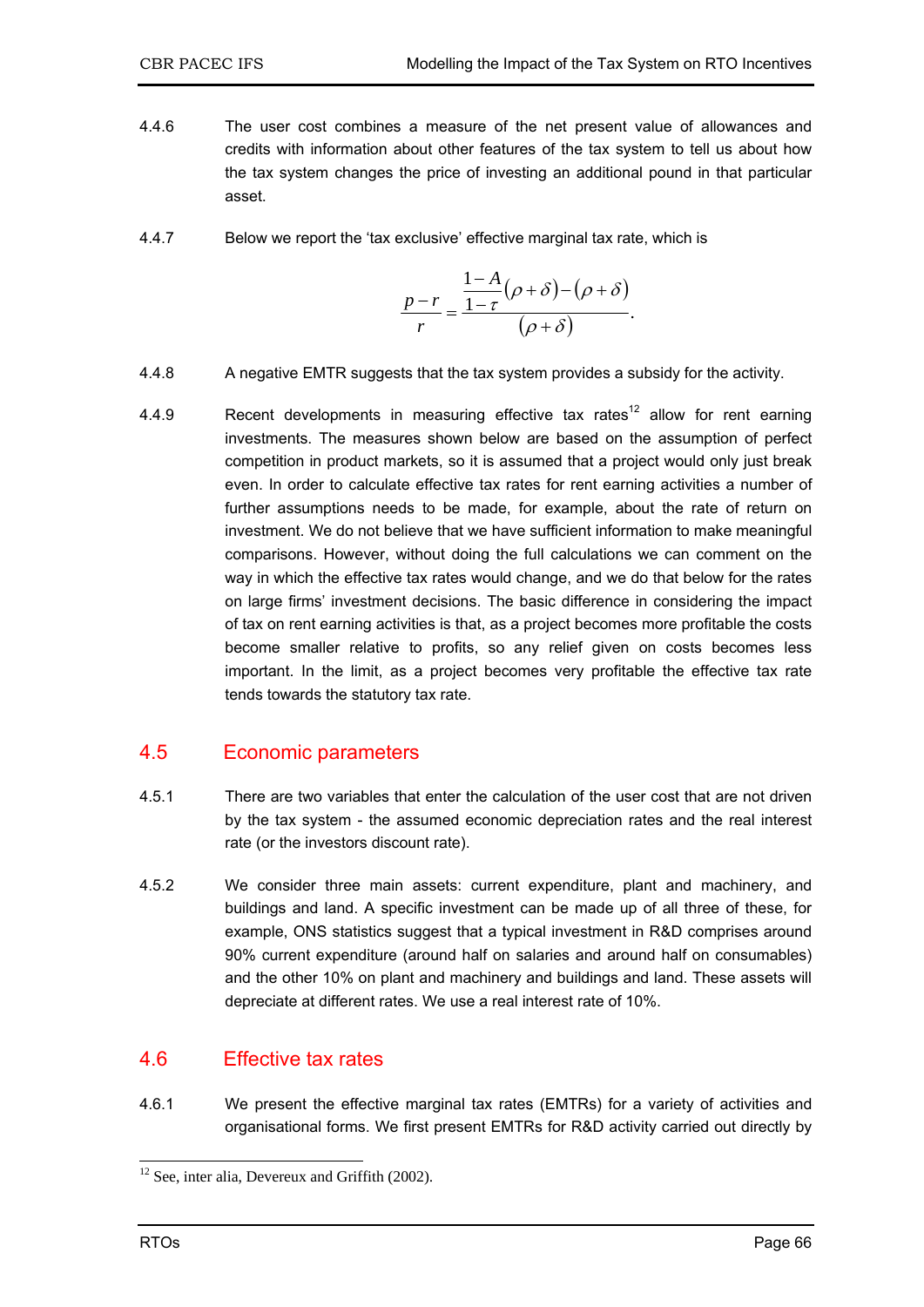4.4.6 The user cost combines a measure of the net present value of allowances and credits with information about other features of the tax system to tell us about how the tax system changes the price of investing an additional pound in that particular asset.

4.4.7 Below we report the 'tax exclusive' effective marginal tax rate, which is

$$\frac{p-r}{r} = \frac{\frac{1-A}{1-\tau}(\rho+\delta) - (\rho+\delta)}{(\rho+\delta)}.$$

4.4.8 A negative EMTR suggests that the tax system provides a subsidy for the activity.

4.4.9 Recent developments in measuring effective tax rates[12] allow for rent earning investments. The measures shown below are based on the assumption of perfect competition in product markets, so it is assumed that a project would only just break even. In order to calculate effective tax rates for rent earning activities a number of further assumptions needs to be made, for example, about the rate of return on investment. We do not believe that we have sufficient information to make meaningful comparisons. However, without doing the full calculations we can comment on the way in which the effective tax rates would change, and we do that below for the rates on large firms' investment decisions. The basic difference in considering the impact of tax on rent earning activities is that, as a project becomes more profitable the costs become smaller relative to profits, so any relief given on costs becomes less important. In the limit, as a project becomes very profitable the effective tax rate tends towards the statutory tax rate.

## 4.5 Economic parameters

4.5.1 There are two variables that enter the calculation of the user cost that are not driven by the tax system - the assumed economic depreciation rates and the real interest rate (or the investors discount rate).

4.5.2 We consider three main assets: current expenditure, plant and machinery, and buildings and land. A specific investment can be made up of all three of these, for example, ONS statistics suggest that a typical investment in R&D comprises around 90% current expenditure (around half on salaries and around half on consumables) and the other 10% on plant and machinery and buildings and land. These assets will depreciate at different rates. We use a real interest rate of 10%.

## 4.6 Effective tax rates

4.6.1 We present the effective marginal tax rates (EMTRs) for a variety of activities and organisational forms. We first present EMTRs for R&D activity carried out directly by

[12] See, inter alia, Devereux and Griffith (2002).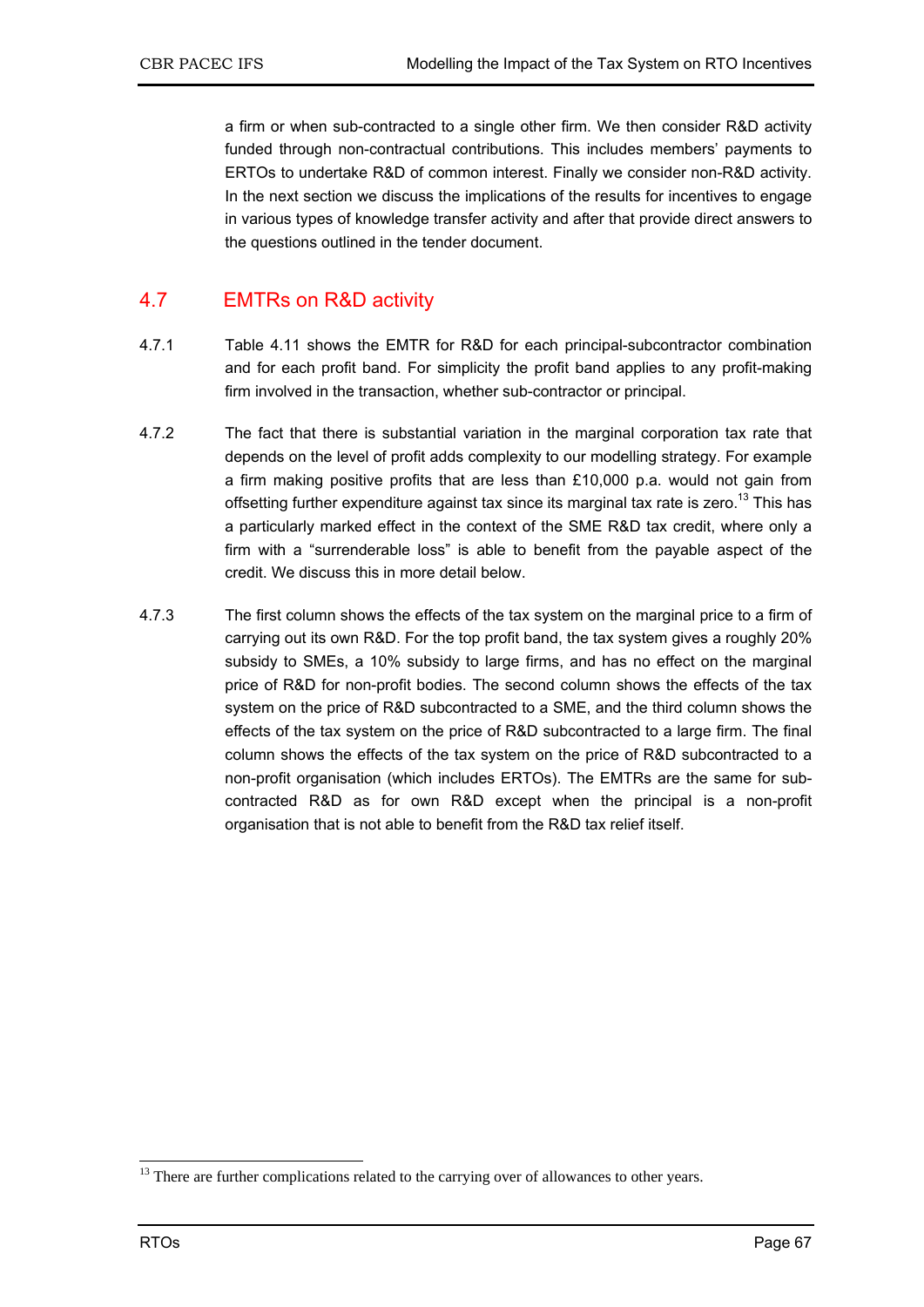a firm or when sub-contracted to a single other firm. We then consider R&D activity funded through non-contractual contributions. This includes members' payments to ERTOs to undertake R&D of common interest. Finally we consider non-R&D activity. In the next section we discuss the implications of the results for incentives to engage in various types of knowledge transfer activity and after that provide direct answers to the questions outlined in the tender document.

## 4.7 EMTRs on R&D activity

4.7.1 Table 4.11 shows the EMTR for R&D for each principal-subcontractor combination and for each profit band. For simplicity the profit band applies to any profit-making firm involved in the transaction, whether sub-contractor or principal.

4.7.2 The fact that there is substantial variation in the marginal corporation tax rate that depends on the level of profit adds complexity to our modelling strategy. For example a firm making positive profits that are less than £10,000 p.a. would not gain from offsetting further expenditure against tax since its marginal tax rate is zero.[13] This has a particularly marked effect in the context of the SME R&D tax credit, where only a firm with a "surrenderable loss" is able to benefit from the payable aspect of the credit. We discuss this in more detail below.

4.7.3 The first column shows the effects of the tax system on the marginal price to a firm of carrying out its own R&D. For the top profit band, the tax system gives a roughly 20% subsidy to SMEs, a 10% subsidy to large firms, and has no effect on the marginal price of R&D for non-profit bodies. The second column shows the effects of the tax system on the price of R&D subcontracted to a SME, and the third column shows the effects of the tax system on the price of R&D subcontracted to a large firm. The final column shows the effects of the tax system on the price of R&D subcontracted to a non-profit organisation (which includes ERTOs). The EMTRs are the same for sub-contracted R&D as for own R&D except when the principal is a non-profit organisation that is not able to benefit from the R&D tax relief itself.

[13] There are further complications related to the carrying over of allowances to other years.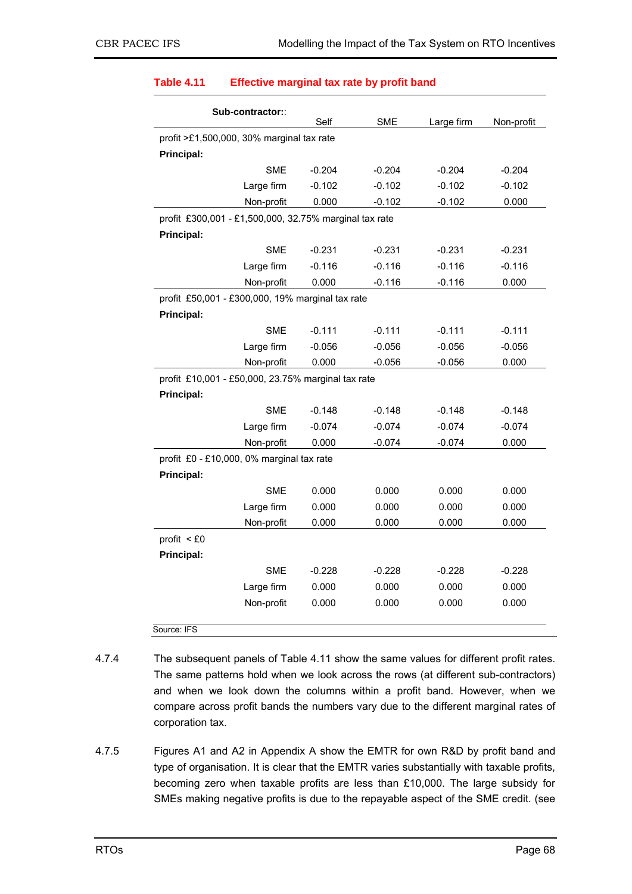**Table 4.11 Effective marginal tax rate by profit band**

| Sub-contractor:: | Self | SME | Large firm | Non-profit |
|---|---|---|---|---|
| profit >£1,500,000, 30% marginal tax rate | | | | |
| **Principal:** | | | | |
| SME | -0.204 | -0.204 | -0.204 | -0.204 |
| Large firm | -0.102 | -0.102 | -0.102 | -0.102 |
| Non-profit | 0.000 | -0.102 | -0.102 | 0.000 |
| profit £300,001 - £1,500,000, 32.75% marginal tax rate | | | | |
| **Principal:** | | | | |
| SME | -0.231 | -0.231 | -0.231 | -0.231 |
| Large firm | -0.116 | -0.116 | -0.116 | -0.116 |
| Non-profit | 0.000 | -0.116 | -0.116 | 0.000 |
| profit £50,001 - £300,000, 19% marginal tax rate | | | | |
| **Principal:** | | | | |
| SME | -0.111 | -0.111 | -0.111 | -0.111 |
| Large firm | -0.056 | -0.056 | -0.056 | -0.056 |
| Non-profit | 0.000 | -0.056 | -0.056 | 0.000 |
| profit £10,001 - £50,000, 23.75% marginal tax rate | | | | |
| **Principal:** | | | | |
| SME | -0.148 | -0.148 | -0.148 | -0.148 |
| Large firm | -0.074 | -0.074 | -0.074 | -0.074 |
| Non-profit | 0.000 | -0.074 | -0.074 | 0.000 |
| profit £0 - £10,000, 0% marginal tax rate | | | | |
| **Principal:** | | | | |
| SME | 0.000 | 0.000 | 0.000 | 0.000 |
| Large firm | 0.000 | 0.000 | 0.000 | 0.000 |
| Non-profit | 0.000 | 0.000 | 0.000 | 0.000 |
| profit < £0 | | | | |
| **Principal:** | | | | |
| SME | -0.228 | -0.228 | -0.228 | -0.228 |
| Large firm | 0.000 | 0.000 | 0.000 | 0.000 |
| Non-profit | 0.000 | 0.000 | 0.000 | 0.000 |

Source: IFS

4.7.4 The subsequent panels of Table 4.11 show the same values for different profit rates. The same patterns hold when we look across the rows (at different sub-contractors) and when we look down the columns within a profit band. However, when we compare across profit bands the numbers vary due to the different marginal rates of corporation tax.

4.7.5 Figures A1 and A2 in Appendix A show the EMTR for own R&D by profit band and type of organisation. It is clear that the EMTR varies substantially with taxable profits, becoming zero when taxable profits are less than £10,000. The large subsidy for SMEs making negative profits is due to the repayable aspect of the SME credit. (see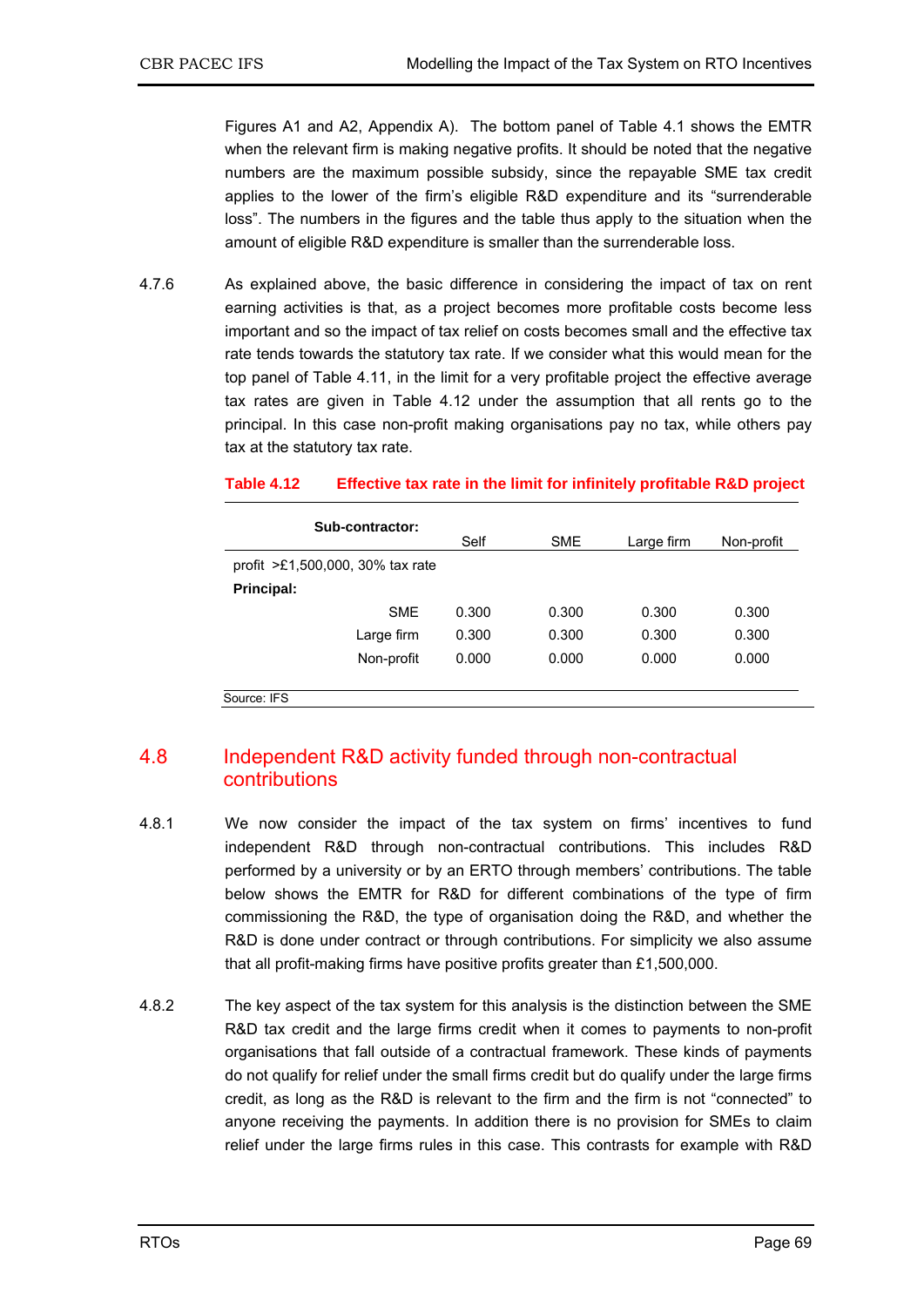Figures A1 and A2, Appendix A). The bottom panel of Table 4.1 shows the EMTR when the relevant firm is making negative profits. It should be noted that the negative numbers are the maximum possible subsidy, since the repayable SME tax credit applies to the lower of the firm's eligible R&D expenditure and its "surrenderable loss". The numbers in the figures and the table thus apply to the situation when the amount of eligible R&D expenditure is smaller than the surrenderable loss.

4.7.6 As explained above, the basic difference in considering the impact of tax on rent earning activities is that, as a project becomes more profitable costs become less important and so the impact of tax relief on costs becomes small and the effective tax rate tends towards the statutory tax rate. If we consider what this would mean for the top panel of Table 4.11, in the limit for a very profitable project the effective average tax rates are given in Table 4.12 under the assumption that all rents go to the principal. In this case non-profit making organisations pay no tax, while others pay tax at the statutory tax rate.

**Table 4.12 Effective tax rate in the limit for infinitely profitable R&D project**

| **Sub-contractor:** | Self | SME | Large firm | Non-profit |
|---|---|---|---|---|
| profit >£1,500,000, 30% tax rate | | | | |
| **Principal:** | | | | |
| SME | 0.300 | 0.300 | 0.300 | 0.300 |
| Large firm | 0.300 | 0.300 | 0.300 | 0.300 |
| Non-profit | 0.000 | 0.000 | 0.000 | 0.000 |

Source: IFS

## 4.8 Independent R&D activity funded through non-contractual contributions

4.8.1 We now consider the impact of the tax system on firms' incentives to fund independent R&D through non-contractual contributions. This includes R&D performed by a university or by an ERTO through members' contributions. The table below shows the EMTR for R&D for different combinations of the type of firm commissioning the R&D, the type of organisation doing the R&D, and whether the R&D is done under contract or through contributions. For simplicity we also assume that all profit-making firms have positive profits greater than £1,500,000.

4.8.2 The key aspect of the tax system for this analysis is the distinction between the SME R&D tax credit and the large firms credit when it comes to payments to non-profit organisations that fall outside of a contractual framework. These kinds of payments do not qualify for relief under the small firms credit but do qualify under the large firms credit, as long as the R&D is relevant to the firm and the firm is not "connected" to anyone receiving the payments. In addition there is no provision for SMEs to claim relief under the large firms rules in this case. This contrasts for example with R&D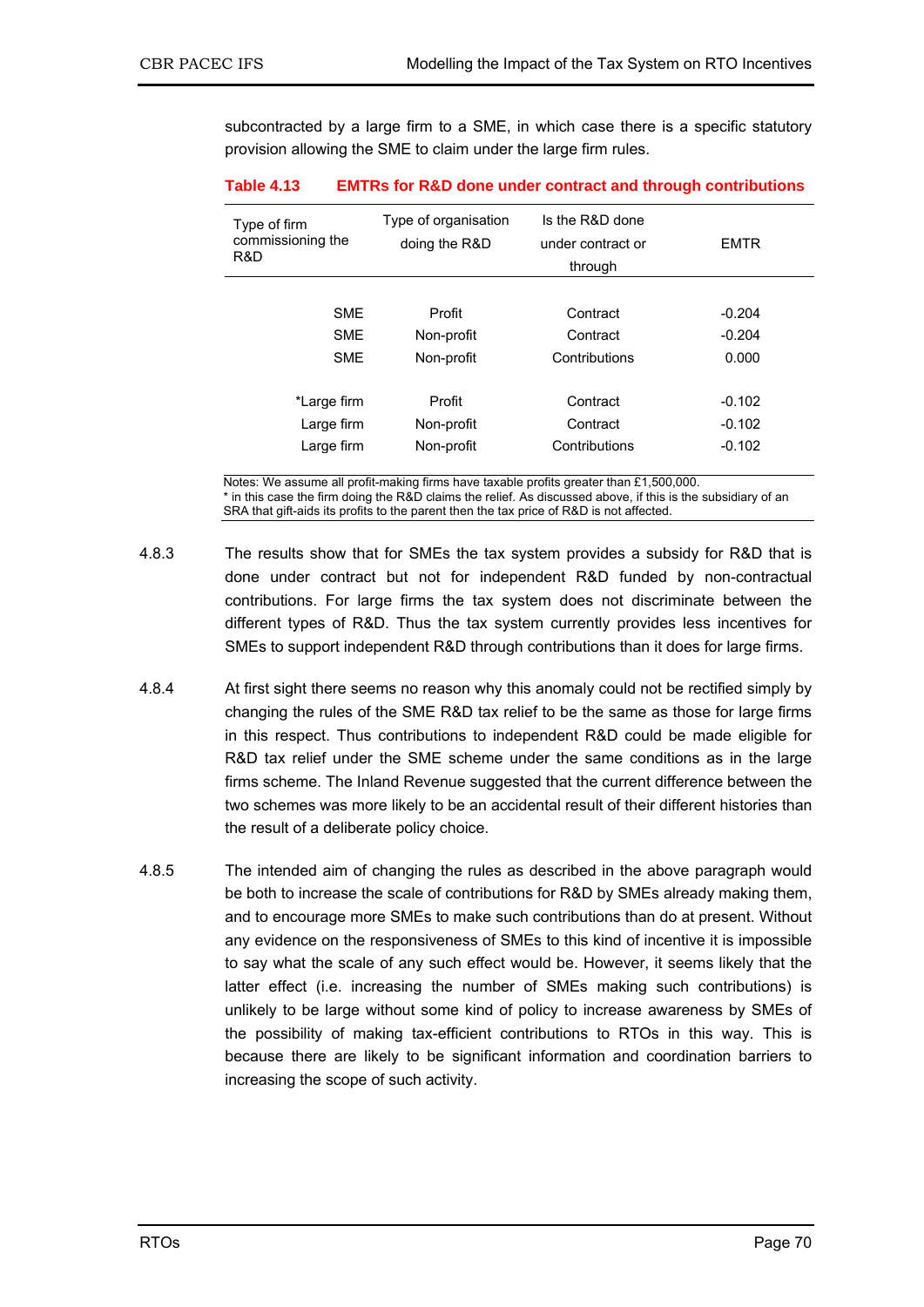subcontracted by a large firm to a SME, in which case there is a specific statutory provision allowing the SME to claim under the large firm rules.

**Table 4.13 EMTRs for R&D done under contract and through contributions**

| Type of firm commissioning the R&D | Type of organisation doing the R&D | Is the R&D done under contract or through | EMTR |
|---|---|---|---|
| SME | Profit | Contract | -0.204 |
| SME | Non-profit | Contract | -0.204 |
| SME | Non-profit | Contributions | 0.000 |
| *Large firm | Profit | Contract | -0.102 |
| Large firm | Non-profit | Contract | -0.102 |
| Large firm | Non-profit | Contributions | -0.102 |

Notes: We assume all profit-making firms have taxable profits greater than £1,500,000.
* in this case the firm doing the R&D claims the relief. As discussed above, if this is the subsidiary of an SRA that gift-aids its profits to the parent then the tax price of R&D is not affected.

4.8.3 The results show that for SMEs the tax system provides a subsidy for R&D that is done under contract but not for independent R&D funded by non-contractual contributions. For large firms the tax system does not discriminate between the different types of R&D. Thus the tax system currently provides less incentives for SMEs to support independent R&D through contributions than it does for large firms.

4.8.4 At first sight there seems no reason why this anomaly could not be rectified simply by changing the rules of the SME R&D tax relief to be the same as those for large firms in this respect. Thus contributions to independent R&D could be made eligible for R&D tax relief under the SME scheme under the same conditions as in the large firms scheme. The Inland Revenue suggested that the current difference between the two schemes was more likely to be an accidental result of their different histories than the result of a deliberate policy choice.

4.8.5 The intended aim of changing the rules as described in the above paragraph would be both to increase the scale of contributions for R&D by SMEs already making them, and to encourage more SMEs to make such contributions than do at present. Without any evidence on the responsiveness of SMEs to this kind of incentive it is impossible to say what the scale of any such effect would be. However, it seems likely that the latter effect (i.e. increasing the number of SMEs making such contributions) is unlikely to be large without some kind of policy to increase awareness by SMEs of the possibility of making tax-efficient contributions to RTOs in this way. This is because there are likely to be significant information and coordination barriers to increasing the scope of such activity.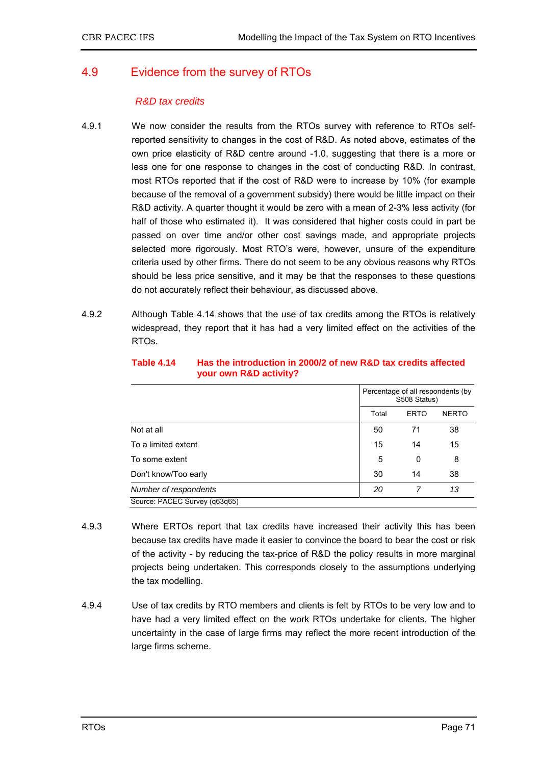## 4.9 Evidence from the survey of RTOs

*R&D tax credits*

4.9.1 We now consider the results from the RTOs survey with reference to RTOs self-reported sensitivity to changes in the cost of R&D. As noted above, estimates of the own price elasticity of R&D centre around -1.0, suggesting that there is a more or less one for one response to changes in the cost of conducting R&D. In contrast, most RTOs reported that if the cost of R&D were to increase by 10% (for example because of the removal of a government subsidy) there would be little impact on their R&D activity. A quarter thought it would be zero with a mean of 2-3% less activity (for half of those who estimated it). It was considered that higher costs could in part be passed on over time and/or other cost savings made, and appropriate projects selected more rigorously. Most RTO's were, however, unsure of the expenditure criteria used by other firms. There do not seem to be any obvious reasons why RTOs should be less price sensitive, and it may be that the responses to these questions do not accurately reflect their behaviour, as discussed above.

4.9.2 Although Table 4.14 shows that the use of tax credits among the RTOs is relatively widespread, they report that it has had a very limited effect on the activities of the RTOs.

**Table 4.14 Has the introduction in 2000/2 of new R&D tax credits affected your own R&D activity?**

| | Percentage of all respondents (by S508 Status) | | |
|---|---|---|---|
| | Total | ERTO | NERTO |
| Not at all | 50 | 71 | 38 |
| To a limited extent | 15 | 14 | 15 |
| To some extent | 5 | 0 | 8 |
| Don't know/Too early | 30 | 14 | 38 |
| *Number of respondents* | *20* | *7* | *13* |

Source: PACEC Survey (q63q65)

4.9.3 Where ERTOs report that tax credits have increased their activity this has been because tax credits have made it easier to convince the board to bear the cost or risk of the activity - by reducing the tax-price of R&D the policy results in more marginal projects being undertaken. This corresponds closely to the assumptions underlying the tax modelling.

4.9.4 Use of tax credits by RTO members and clients is felt by RTOs to be very low and to have had a very limited effect on the work RTOs undertake for clients. The higher uncertainty in the case of large firms may reflect the more recent introduction of the large firms scheme.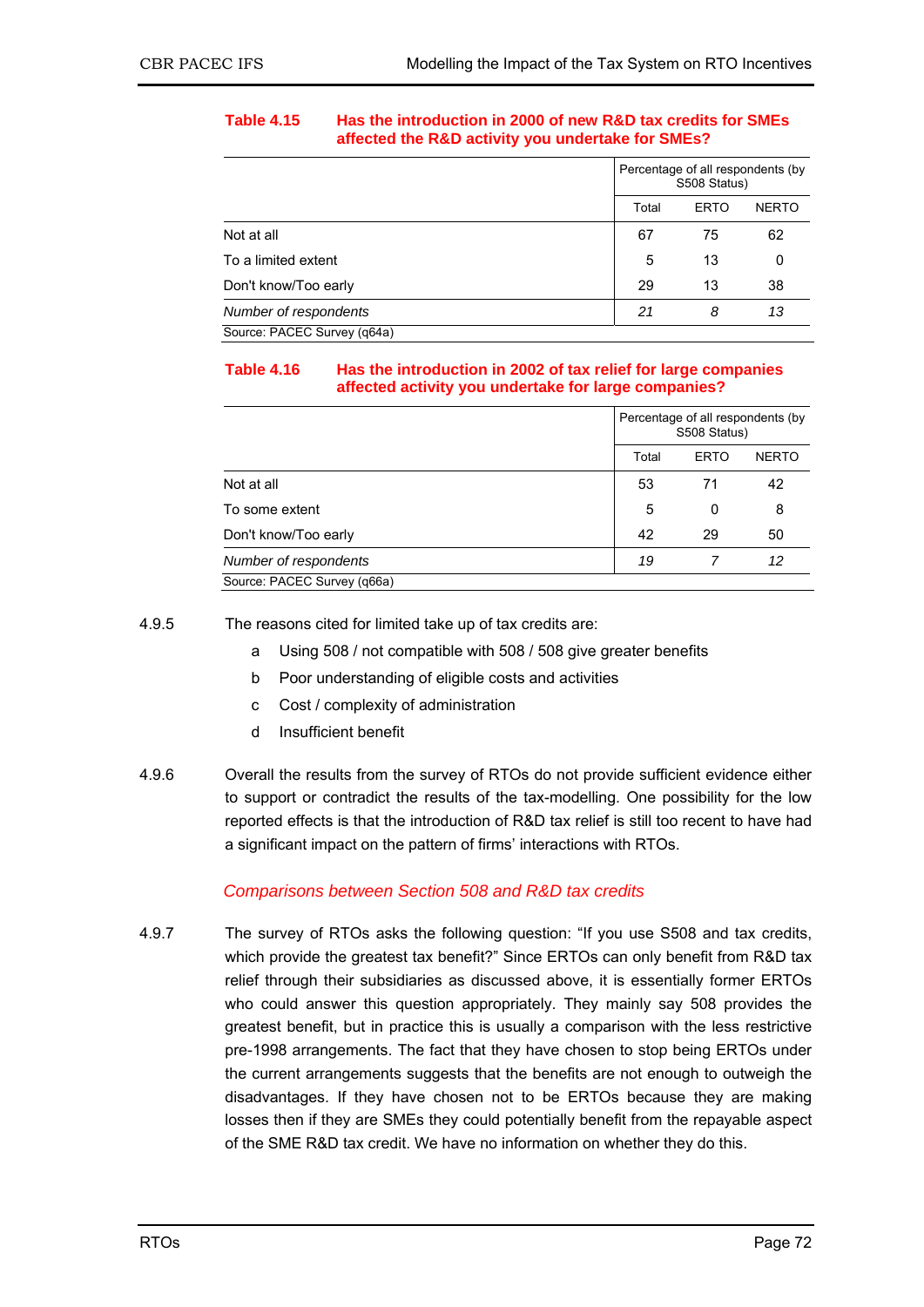**Table 4.15 Has the introduction in 2000 of new R&D tax credits for SMEs affected the R&D activity you undertake for SMEs?**

| | Percentage of all respondents (by S508 Status) | | |
|---|---|---|---|
| | Total | ERTO | NERTO |
| Not at all | 67 | 75 | 62 |
| To a limited extent | 5 | 13 | 0 |
| Don't know/Too early | 29 | 13 | 38 |
| *Number of respondents* | *21* | *8* | *13* |

Source: PACEC Survey (q64a)

**Table 4.16 Has the introduction in 2002 of tax relief for large companies affected activity you undertake for large companies?**

| | Percentage of all respondents (by S508 Status) | | |
|---|---|---|---|
| | Total | ERTO | NERTO |
| Not at all | 53 | 71 | 42 |
| To some extent | 5 | 0 | 8 |
| Don't know/Too early | 42 | 29 | 50 |
| *Number of respondents* | *19* | *7* | *12* |

Source: PACEC Survey (q66a)

4.9.5 The reasons cited for limited take up of tax credits are:

- a Using 508 / not compatible with 508 / 508 give greater benefits
- b Poor understanding of eligible costs and activities
- c Cost / complexity of administration
- d Insufficient benefit

4.9.6 Overall the results from the survey of RTOs do not provide sufficient evidence either to support or contradict the results of the tax-modelling. One possibility for the low reported effects is that the introduction of R&D tax relief is still too recent to have had a significant impact on the pattern of firms' interactions with RTOs.

### *Comparisons between Section 508 and R&D tax credits*

4.9.7 The survey of RTOs asks the following question: "If you use S508 and tax credits, which provide the greatest tax benefit?" Since ERTOs can only benefit from R&D tax relief through their subsidiaries as discussed above, it is essentially former ERTOs who could answer this question appropriately. They mainly say 508 provides the greatest benefit, but in practice this is usually a comparison with the less restrictive pre-1998 arrangements. The fact that they have chosen to stop being ERTOs under the current arrangements suggests that the benefits are not enough to outweigh the disadvantages. If they have chosen not to be ERTOs because they are making losses then if they are SMEs they could potentially benefit from the repayable aspect of the SME R&D tax credit. We have no information on whether they do this.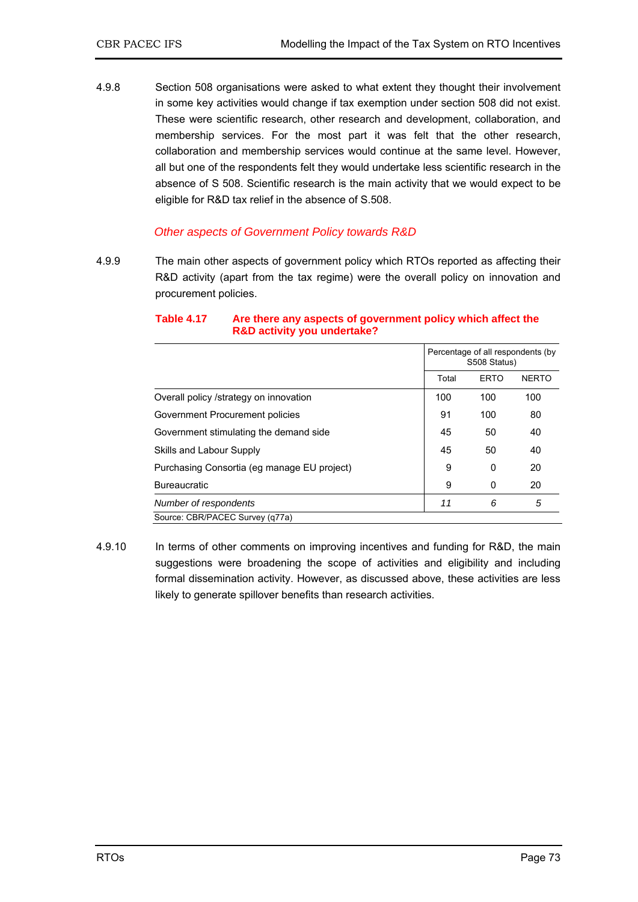4.9.8 Section 508 organisations were asked to what extent they thought their involvement in some key activities would change if tax exemption under section 508 did not exist. These were scientific research, other research and development, collaboration, and membership services. For the most part it was felt that the other research, collaboration and membership services would continue at the same level. However, all but one of the respondents felt they would undertake less scientific research in the absence of S 508. Scientific research is the main activity that we would expect to be eligible for R&D tax relief in the absence of S.508.

### *Other aspects of Government Policy towards R&D*

4.9.9 The main other aspects of government policy which RTOs reported as affecting their R&D activity (apart from the tax regime) were the overall policy on innovation and procurement policies.

**Table 4.17 Are there any aspects of government policy which affect the R&D activity you undertake?**

| | Percentage of all respondents (by S508 Status) | | |
|---|---|---|---|
| | Total | ERTO | NERTO |
| Overall policy /strategy on innovation | 100 | 100 | 100 |
| Government Procurement policies | 91 | 100 | 80 |
| Government stimulating the demand side | 45 | 50 | 40 |
| Skills and Labour Supply | 45 | 50 | 40 |
| Purchasing Consortia (eg manage EU project) | 9 | 0 | 20 |
| Bureaucratic | 9 | 0 | 20 |
| *Number of respondents* | *11* | *6* | *5* |

Source: CBR/PACEC Survey (q77a)

4.9.10 In terms of other comments on improving incentives and funding for R&D, the main suggestions were broadening the scope of activities and eligibility and including formal dissemination activity. However, as discussed above, these activities are less likely to generate spillover benefits than research activities.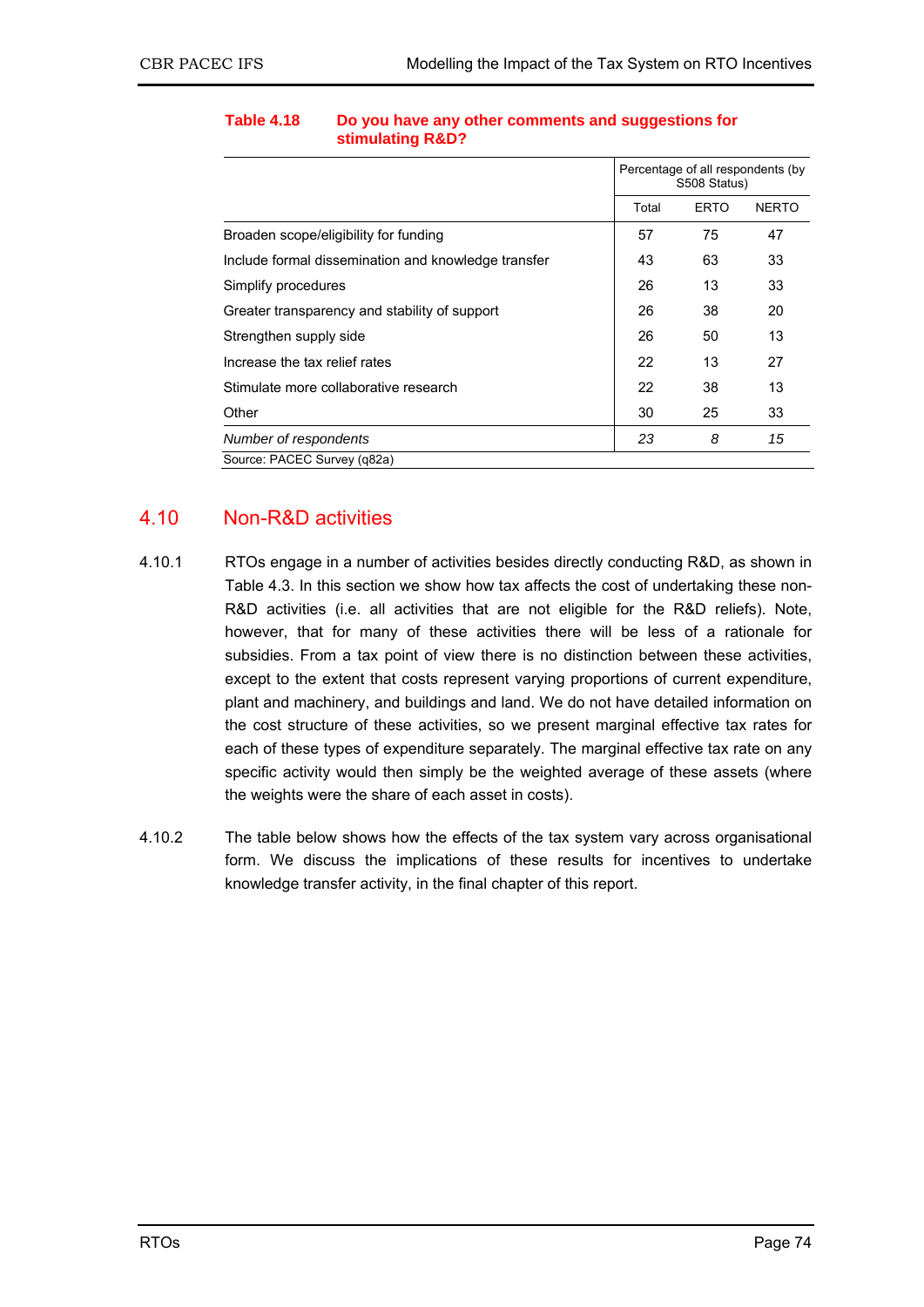**Table 4.18 Do you have any other comments and suggestions for stimulating R&D?**

| | Percentage of all respondents (by S508 Status) | | |
|---|---|---|---|
| | Total | ERTO | NERTO |
| Broaden scope/eligibility for funding | 57 | 75 | 47 |
| Include formal dissemination and knowledge transfer | 43 | 63 | 33 |
| Simplify procedures | 26 | 13 | 33 |
| Greater transparency and stability of support | 26 | 38 | 20 |
| Strengthen supply side | 26 | 50 | 13 |
| Increase the tax relief rates | 22 | 13 | 27 |
| Stimulate more collaborative research | 22 | 38 | 13 |
| Other | 30 | 25 | 33 |
| *Number of respondents* | *23* | *8* | *15* |

Source: PACEC Survey (q82a)

## 4.10 Non-R&D activities

4.10.1 RTOs engage in a number of activities besides directly conducting R&D, as shown in Table 4.3. In this section we show how tax affects the cost of undertaking these non-R&D activities (i.e. all activities that are not eligible for the R&D reliefs). Note, however, that for many of these activities there will be less of a rationale for subsidies. From a tax point of view there is no distinction between these activities, except to the extent that costs represent varying proportions of current expenditure, plant and machinery, and buildings and land. We do not have detailed information on the cost structure of these activities, so we present marginal effective tax rates for each of these types of expenditure separately. The marginal effective tax rate on any specific activity would then simply be the weighted average of these assets (where the weights were the share of each asset in costs).

4.10.2 The table below shows how the effects of the tax system vary across organisational form. We discuss the implications of these results for incentives to undertake knowledge transfer activity, in the final chapter of this report.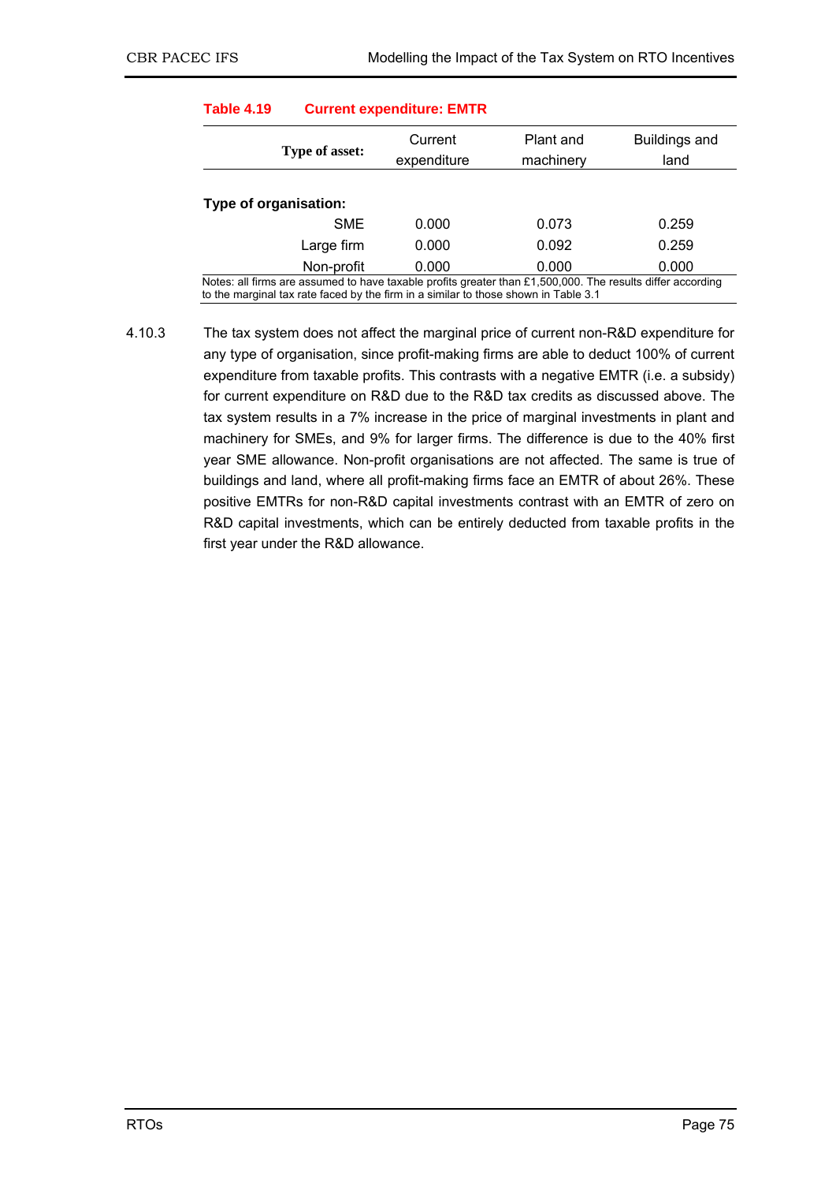**Table 4.19 Current expenditure: EMTR**

| Type of asset: | Current expenditure | Plant and machinery | Buildings and land |
|---|---|---|---|
| **Type of organisation:** | | | |
| SME | 0.000 | 0.073 | 0.259 |
| Large firm | 0.000 | 0.092 | 0.259 |
| Non-profit | 0.000 | 0.000 | 0.000 |

Notes: all firms are assumed to have taxable profits greater than £1,500,000. The results differ according to the marginal tax rate faced by the firm in a similar to those shown in Table 3.1

4.10.3 The tax system does not affect the marginal price of current non-R&D expenditure for any type of organisation, since profit-making firms are able to deduct 100% of current expenditure from taxable profits. This contrasts with a negative EMTR (i.e. a subsidy) for current expenditure on R&D due to the R&D tax credits as discussed above. The tax system results in a 7% increase in the price of marginal investments in plant and machinery for SMEs, and 9% for larger firms. The difference is due to the 40% first year SME allowance. Non-profit organisations are not affected. The same is true of buildings and land, where all profit-making firms face an EMTR of about 26%. These positive EMTRs for non-R&D capital investments contrast with an EMTR of zero on R&D capital investments, which can be entirely deducted from taxable profits in the first year under the R&D allowance.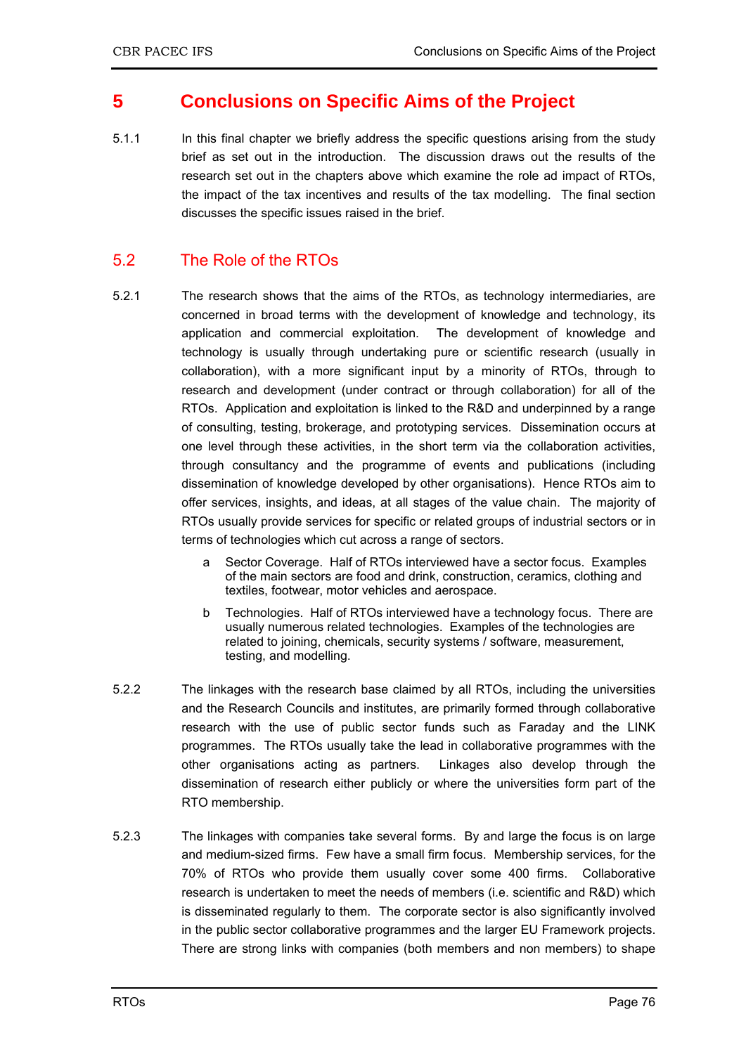# 5 Conclusions on Specific Aims of the Project

5.1.1 In this final chapter we briefly address the specific questions arising from the study brief as set out in the introduction. The discussion draws out the results of the research set out in the chapters above which examine the role ad impact of RTOs, the impact of the tax incentives and results of the tax modelling. The final section discusses the specific issues raised in the brief.

## 5.2 The Role of the RTOs

5.2.1 The research shows that the aims of the RTOs, as technology intermediaries, are concerned in broad terms with the development of knowledge and technology, its application and commercial exploitation. The development of knowledge and technology is usually through undertaking pure or scientific research (usually in collaboration), with a more significant input by a minority of RTOs, through to research and development (under contract or through collaboration) for all of the RTOs. Application and exploitation is linked to the R&D and underpinned by a range of consulting, testing, brokerage, and prototyping services. Dissemination occurs at one level through these activities, in the short term via the collaboration activities, through consultancy and the programme of events and publications (including dissemination of knowledge developed by other organisations). Hence RTOs aim to offer services, insights, and ideas, at all stages of the value chain. The majority of RTOs usually provide services for specific or related groups of industrial sectors or in terms of technologies which cut across a range of sectors.

a Sector Coverage. Half of RTOs interviewed have a sector focus. Examples of the main sectors are food and drink, construction, ceramics, clothing and textiles, footwear, motor vehicles and aerospace.

b Technologies. Half of RTOs interviewed have a technology focus. There are usually numerous related technologies. Examples of the technologies are related to joining, chemicals, security systems / software, measurement, testing, and modelling.

5.2.2 The linkages with the research base claimed by all RTOs, including the universities and the Research Councils and institutes, are primarily formed through collaborative research with the use of public sector funds such as Faraday and the LINK programmes. The RTOs usually take the lead in collaborative programmes with the other organisations acting as partners. Linkages also develop through the dissemination of research either publicly or where the universities form part of the RTO membership.

5.2.3 The linkages with companies take several forms. By and large the focus is on large and medium-sized firms. Few have a small firm focus. Membership services, for the 70% of RTOs who provide them usually cover some 400 firms. Collaborative research is undertaken to meet the needs of members (i.e. scientific and R&D) which is disseminated regularly to them. The corporate sector is also significantly involved in the public sector collaborative programmes and the larger EU Framework projects. There are strong links with companies (both members and non members) to shape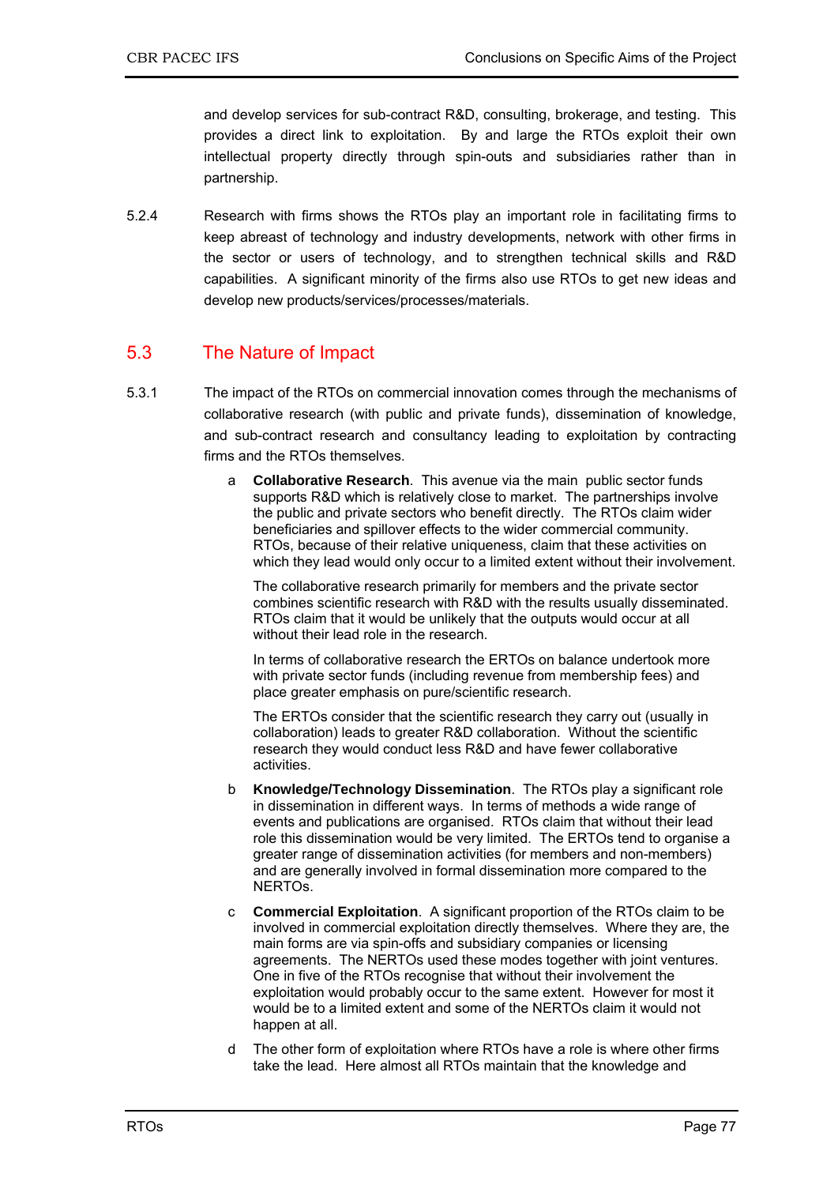and develop services for sub-contract R&D, consulting, brokerage, and testing. This provides a direct link to exploitation. By and large the RTOs exploit their own intellectual property directly through spin-outs and subsidiaries rather than in partnership.

5.2.4 Research with firms shows the RTOs play an important role in facilitating firms to keep abreast of technology and industry developments, network with other firms in the sector or users of technology, and to strengthen technical skills and R&D capabilities. A significant minority of the firms also use RTOs to get new ideas and develop new products/services/processes/materials.

## 5.3 The Nature of Impact

5.3.1 The impact of the RTOs on commercial innovation comes through the mechanisms of collaborative research (with public and private funds), dissemination of knowledge, and sub-contract research and consultancy leading to exploitation by contracting firms and the RTOs themselves.

a **Collaborative Research**. This avenue via the main public sector funds supports R&D which is relatively close to market. The partnerships involve the public and private sectors who benefit directly. The RTOs claim wider beneficiaries and spillover effects to the wider commercial community. RTOs, because of their relative uniqueness, claim that these activities on which they lead would only occur to a limited extent without their involvement.

The collaborative research primarily for members and the private sector combines scientific research with R&D with the results usually disseminated. RTOs claim that it would be unlikely that the outputs would occur at all without their lead role in the research.

In terms of collaborative research the ERTOs on balance undertook more with private sector funds (including revenue from membership fees) and place greater emphasis on pure/scientific research.

The ERTOs consider that the scientific research they carry out (usually in collaboration) leads to greater R&D collaboration. Without the scientific research they would conduct less R&D and have fewer collaborative activities.

b **Knowledge/Technology Dissemination**. The RTOs play a significant role in dissemination in different ways. In terms of methods a wide range of events and publications are organised. RTOs claim that without their lead role this dissemination would be very limited. The ERTOs tend to organise a greater range of dissemination activities (for members and non-members) and are generally involved in formal dissemination more compared to the NERTOs.

c **Commercial Exploitation**. A significant proportion of the RTOs claim to be involved in commercial exploitation directly themselves. Where they are, the main forms are via spin-offs and subsidiary companies or licensing agreements. The NERTOs used these modes together with joint ventures. One in five of the RTOs recognise that without their involvement the exploitation would probably occur to the same extent. However for most it would be to a limited extent and some of the NERTOs claim it would not happen at all.

d The other form of exploitation where RTOs have a role is where other firms take the lead. Here almost all RTOs maintain that the knowledge and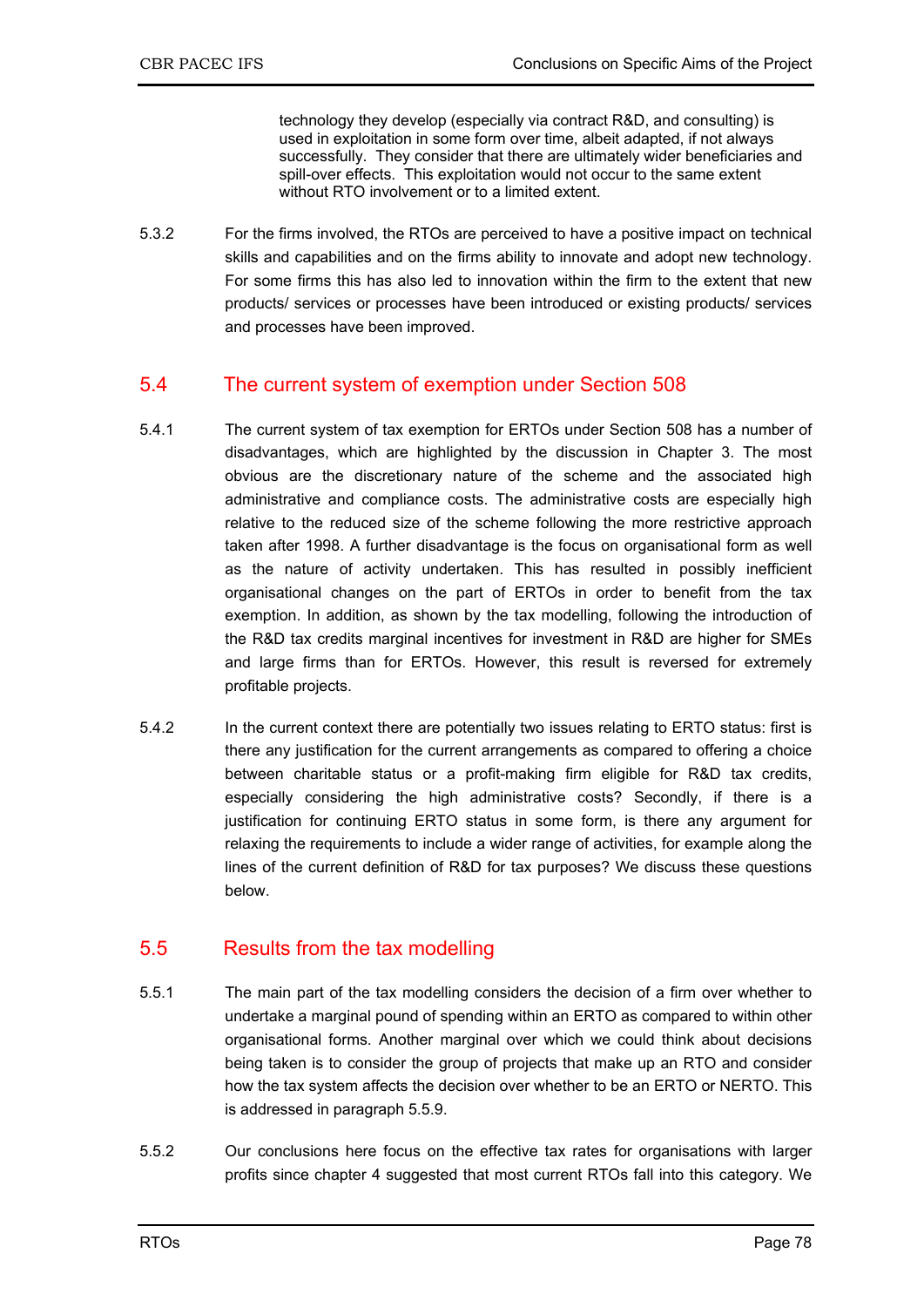technology they develop (especially via contract R&D, and consulting) is used in exploitation in some form over time, albeit adapted, if not always successfully. They consider that there are ultimately wider beneficiaries and spill-over effects. This exploitation would not occur to the same extent without RTO involvement or to a limited extent.

5.3.2 For the firms involved, the RTOs are perceived to have a positive impact on technical skills and capabilities and on the firms ability to innovate and adopt new technology. For some firms this has also led to innovation within the firm to the extent that new products/ services or processes have been introduced or existing products/ services and processes have been improved.

## 5.4 The current system of exemption under Section 508

5.4.1 The current system of tax exemption for ERTOs under Section 508 has a number of disadvantages, which are highlighted by the discussion in Chapter 3. The most obvious are the discretionary nature of the scheme and the associated high administrative and compliance costs. The administrative costs are especially high relative to the reduced size of the scheme following the more restrictive approach taken after 1998. A further disadvantage is the focus on organisational form as well as the nature of activity undertaken. This has resulted in possibly inefficient organisational changes on the part of ERTOs in order to benefit from the tax exemption. In addition, as shown by the tax modelling, following the introduction of the R&D tax credits marginal incentives for investment in R&D are higher for SMEs and large firms than for ERTOs. However, this result is reversed for extremely profitable projects.

5.4.2 In the current context there are potentially two issues relating to ERTO status: first is there any justification for the current arrangements as compared to offering a choice between charitable status or a profit-making firm eligible for R&D tax credits, especially considering the high administrative costs? Secondly, if there is a justification for continuing ERTO status in some form, is there any argument for relaxing the requirements to include a wider range of activities, for example along the lines of the current definition of R&D for tax purposes? We discuss these questions below.

## 5.5 Results from the tax modelling

5.5.1 The main part of the tax modelling considers the decision of a firm over whether to undertake a marginal pound of spending within an ERTO as compared to within other organisational forms. Another marginal over which we could think about decisions being taken is to consider the group of projects that make up an RTO and consider how the tax system affects the decision over whether to be an ERTO or NERTO. This is addressed in paragraph 5.5.9.

5.5.2 Our conclusions here focus on the effective tax rates for organisations with larger profits since chapter 4 suggested that most current RTOs fall into this category. We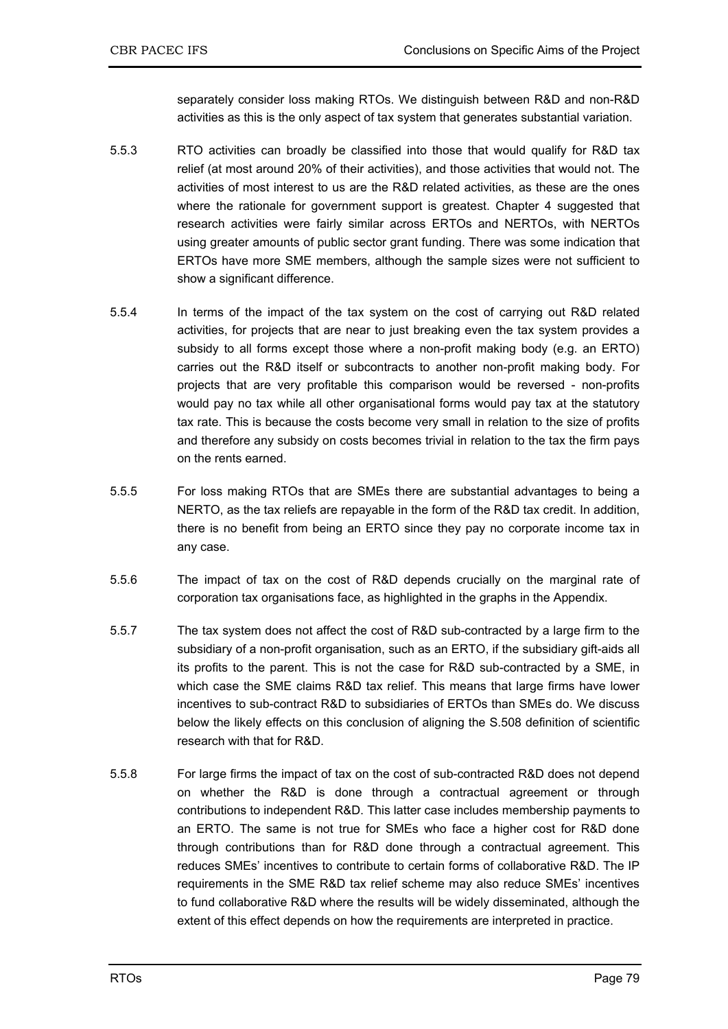separately consider loss making RTOs. We distinguish between R&D and non-R&D activities as this is the only aspect of tax system that generates substantial variation.

5.5.3 RTO activities can broadly be classified into those that would qualify for R&D tax relief (at most around 20% of their activities), and those activities that would not. The activities of most interest to us are the R&D related activities, as these are the ones where the rationale for government support is greatest. Chapter 4 suggested that research activities were fairly similar across ERTOs and NERTOs, with NERTOs using greater amounts of public sector grant funding. There was some indication that ERTOs have more SME members, although the sample sizes were not sufficient to show a significant difference.

5.5.4 In terms of the impact of the tax system on the cost of carrying out R&D related activities, for projects that are near to just breaking even the tax system provides a subsidy to all forms except those where a non-profit making body (e.g. an ERTO) carries out the R&D itself or subcontracts to another non-profit making body. For projects that are very profitable this comparison would be reversed - non-profits would pay no tax while all other organisational forms would pay tax at the statutory tax rate. This is because the costs become very small in relation to the size of profits and therefore any subsidy on costs becomes trivial in relation to the tax the firm pays on the rents earned.

5.5.5 For loss making RTOs that are SMEs there are substantial advantages to being a NERTO, as the tax reliefs are repayable in the form of the R&D tax credit. In addition, there is no benefit from being an ERTO since they pay no corporate income tax in any case.

5.5.6 The impact of tax on the cost of R&D depends crucially on the marginal rate of corporation tax organisations face, as highlighted in the graphs in the Appendix.

5.5.7 The tax system does not affect the cost of R&D sub-contracted by a large firm to the subsidiary of a non-profit organisation, such as an ERTO, if the subsidiary gift-aids all its profits to the parent. This is not the case for R&D sub-contracted by a SME, in which case the SME claims R&D tax relief. This means that large firms have lower incentives to sub-contract R&D to subsidiaries of ERTOs than SMEs do. We discuss below the likely effects on this conclusion of aligning the S.508 definition of scientific research with that for R&D.

5.5.8 For large firms the impact of tax on the cost of sub-contracted R&D does not depend on whether the R&D is done through a contractual agreement or through contributions to independent R&D. This latter case includes membership payments to an ERTO. The same is not true for SMEs who face a higher cost for R&D done through contributions than for R&D done through a contractual agreement. This reduces SMEs' incentives to contribute to certain forms of collaborative R&D. The IP requirements in the SME R&D tax relief scheme may also reduce SMEs' incentives to fund collaborative R&D where the results will be widely disseminated, although the extent of this effect depends on how the requirements are interpreted in practice.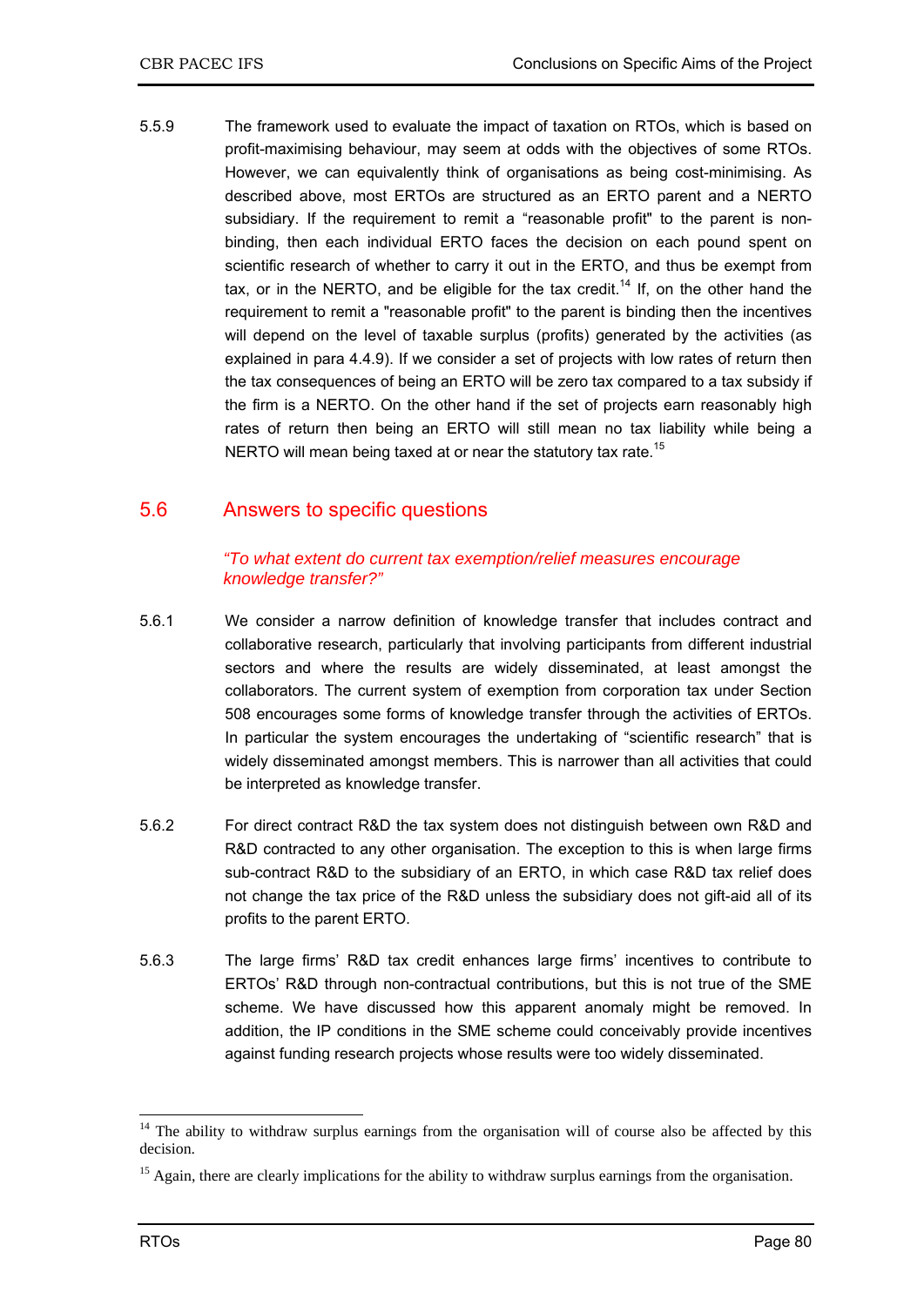5.5.9 The framework used to evaluate the impact of taxation on RTOs, which is based on profit-maximising behaviour, may seem at odds with the objectives of some RTOs. However, we can equivalently think of organisations as being cost-minimising. As described above, most ERTOs are structured as an ERTO parent and a NERTO subsidiary. If the requirement to remit a "reasonable profit" to the parent is non-binding, then each individual ERTO faces the decision on each pound spent on scientific research of whether to carry it out in the ERTO, and thus be exempt from tax, or in the NERTO, and be eligible for the tax credit.[14] If, on the other hand the requirement to remit a "reasonable profit" to the parent is binding then the incentives will depend on the level of taxable surplus (profits) generated by the activities (as explained in para 4.4.9). If we consider a set of projects with low rates of return then the tax consequences of being an ERTO will be zero tax compared to a tax subsidy if the firm is a NERTO. On the other hand if the set of projects earn reasonably high rates of return then being an ERTO will still mean no tax liability while being a NERTO will mean being taxed at or near the statutory tax rate.[15]

## 5.6 Answers to specific questions

*"To what extent do current tax exemption/relief measures encourage knowledge transfer?"*

5.6.1 We consider a narrow definition of knowledge transfer that includes contract and collaborative research, particularly that involving participants from different industrial sectors and where the results are widely disseminated, at least amongst the collaborators. The current system of exemption from corporation tax under Section 508 encourages some forms of knowledge transfer through the activities of ERTOs. In particular the system encourages the undertaking of "scientific research" that is widely disseminated amongst members. This is narrower than all activities that could be interpreted as knowledge transfer.

5.6.2 For direct contract R&D the tax system does not distinguish between own R&D and R&D contracted to any other organisation. The exception to this is when large firms sub-contract R&D to the subsidiary of an ERTO, in which case R&D tax relief does not change the tax price of the R&D unless the subsidiary does not gift-aid all of its profits to the parent ERTO.

5.6.3 The large firms' R&D tax credit enhances large firms' incentives to contribute to ERTOs' R&D through non-contractual contributions, but this is not true of the SME scheme. We have discussed how this apparent anomaly might be removed. In addition, the IP conditions in the SME scheme could conceivably provide incentives against funding research projects whose results were too widely disseminated.

---

[14] The ability to withdraw surplus earnings from the organisation will of course also be affected by this decision.

[15] Again, there are clearly implications for the ability to withdraw surplus earnings from the organisation.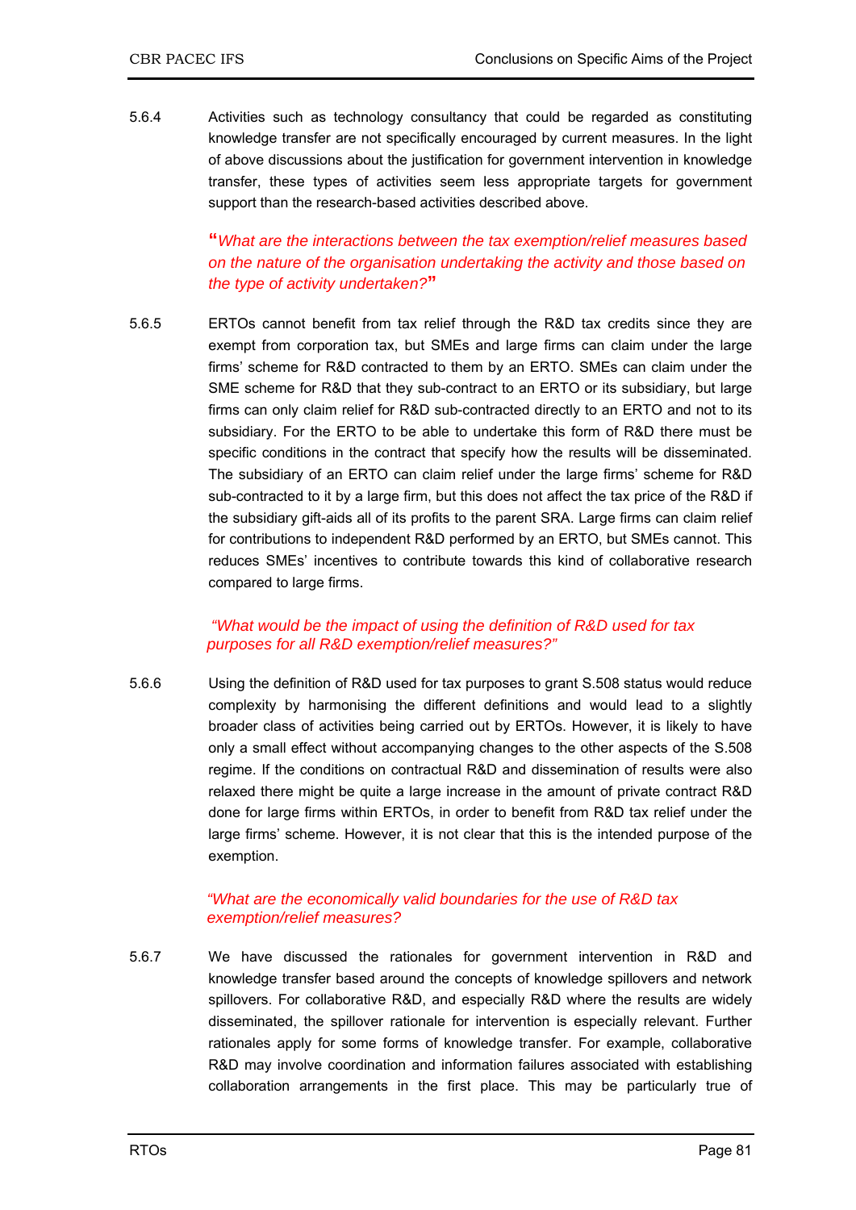5.6.4 Activities such as technology consultancy that could be regarded as constituting knowledge transfer are not specifically encouraged by current measures. In the light of above discussions about the justification for government intervention in knowledge transfer, these types of activities seem less appropriate targets for government support than the research-based activities described above.

> *"What are the interactions between the tax exemption/relief measures based on the nature of the organisation undertaking the activity and those based on the type of activity undertaken?"*

5.6.5 ERTOs cannot benefit from tax relief through the R&D tax credits since they are exempt from corporation tax, but SMEs and large firms can claim under the large firms' scheme for R&D contracted to them by an ERTO. SMEs can claim under the SME scheme for R&D that they sub-contract to an ERTO or its subsidiary, but large firms can only claim relief for R&D sub-contracted directly to an ERTO and not to its subsidiary. For the ERTO to be able to undertake this form of R&D there must be specific conditions in the contract that specify how the results will be disseminated. The subsidiary of an ERTO can claim relief under the large firms' scheme for R&D sub-contracted to it by a large firm, but this does not affect the tax price of the R&D if the subsidiary gift-aids all of its profits to the parent SRA. Large firms can claim relief for contributions to independent R&D performed by an ERTO, but SMEs cannot. This reduces SMEs' incentives to contribute towards this kind of collaborative research compared to large firms.

> *"What would be the impact of using the definition of R&D used for tax purposes for all R&D exemption/relief measures?"*

5.6.6 Using the definition of R&D used for tax purposes to grant S.508 status would reduce complexity by harmonising the different definitions and would lead to a slightly broader class of activities being carried out by ERTOs. However, it is likely to have only a small effect without accompanying changes to the other aspects of the S.508 regime. If the conditions on contractual R&D and dissemination of results were also relaxed there might be quite a large increase in the amount of private contract R&D done for large firms within ERTOs, in order to benefit from R&D tax relief under the large firms' scheme. However, it is not clear that this is the intended purpose of the exemption.

> *"What are the economically valid boundaries for the use of R&D tax exemption/relief measures?*

5.6.7 We have discussed the rationales for government intervention in R&D and knowledge transfer based around the concepts of knowledge spillovers and network spillovers. For collaborative R&D, and especially R&D where the results are widely disseminated, the spillover rationale for intervention is especially relevant. Further rationales apply for some forms of knowledge transfer. For example, collaborative R&D may involve coordination and information failures associated with establishing collaboration arrangements in the first place. This may be particularly true of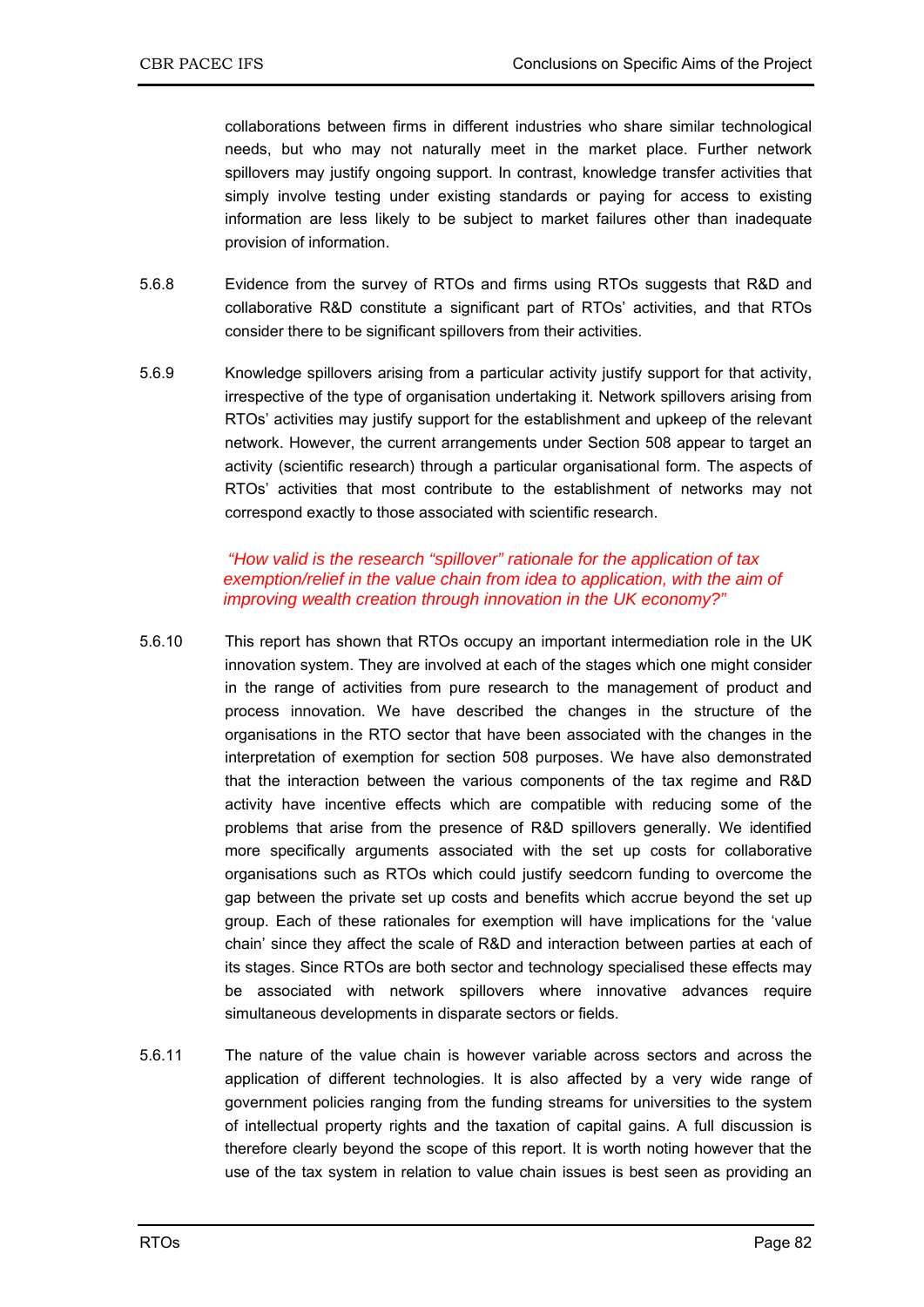collaborations between firms in different industries who share similar technological needs, but who may not naturally meet in the market place. Further network spillovers may justify ongoing support. In contrast, knowledge transfer activities that simply involve testing under existing standards or paying for access to existing information are less likely to be subject to market failures other than inadequate provision of information.

5.6.8 Evidence from the survey of RTOs and firms using RTOs suggests that R&D and collaborative R&D constitute a significant part of RTOs' activities, and that RTOs consider there to be significant spillovers from their activities.

5.6.9 Knowledge spillovers arising from a particular activity justify support for that activity, irrespective of the type of organisation undertaking it. Network spillovers arising from RTOs' activities may justify support for the establishment and upkeep of the relevant network. However, the current arrangements under Section 508 appear to target an activity (scientific research) through a particular organisational form. The aspects of RTOs' activities that most contribute to the establishment of networks may not correspond exactly to those associated with scientific research.

*"How valid is the research "spillover" rationale for the application of tax exemption/relief in the value chain from idea to application, with the aim of improving wealth creation through innovation in the UK economy?"*

5.6.10 This report has shown that RTOs occupy an important intermediation role in the UK innovation system. They are involved at each of the stages which one might consider in the range of activities from pure research to the management of product and process innovation. We have described the changes in the structure of the organisations in the RTO sector that have been associated with the changes in the interpretation of exemption for section 508 purposes. We have also demonstrated that the interaction between the various components of the tax regime and R&D activity have incentive effects which are compatible with reducing some of the problems that arise from the presence of R&D spillovers generally. We identified more specifically arguments associated with the set up costs for collaborative organisations such as RTOs which could justify seedcorn funding to overcome the gap between the private set up costs and benefits which accrue beyond the set up group. Each of these rationales for exemption will have implications for the 'value chain' since they affect the scale of R&D and interaction between parties at each of its stages. Since RTOs are both sector and technology specialised these effects may be associated with network spillovers where innovative advances require simultaneous developments in disparate sectors or fields.

5.6.11 The nature of the value chain is however variable across sectors and across the application of different technologies. It is also affected by a very wide range of government policies ranging from the funding streams for universities to the system of intellectual property rights and the taxation of capital gains. A full discussion is therefore clearly beyond the scope of this report. It is worth noting however that the use of the tax system in relation to value chain issues is best seen as providing an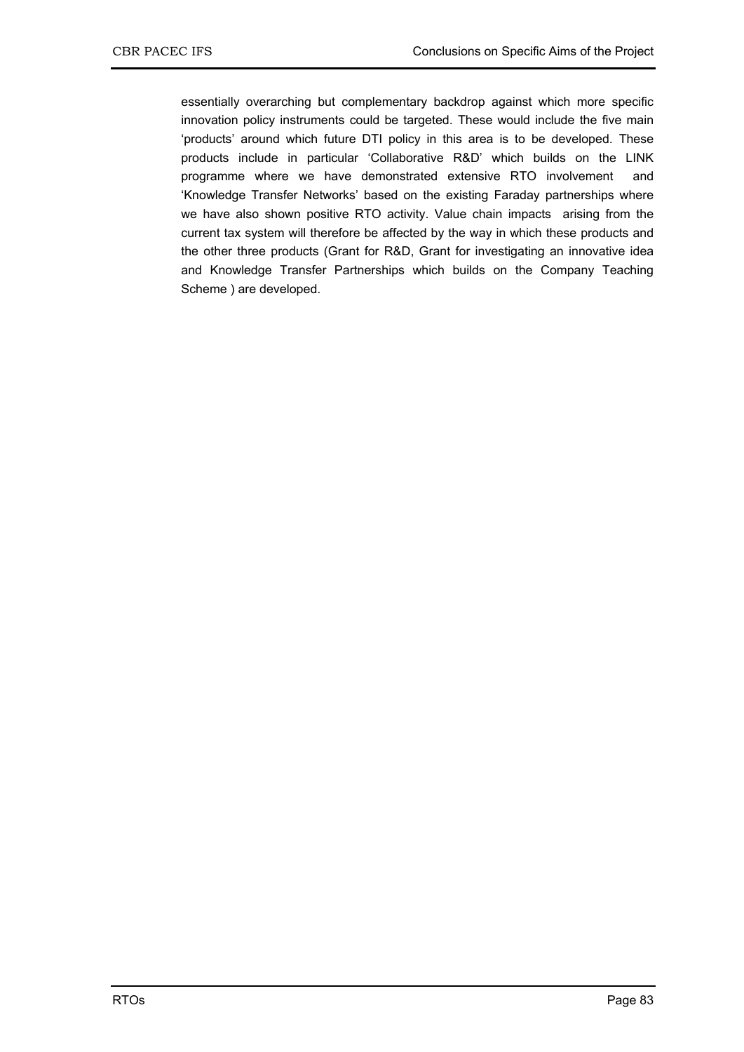essentially overarching but complementary backdrop against which more specific innovation policy instruments could be targeted. These would include the five main 'products' around which future DTI policy in this area is to be developed. These products include in particular 'Collaborative R&D' which builds on the LINK programme where we have demonstrated extensive RTO involvement and 'Knowledge Transfer Networks' based on the existing Faraday partnerships where we have also shown positive RTO activity. Value chain impacts arising from the current tax system will therefore be affected by the way in which these products and the other three products (Grant for R&D, Grant for investigating an innovative idea and Knowledge Transfer Partnerships which builds on the Company Teaching Scheme ) are developed.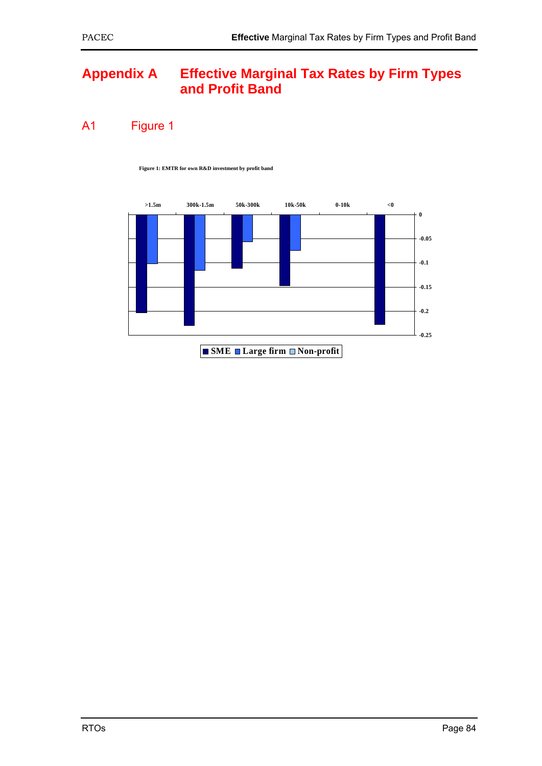# Appendix A Effective Marginal Tax Rates by Firm Types and Profit Band

## A1 Figure 1

Figure 1: EMTR for own R&D investment by profit band

>1.5m 300k-1.5m 50k-300k 10k-50k 0-10k <0

0 -0.05 -0.1 -0.15 -0.2 -0.25

SME Large firm Non-profit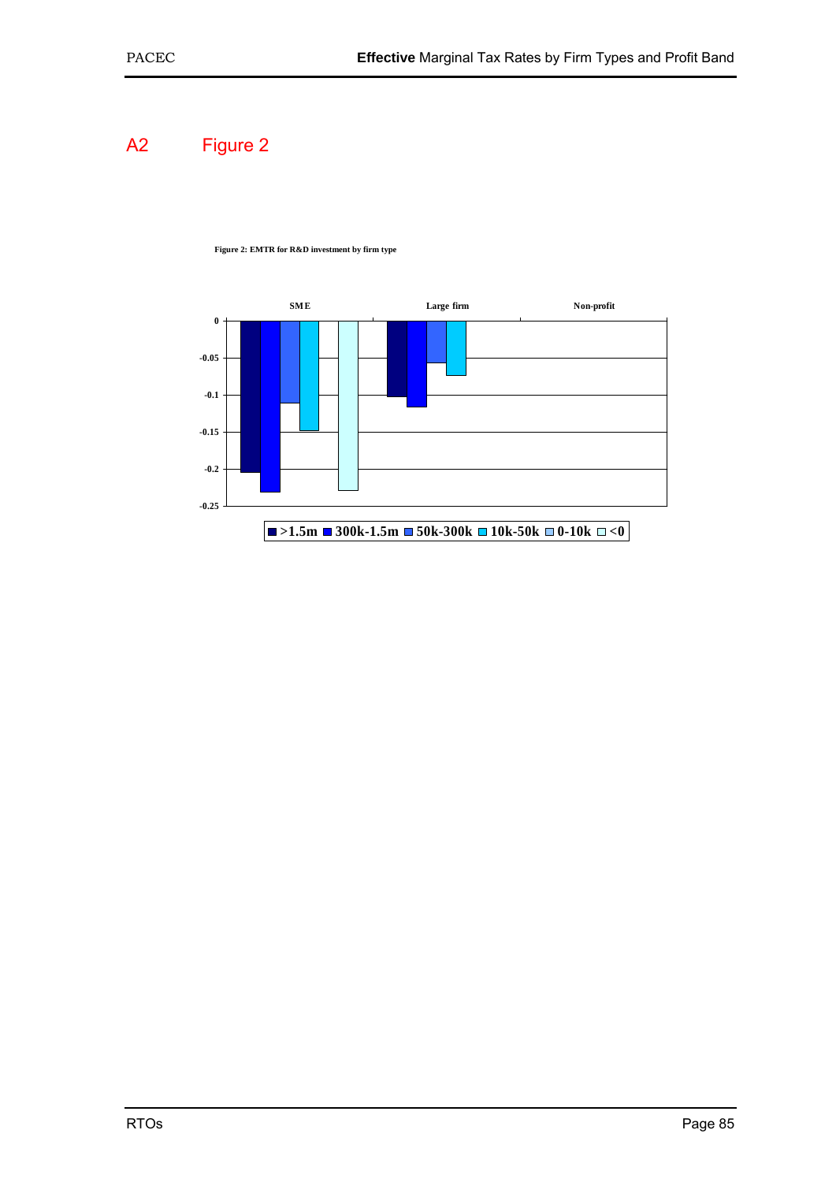## A2 Figure 2

Figure 2: EMTR for R&D investment by firm type

SME

Large firm

Non-profit

0

-0.05

-0.1

-0.15

-0.2

-0.25

>1.5m 300k-1.5m 50k-300k 10k-50k 0-10k <0